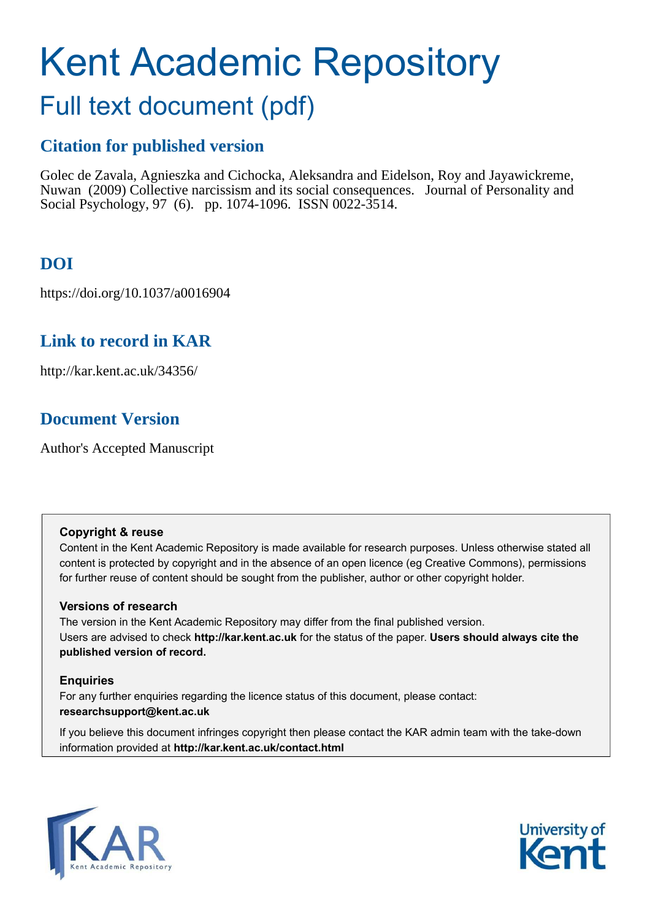# Kent Academic Repository

## Full text document (pdf)

### Citation for published version

Golec de Zavala, Agnieszka and Cichocka, Aleksandra and Eidelson, Roy and Jayawickreme, Nuwan (2009) Collective narcissism and its social consequences. Journal of Personality and Social Psychology, 97 (6). pp. 1074-1096. ISSN 0022-3514.

### DOI

https://doi.org/10.1037/a0016904

### Link to record in KAR

http://kar.kent.ac.uk/34356/

### Document Version

Author's Accepted Manuscript

**Copyright & reuse**

Content in the Kent Academic Repository is made available for research purposes. Unless otherwise stated all content is protected by copyright and in the absence of an open licence (eg Creative Commons), permissions for further reuse of content should be sought from the publisher, author or other copyright holder.

**Versions of research**

The version in the Kent Academic Repository may differ from the final published version.
Users are advised to check **http://kar.kent.ac.uk** for the status of the paper. **Users should always cite the published version of record.**

**Enquiries**

For any further enquiries regarding the licence status of this document, please contact:
**researchsupport@kent.ac.uk**

If you believe this document infringes copyright then please contact the KAR admin team with the take-down information provided at **http://kar.kent.ac.uk/contact.html**

KAR Kent Academic Repository

University of Kent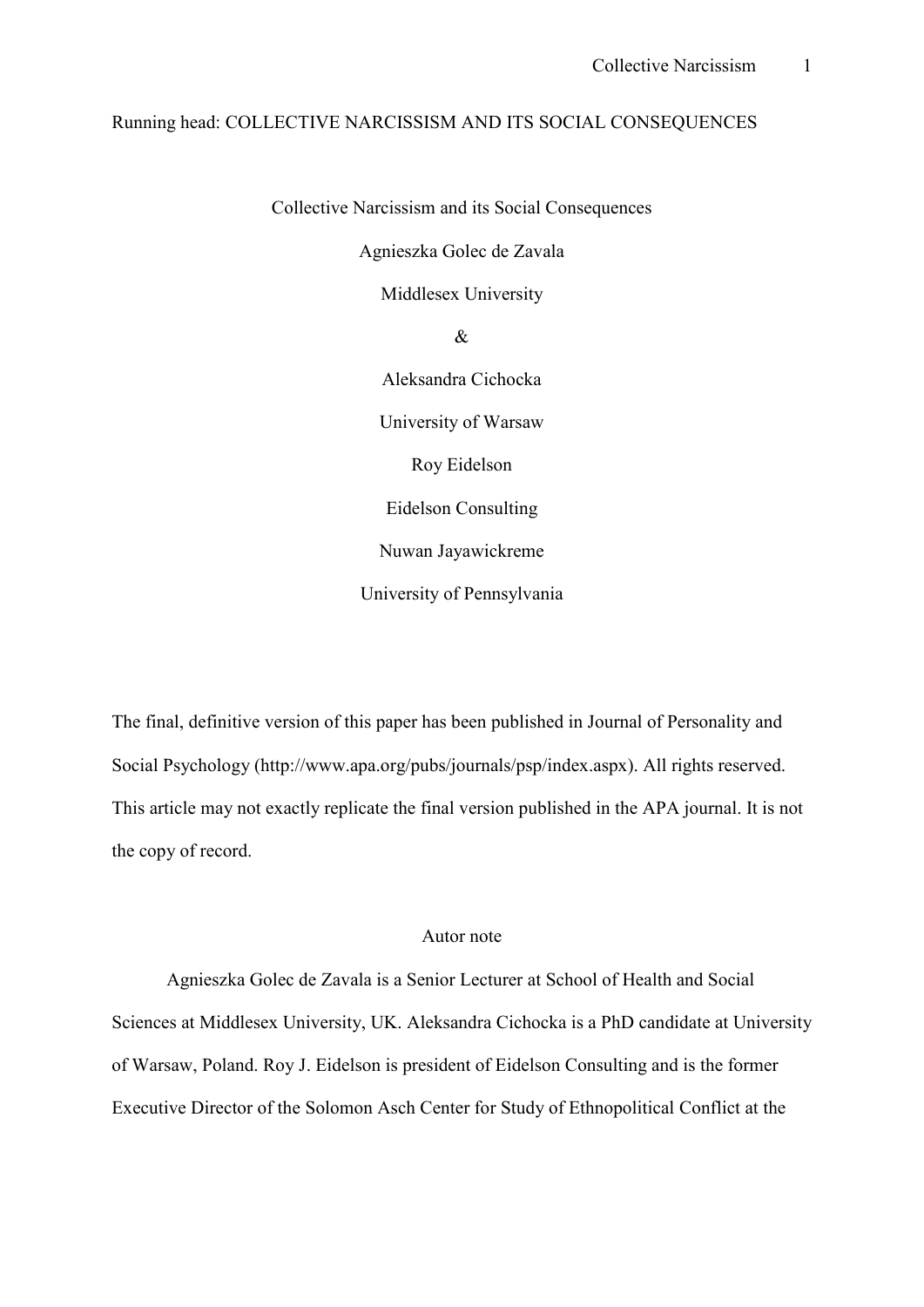Running head: COLLECTIVE NARCISSISM AND ITS SOCIAL CONSEQUENCES

Collective Narcissism and its Social Consequences

Agnieszka Golec de Zavala

Middlesex University

&

Aleksandra Cichocka

University of Warsaw

Roy Eidelson

Eidelson Consulting

Nuwan Jayawickreme

University of Pennsylvania

The final, definitive version of this paper has been published in Journal of Personality and Social Psychology (http://www.apa.org/pubs/journals/psp/index.aspx). All rights reserved. This article may not exactly replicate the final version published in the APA journal. It is not the copy of record.

Autor note

Agnieszka Golec de Zavala is a Senior Lecturer at School of Health and Social Sciences at Middlesex University, UK. Aleksandra Cichocka is a PhD candidate at University of Warsaw, Poland. Roy J. Eidelson is president of Eidelson Consulting and is the former Executive Director of the Solomon Asch Center for Study of Ethnopolitical Conflict at the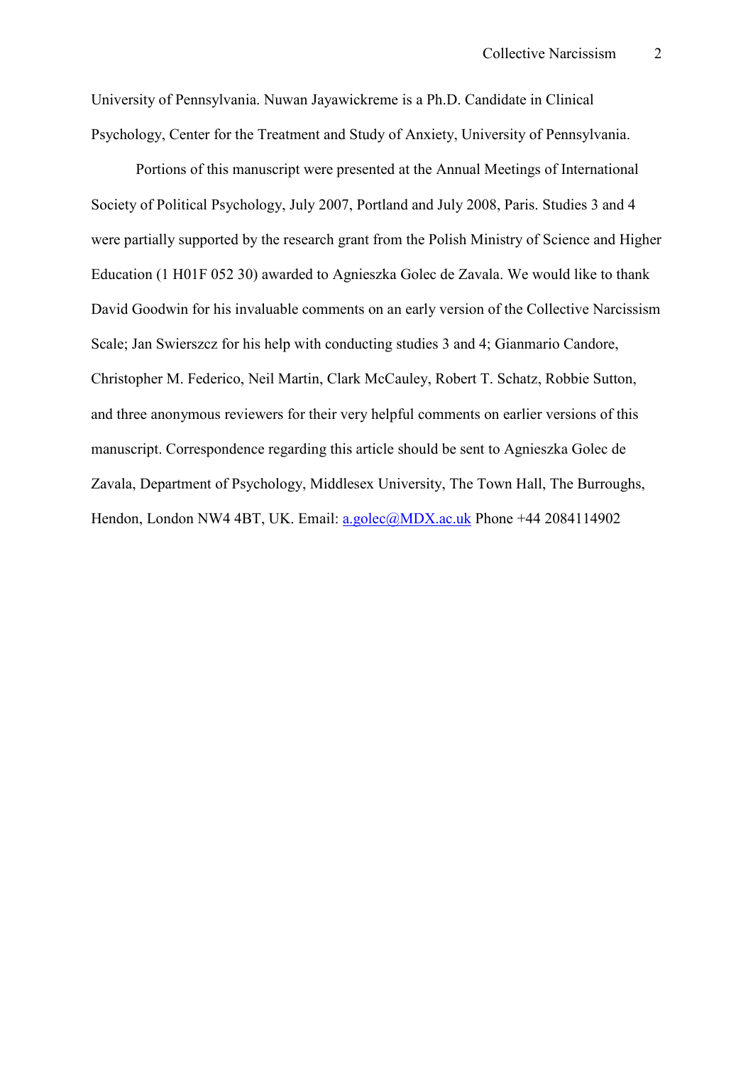University of Pennsylvania. Nuwan Jayawickreme is a Ph.D. Candidate in Clinical Psychology, Center for the Treatment and Study of Anxiety, University of Pennsylvania.

Portions of this manuscript were presented at the Annual Meetings of International Society of Political Psychology, July 2007, Portland and July 2008, Paris. Studies 3 and 4 were partially supported by the research grant from the Polish Ministry of Science and Higher Education (1 H01F 052 30) awarded to Agnieszka Golec de Zavala. We would like to thank David Goodwin for his invaluable comments on an early version of the Collective Narcissism Scale; Jan Swierszcz for his help with conducting studies 3 and 4; Gianmario Candore, Christopher M. Federico, Neil Martin, Clark McCauley, Robert T. Schatz, Robbie Sutton, and three anonymous reviewers for their very helpful comments on earlier versions of this manuscript. Correspondence regarding this article should be sent to Agnieszka Golec de Zavala, Department of Psychology, Middlesex University, The Town Hall, The Burroughs, Hendon, London NW4 4BT, UK. Email: a.golec@MDX.ac.uk Phone +44 2084114902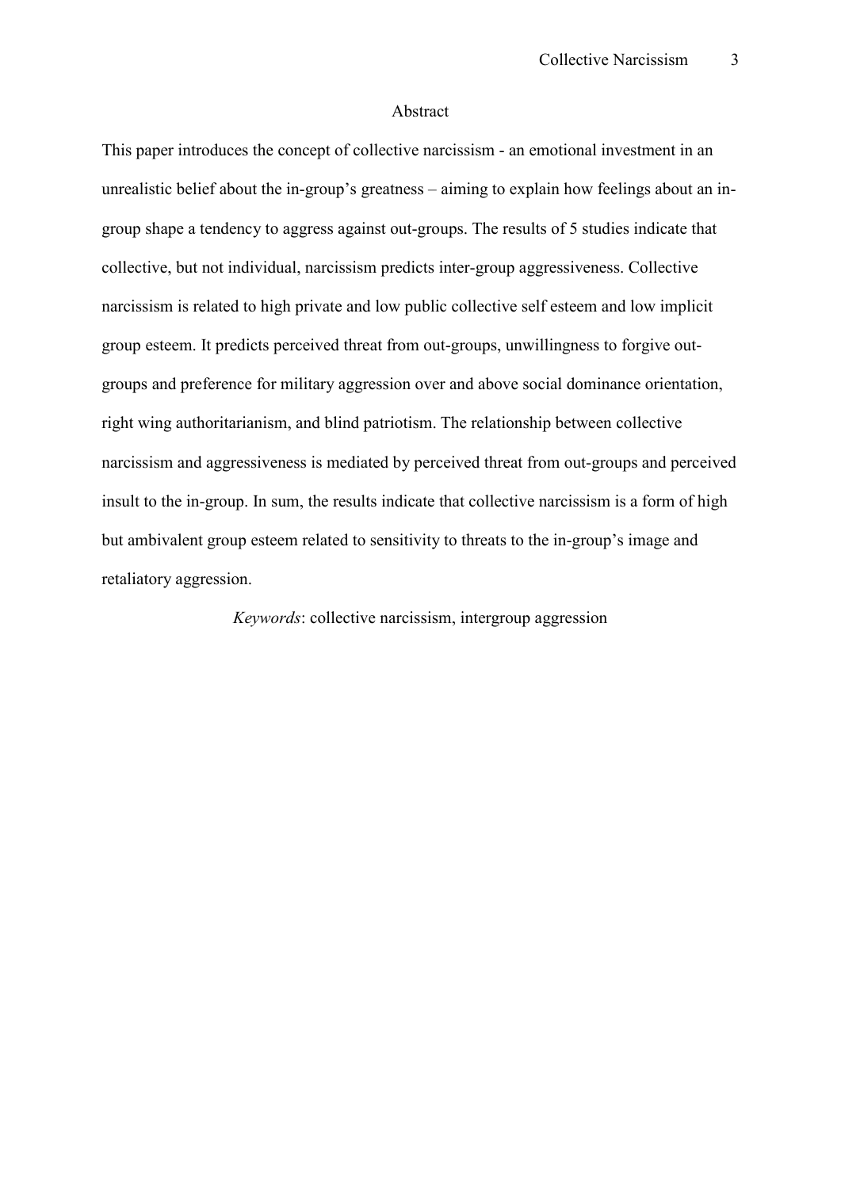## Abstract

This paper introduces the concept of collective narcissism - an emotional investment in an unrealistic belief about the in-group's greatness – aiming to explain how feelings about an in-group shape a tendency to aggress against out-groups. The results of 5 studies indicate that collective, but not individual, narcissism predicts inter-group aggressiveness. Collective narcissism is related to high private and low public collective self esteem and low implicit group esteem. It predicts perceived threat from out-groups, unwillingness to forgive out-groups and preference for military aggression over and above social dominance orientation, right wing authoritarianism, and blind patriotism. The relationship between collective narcissism and aggressiveness is mediated by perceived threat from out-groups and perceived insult to the in-group. In sum, the results indicate that collective narcissism is a form of high but ambivalent group esteem related to sensitivity to threats to the in-group's image and retaliatory aggression.

*Keywords*: collective narcissism, intergroup aggression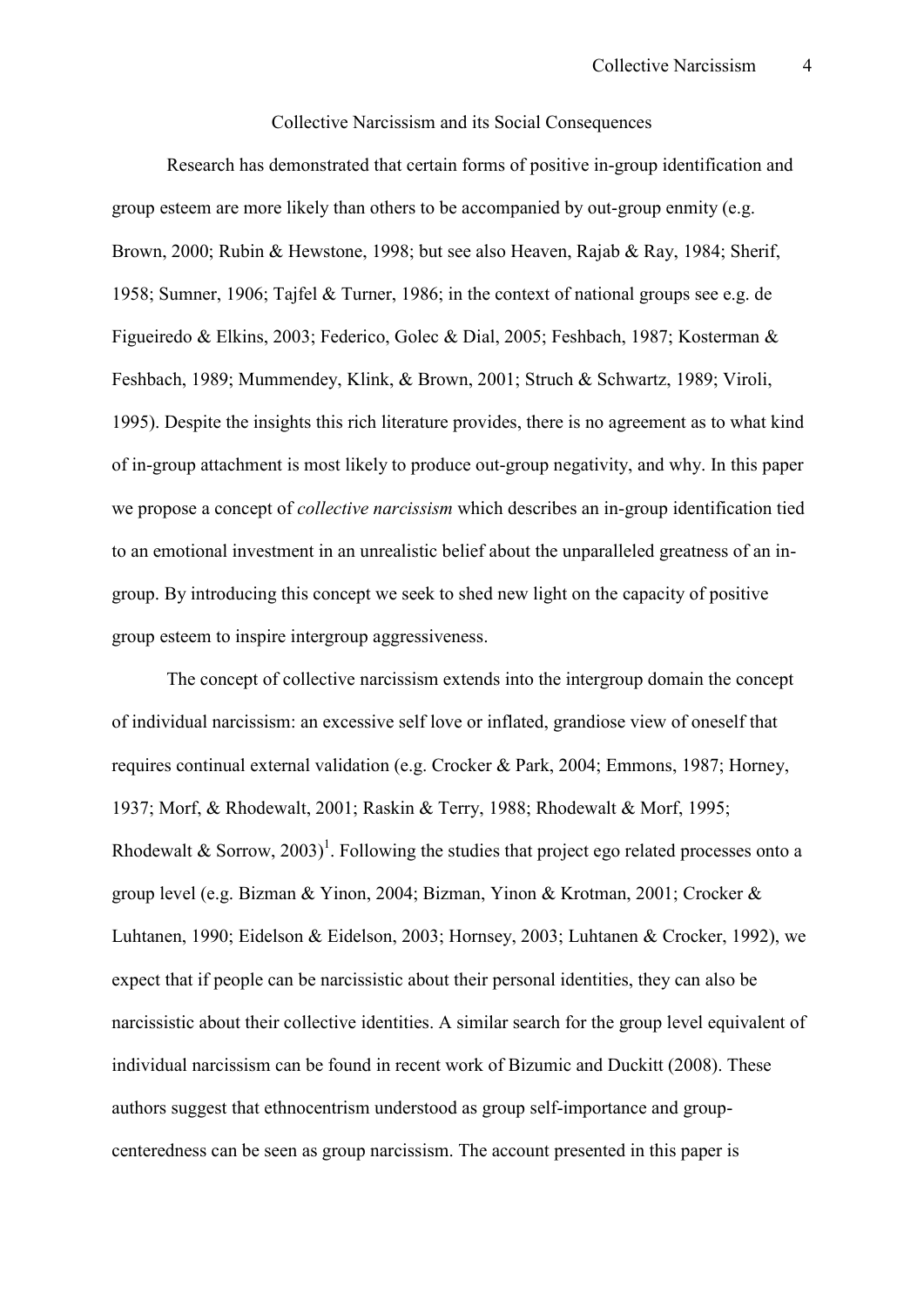Collective Narcissism and its Social Consequences

Research has demonstrated that certain forms of positive in-group identification and group esteem are more likely than others to be accompanied by out-group enmity (e.g. Brown, 2000; Rubin & Hewstone, 1998; but see also Heaven, Rajab & Ray, 1984; Sherif, 1958; Sumner, 1906; Tajfel & Turner, 1986; in the context of national groups see e.g. de Figueiredo & Elkins, 2003; Federico, Golec & Dial, 2005; Feshbach, 1987; Kosterman & Feshbach, 1989; Mummendey, Klink, & Brown, 2001; Struch & Schwartz, 1989; Viroli, 1995). Despite the insights this rich literature provides, there is no agreement as to what kind of in-group attachment is most likely to produce out-group negativity, and why. In this paper we propose a concept of *collective narcissism* which describes an in-group identification tied to an emotional investment in an unrealistic belief about the unparalleled greatness of an in-group. By introducing this concept we seek to shed new light on the capacity of positive group esteem to inspire intergroup aggressiveness.

The concept of collective narcissism extends into the intergroup domain the concept of individual narcissism: an excessive self love or inflated, grandiose view of oneself that requires continual external validation (e.g. Crocker & Park, 2004; Emmons, 1987; Horney, 1937; Morf, & Rhodewalt, 2001; Raskin & Terry, 1988; Rhodewalt & Morf, 1995; Rhodewalt & Sorrow, 2003)[1]. Following the studies that project ego related processes onto a group level (e.g. Bizman & Yinon, 2004; Bizman, Yinon & Krotman, 2001; Crocker & Luhtanen, 1990; Eidelson & Eidelson, 2003; Hornsey, 2003; Luhtanen & Crocker, 1992), we expect that if people can be narcissistic about their personal identities, they can also be narcissistic about their collective identities. A similar search for the group level equivalent of individual narcissism can be found in recent work of Bizumic and Duckitt (2008). These authors suggest that ethnocentrism understood as group self-importance and group-centeredness can be seen as group narcissism. The account presented in this paper is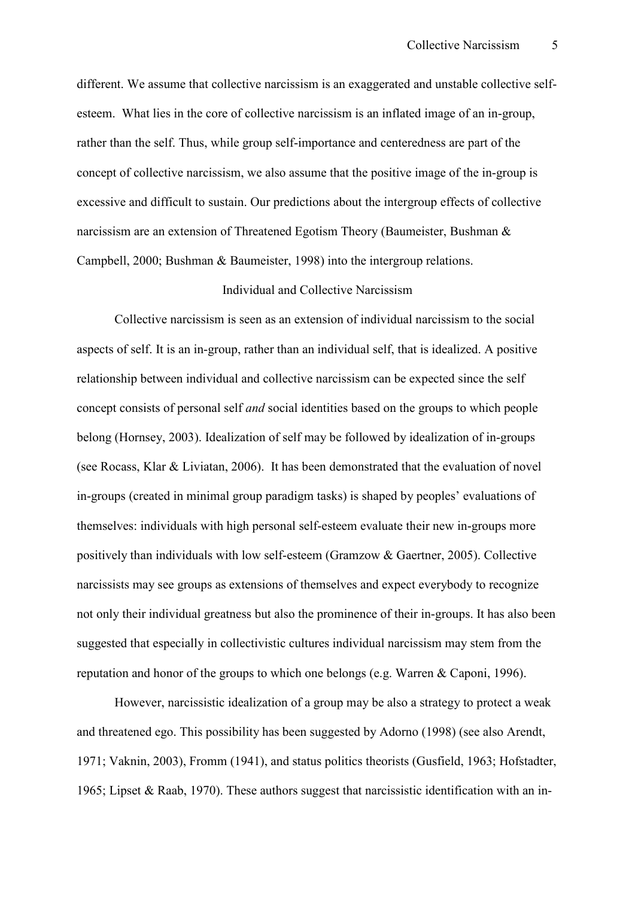different. We assume that collective narcissism is an exaggerated and unstable collective self-esteem. What lies in the core of collective narcissism is an inflated image of an in-group, rather than the self. Thus, while group self-importance and centeredness are part of the concept of collective narcissism, we also assume that the positive image of the in-group is excessive and difficult to sustain. Our predictions about the intergroup effects of collective narcissism are an extension of Threatened Egotism Theory (Baumeister, Bushman & Campbell, 2000; Bushman & Baumeister, 1998) into the intergroup relations.

## Individual and Collective Narcissism

Collective narcissism is seen as an extension of individual narcissism to the social aspects of self. It is an in-group, rather than an individual self, that is idealized. A positive relationship between individual and collective narcissism can be expected since the self concept consists of personal self *and* social identities based on the groups to which people belong (Hornsey, 2003). Idealization of self may be followed by idealization of in-groups (see Rocass, Klar & Liviatan, 2006). It has been demonstrated that the evaluation of novel in-groups (created in minimal group paradigm tasks) is shaped by peoples' evaluations of themselves: individuals with high personal self-esteem evaluate their new in-groups more positively than individuals with low self-esteem (Gramzow & Gaertner, 2005). Collective narcissists may see groups as extensions of themselves and expect everybody to recognize not only their individual greatness but also the prominence of their in-groups. It has also been suggested that especially in collectivistic cultures individual narcissism may stem from the reputation and honor of the groups to which one belongs (e.g. Warren & Caponi, 1996).

However, narcissistic idealization of a group may be also a strategy to protect a weak and threatened ego. This possibility has been suggested by Adorno (1998) (see also Arendt, 1971; Vaknin, 2003), Fromm (1941), and status politics theorists (Gusfield, 1963; Hofstadter, 1965; Lipset & Raab, 1970). These authors suggest that narcissistic identification with an in-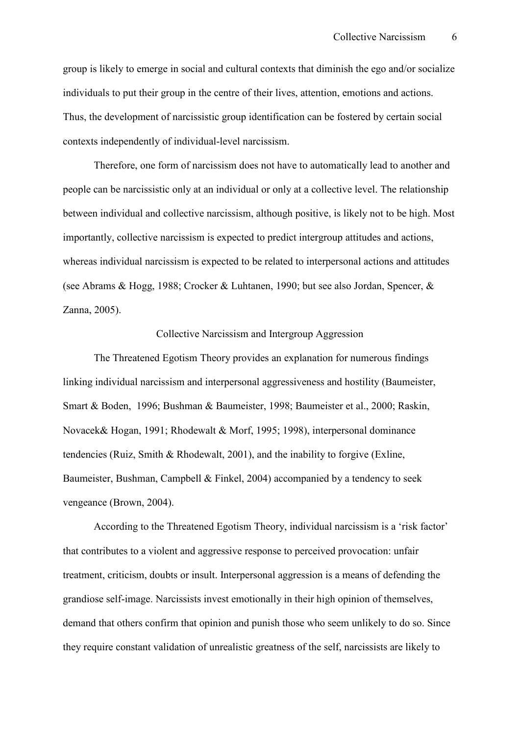group is likely to emerge in social and cultural contexts that diminish the ego and/or socialize individuals to put their group in the centre of their lives, attention, emotions and actions. Thus, the development of narcissistic group identification can be fostered by certain social contexts independently of individual-level narcissism.

Therefore, one form of narcissism does not have to automatically lead to another and people can be narcissistic only at an individual or only at a collective level. The relationship between individual and collective narcissism, although positive, is likely not to be high. Most importantly, collective narcissism is expected to predict intergroup attitudes and actions, whereas individual narcissism is expected to be related to interpersonal actions and attitudes (see Abrams & Hogg, 1988; Crocker & Luhtanen, 1990; but see also Jordan, Spencer, & Zanna, 2005).

## Collective Narcissism and Intergroup Aggression

The Threatened Egotism Theory provides an explanation for numerous findings linking individual narcissism and interpersonal aggressiveness and hostility (Baumeister, Smart & Boden, 1996; Bushman & Baumeister, 1998; Baumeister et al., 2000; Raskin, Novacek& Hogan, 1991; Rhodewalt & Morf, 1995; 1998), interpersonal dominance tendencies (Ruiz, Smith & Rhodewalt, 2001), and the inability to forgive (Exline, Baumeister, Bushman, Campbell & Finkel, 2004) accompanied by a tendency to seek vengeance (Brown, 2004).

According to the Threatened Egotism Theory, individual narcissism is a 'risk factor' that contributes to a violent and aggressive response to perceived provocation: unfair treatment, criticism, doubts or insult. Interpersonal aggression is a means of defending the grandiose self-image. Narcissists invest emotionally in their high opinion of themselves, demand that others confirm that opinion and punish those who seem unlikely to do so. Since they require constant validation of unrealistic greatness of the self, narcissists are likely to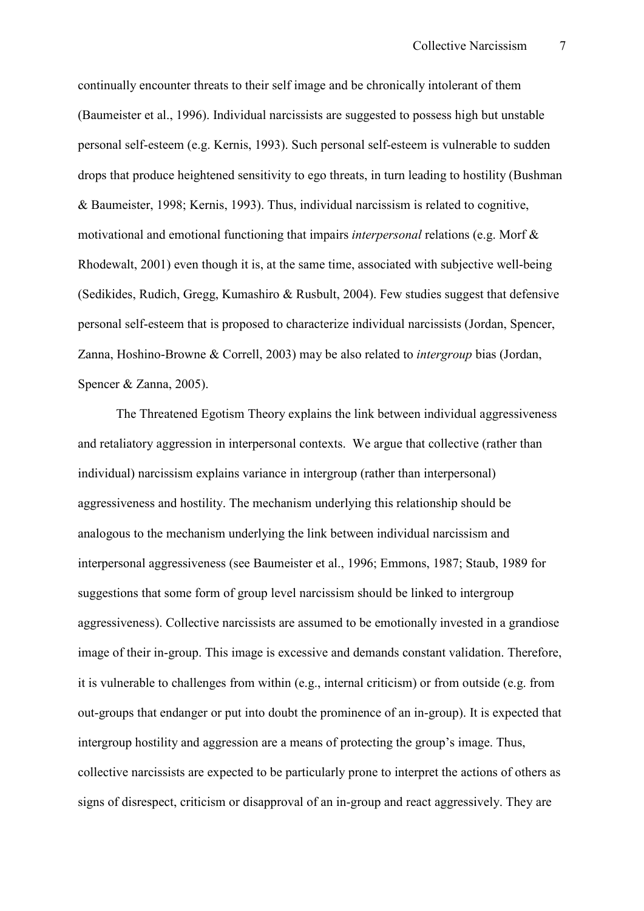continually encounter threats to their self image and be chronically intolerant of them (Baumeister et al., 1996). Individual narcissists are suggested to possess high but unstable personal self-esteem (e.g. Kernis, 1993). Such personal self-esteem is vulnerable to sudden drops that produce heightened sensitivity to ego threats, in turn leading to hostility (Bushman & Baumeister, 1998; Kernis, 1993). Thus, individual narcissism is related to cognitive, motivational and emotional functioning that impairs *interpersonal* relations (e.g. Morf & Rhodewalt, 2001) even though it is, at the same time, associated with subjective well-being (Sedikides, Rudich, Gregg, Kumashiro & Rusbult, 2004). Few studies suggest that defensive personal self-esteem that is proposed to characterize individual narcissists (Jordan, Spencer, Zanna, Hoshino-Browne & Correll, 2003) may be also related to *intergroup* bias (Jordan, Spencer & Zanna, 2005).

The Threatened Egotism Theory explains the link between individual aggressiveness and retaliatory aggression in interpersonal contexts. We argue that collective (rather than individual) narcissism explains variance in intergroup (rather than interpersonal) aggressiveness and hostility. The mechanism underlying this relationship should be analogous to the mechanism underlying the link between individual narcissism and interpersonal aggressiveness (see Baumeister et al., 1996; Emmons, 1987; Staub, 1989 for suggestions that some form of group level narcissism should be linked to intergroup aggressiveness). Collective narcissists are assumed to be emotionally invested in a grandiose image of their in-group. This image is excessive and demands constant validation. Therefore, it is vulnerable to challenges from within (e.g., internal criticism) or from outside (e.g. from out-groups that endanger or put into doubt the prominence of an in-group). It is expected that intergroup hostility and aggression are a means of protecting the group's image. Thus, collective narcissists are expected to be particularly prone to interpret the actions of others as signs of disrespect, criticism or disapproval of an in-group and react aggressively. They are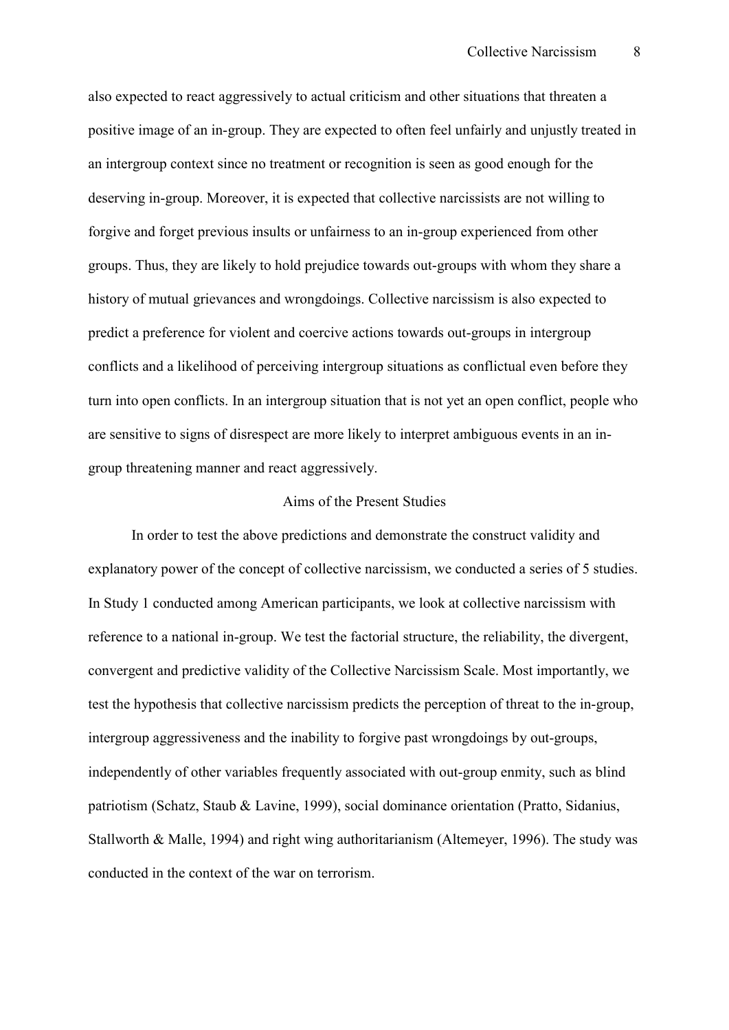also expected to react aggressively to actual criticism and other situations that threaten a positive image of an in-group. They are expected to often feel unfairly and unjustly treated in an intergroup context since no treatment or recognition is seen as good enough for the deserving in-group. Moreover, it is expected that collective narcissists are not willing to forgive and forget previous insults or unfairness to an in-group experienced from other groups. Thus, they are likely to hold prejudice towards out-groups with whom they share a history of mutual grievances and wrongdoings. Collective narcissism is also expected to predict a preference for violent and coercive actions towards out-groups in intergroup conflicts and a likelihood of perceiving intergroup situations as conflictual even before they turn into open conflicts. In an intergroup situation that is not yet an open conflict, people who are sensitive to signs of disrespect are more likely to interpret ambiguous events in an in-group threatening manner and react aggressively.

## Aims of the Present Studies

In order to test the above predictions and demonstrate the construct validity and explanatory power of the concept of collective narcissism, we conducted a series of 5 studies. In Study 1 conducted among American participants, we look at collective narcissism with reference to a national in-group. We test the factorial structure, the reliability, the divergent, convergent and predictive validity of the Collective Narcissism Scale. Most importantly, we test the hypothesis that collective narcissism predicts the perception of threat to the in-group, intergroup aggressiveness and the inability to forgive past wrongdoings by out-groups, independently of other variables frequently associated with out-group enmity, such as blind patriotism (Schatz, Staub & Lavine, 1999), social dominance orientation (Pratto, Sidanius, Stallworth & Malle, 1994) and right wing authoritarianism (Altemeyer, 1996). The study was conducted in the context of the war on terrorism.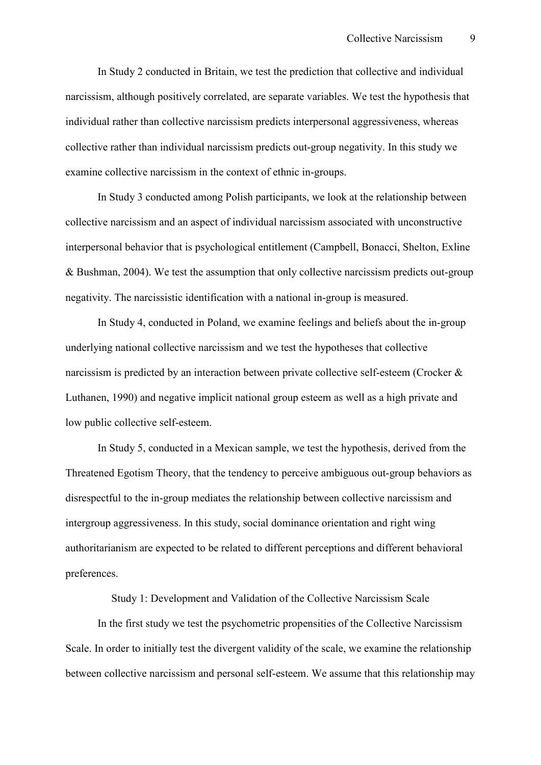In Study 2 conducted in Britain, we test the prediction that collective and individual narcissism, although positively correlated, are separate variables. We test the hypothesis that individual rather than collective narcissism predicts interpersonal aggressiveness, whereas collective rather than individual narcissism predicts out-group negativity. In this study we examine collective narcissism in the context of ethnic in-groups.

In Study 3 conducted among Polish participants, we look at the relationship between collective narcissism and an aspect of individual narcissism associated with unconstructive interpersonal behavior that is psychological entitlement (Campbell, Bonacci, Shelton, Exline & Bushman, 2004). We test the assumption that only collective narcissism predicts out-group negativity. The narcissistic identification with a national in-group is measured.

In Study 4, conducted in Poland, we examine feelings and beliefs about the in-group underlying national collective narcissism and we test the hypotheses that collective narcissism is predicted by an interaction between private collective self-esteem (Crocker & Luthanen, 1990) and negative implicit national group esteem as well as a high private and low public collective self-esteem.

In Study 5, conducted in a Mexican sample, we test the hypothesis, derived from the Threatened Egotism Theory, that the tendency to perceive ambiguous out-group behaviors as disrespectful to the in-group mediates the relationship between collective narcissism and intergroup aggressiveness. In this study, social dominance orientation and right wing authoritarianism are expected to be related to different perceptions and different behavioral preferences.

## Study 1: Development and Validation of the Collective Narcissism Scale

In the first study we test the psychometric propensities of the Collective Narcissism Scale. In order to initially test the divergent validity of the scale, we examine the relationship between collective narcissism and personal self-esteem. We assume that this relationship may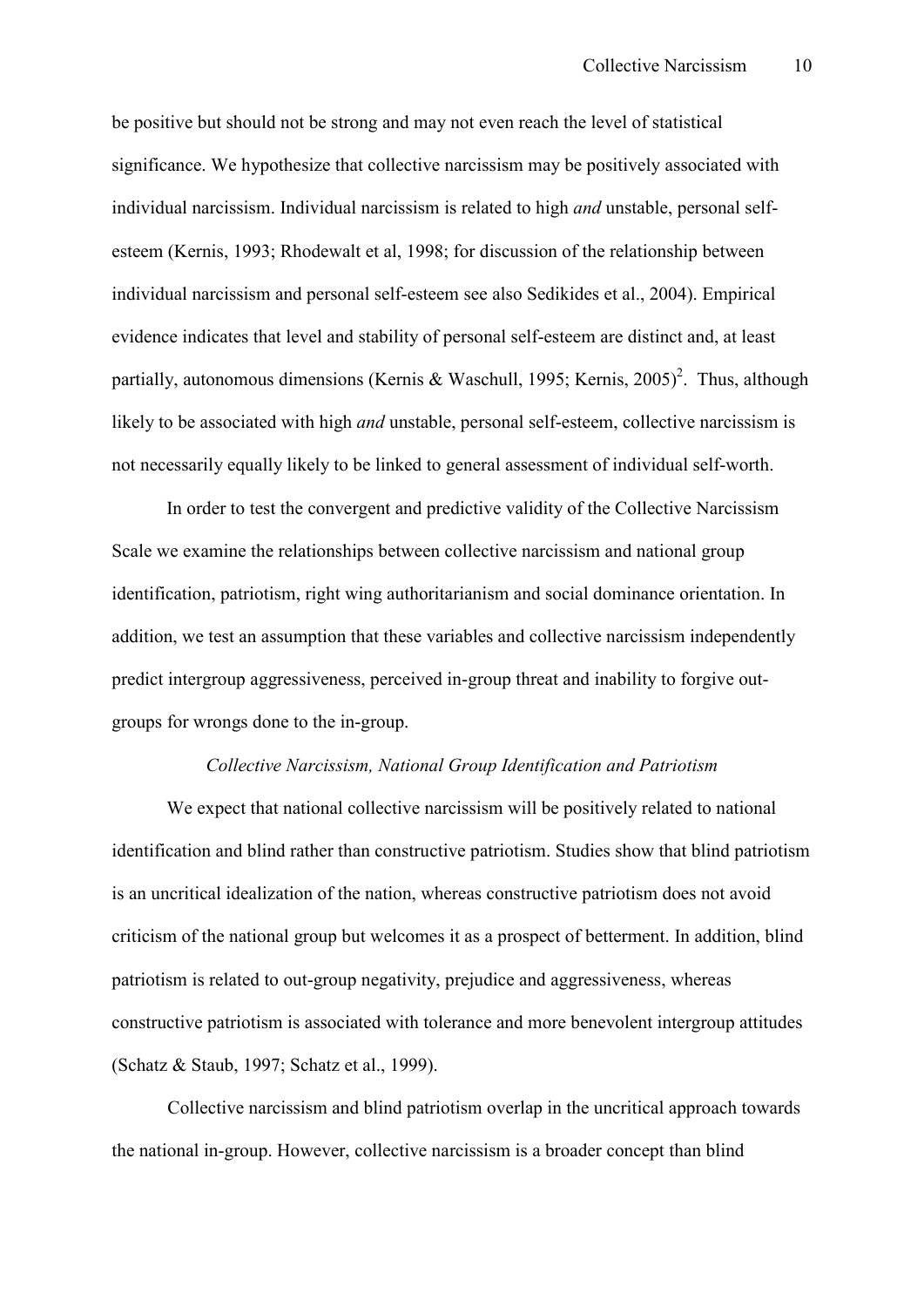be positive but should not be strong and may not even reach the level of statistical significance. We hypothesize that collective narcissism may be positively associated with individual narcissism. Individual narcissism is related to high *and* unstable, personal self-esteem (Kernis, 1993; Rhodewalt et al, 1998; for discussion of the relationship between individual narcissism and personal self-esteem see also Sedikides et al., 2004). Empirical evidence indicates that level and stability of personal self-esteem are distinct and, at least partially, autonomous dimensions (Kernis & Waschull, 1995; Kernis, 2005)[2]. Thus, although likely to be associated with high *and* unstable, personal self-esteem, collective narcissism is not necessarily equally likely to be linked to general assessment of individual self-worth.

In order to test the convergent and predictive validity of the Collective Narcissism Scale we examine the relationships between collective narcissism and national group identification, patriotism, right wing authoritarianism and social dominance orientation. In addition, we test an assumption that these variables and collective narcissism independently predict intergroup aggressiveness, perceived in-group threat and inability to forgive out-groups for wrongs done to the in-group.

### *Collective Narcissism, National Group Identification and Patriotism*

We expect that national collective narcissism will be positively related to national identification and blind rather than constructive patriotism. Studies show that blind patriotism is an uncritical idealization of the nation, whereas constructive patriotism does not avoid criticism of the national group but welcomes it as a prospect of betterment. In addition, blind patriotism is related to out-group negativity, prejudice and aggressiveness, whereas constructive patriotism is associated with tolerance and more benevolent intergroup attitudes (Schatz & Staub, 1997; Schatz et al., 1999).

Collective narcissism and blind patriotism overlap in the uncritical approach towards the national in-group. However, collective narcissism is a broader concept than blind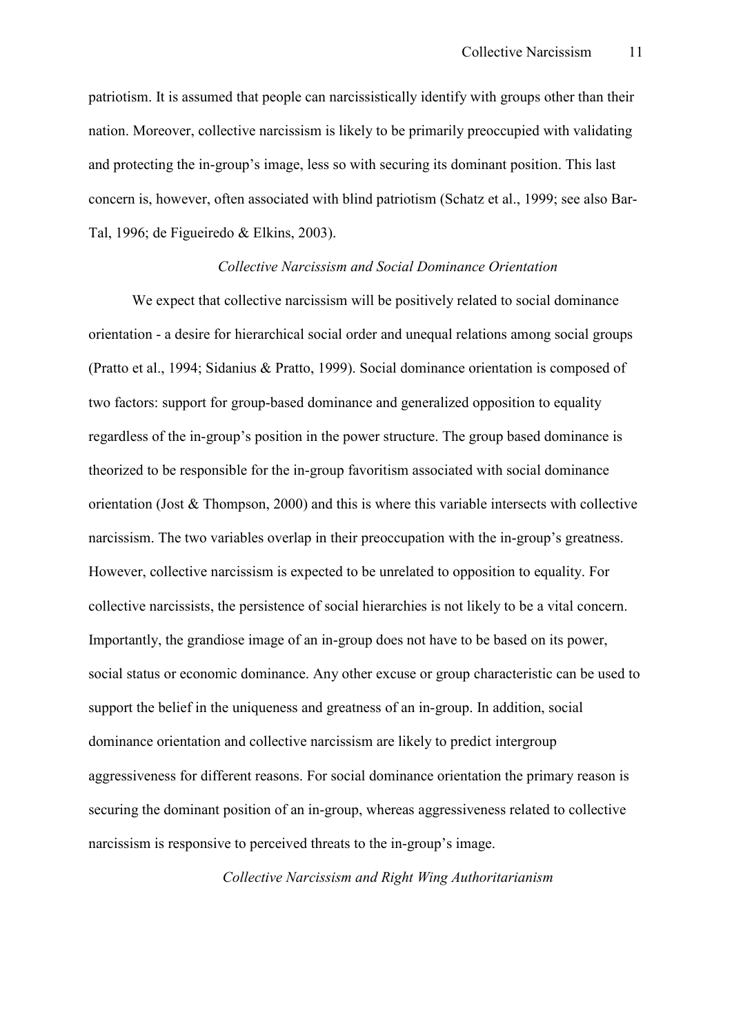patriotism. It is assumed that people can narcissistically identify with groups other than their nation. Moreover, collective narcissism is likely to be primarily preoccupied with validating and protecting the in-group's image, less so with securing its dominant position. This last concern is, however, often associated with blind patriotism (Schatz et al., 1999; see also Bar-Tal, 1996; de Figueiredo & Elkins, 2003).

### *Collective Narcissism and Social Dominance Orientation*

We expect that collective narcissism will be positively related to social dominance orientation - a desire for hierarchical social order and unequal relations among social groups (Pratto et al., 1994; Sidanius & Pratto, 1999). Social dominance orientation is composed of two factors: support for group-based dominance and generalized opposition to equality regardless of the in-group's position in the power structure. The group based dominance is theorized to be responsible for the in-group favoritism associated with social dominance orientation (Jost & Thompson, 2000) and this is where this variable intersects with collective narcissism. The two variables overlap in their preoccupation with the in-group's greatness. However, collective narcissism is expected to be unrelated to opposition to equality. For collective narcissists, the persistence of social hierarchies is not likely to be a vital concern. Importantly, the grandiose image of an in-group does not have to be based on its power, social status or economic dominance. Any other excuse or group characteristic can be used to support the belief in the uniqueness and greatness of an in-group. In addition, social dominance orientation and collective narcissism are likely to predict intergroup aggressiveness for different reasons. For social dominance orientation the primary reason is securing the dominant position of an in-group, whereas aggressiveness related to collective narcissism is responsive to perceived threats to the in-group's image.

### *Collective Narcissism and Right Wing Authoritarianism*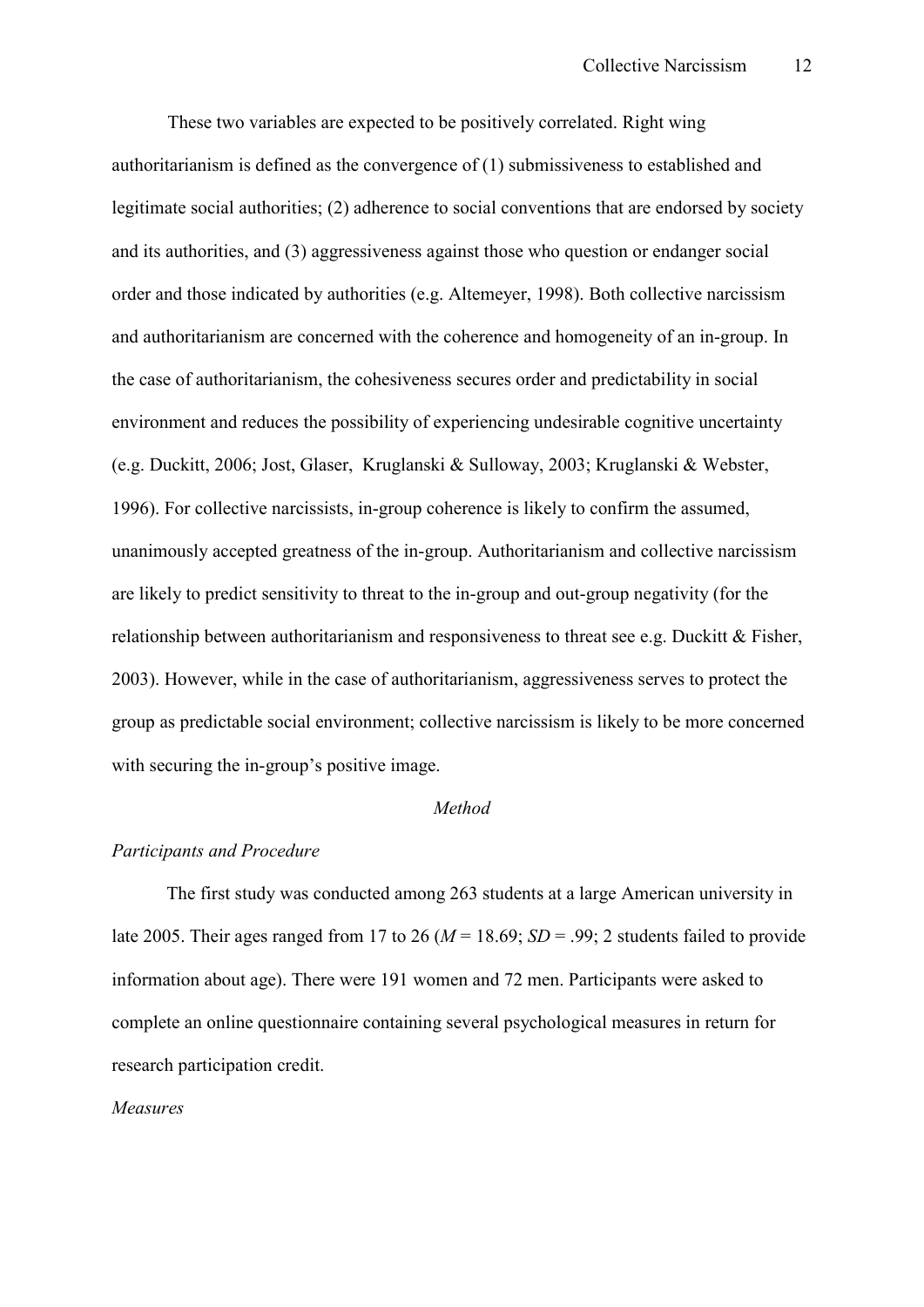These two variables are expected to be positively correlated. Right wing authoritarianism is defined as the convergence of (1) submissiveness to established and legitimate social authorities; (2) adherence to social conventions that are endorsed by society and its authorities, and (3) aggressiveness against those who question or endanger social order and those indicated by authorities (e.g. Altemeyer, 1998). Both collective narcissism and authoritarianism are concerned with the coherence and homogeneity of an in-group. In the case of authoritarianism, the cohesiveness secures order and predictability in social environment and reduces the possibility of experiencing undesirable cognitive uncertainty (e.g. Duckitt, 2006; Jost, Glaser, Kruglanski & Sulloway, 2003; Kruglanski & Webster, 1996). For collective narcissists, in-group coherence is likely to confirm the assumed, unanimously accepted greatness of the in-group. Authoritarianism and collective narcissism are likely to predict sensitivity to threat to the in-group and out-group negativity (for the relationship between authoritarianism and responsiveness to threat see e.g. Duckitt & Fisher, 2003). However, while in the case of authoritarianism, aggressiveness serves to protect the group as predictable social environment; collective narcissism is likely to be more concerned with securing the in-group's positive image.

*Method*

*Participants and Procedure*

The first study was conducted among 263 students at a large American university in late 2005. Their ages ranged from 17 to 26 ($M$ = 18.69; $SD$ = .99; 2 students failed to provide information about age). There were 191 women and 72 men. Participants were asked to complete an online questionnaire containing several psychological measures in return for research participation credit.

*Measures*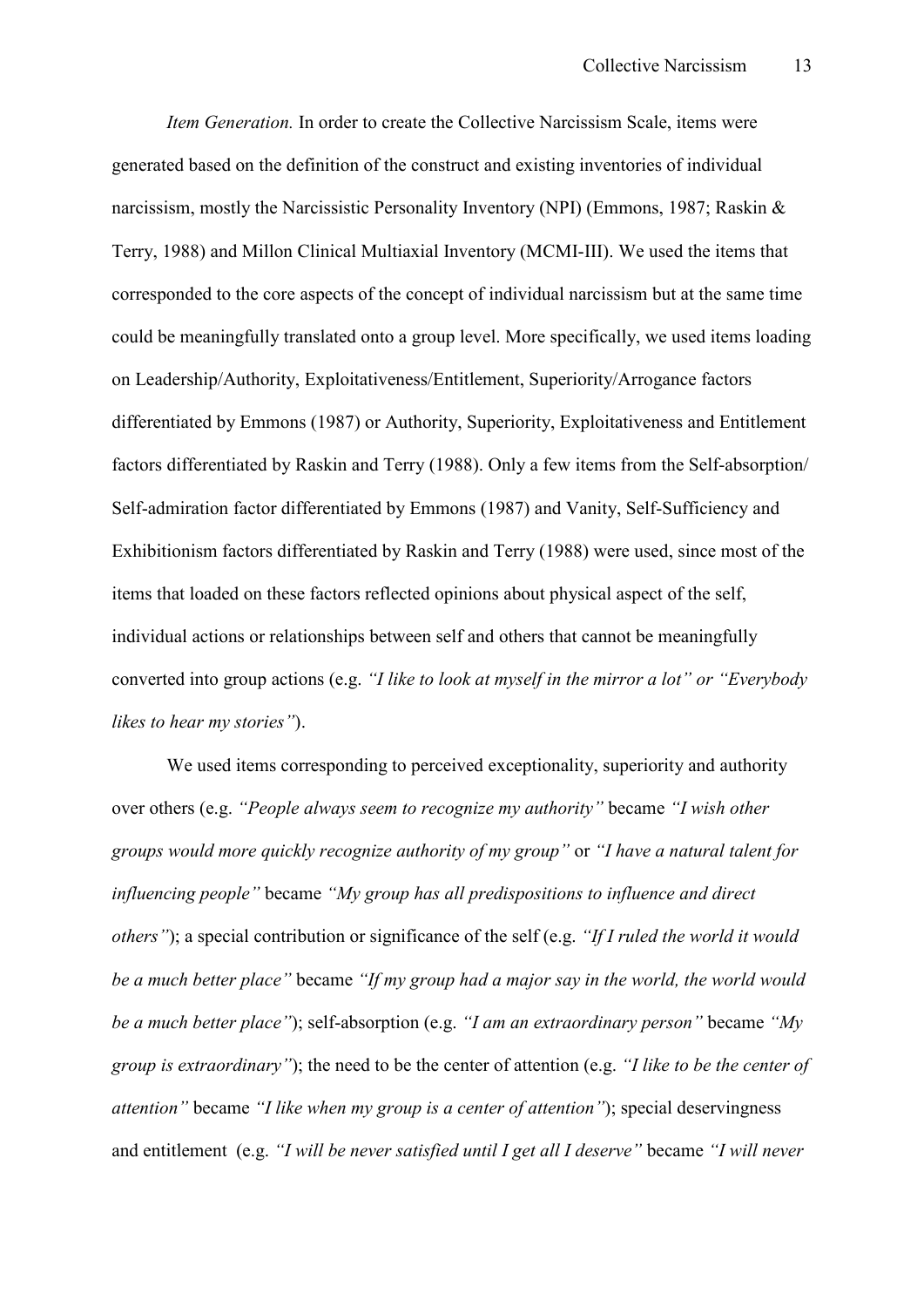*Item Generation.* In order to create the Collective Narcissism Scale, items were generated based on the definition of the construct and existing inventories of individual narcissism, mostly the Narcissistic Personality Inventory (NPI) (Emmons, 1987; Raskin & Terry, 1988) and Millon Clinical Multiaxial Inventory (MCMI-III). We used the items that corresponded to the core aspects of the concept of individual narcissism but at the same time could be meaningfully translated onto a group level. More specifically, we used items loading on Leadership/Authority, Exploitativeness/Entitlement, Superiority/Arrogance factors differentiated by Emmons (1987) or Authority, Superiority, Exploitativeness and Entitlement factors differentiated by Raskin and Terry (1988). Only a few items from the Self-absorption/ Self-admiration factor differentiated by Emmons (1987) and Vanity, Self-Sufficiency and Exhibitionism factors differentiated by Raskin and Terry (1988) were used, since most of the items that loaded on these factors reflected opinions about physical aspect of the self, individual actions or relationships between self and others that cannot be meaningfully converted into group actions (e.g. *"I like to look at myself in the mirror a lot" or "Everybody likes to hear my stories"*).

We used items corresponding to perceived exceptionality, superiority and authority over others (e.g. *"People always seem to recognize my authority"* became *"I wish other groups would more quickly recognize authority of my group"* or *"I have a natural talent for influencing people"* became *"My group has all predispositions to influence and direct others"*); a special contribution or significance of the self (e.g. *"If I ruled the world it would be a much better place"* became *"If my group had a major say in the world, the world would be a much better place"*); self-absorption (e.g. *"I am an extraordinary person"* became *"My group is extraordinary"*); the need to be the center of attention (e.g. *"I like to be the center of attention"* became *"I like when my group is a center of attention"*); special deservingness and entitlement (e.g. *"I will be never satisfied until I get all I deserve"* became *"I will never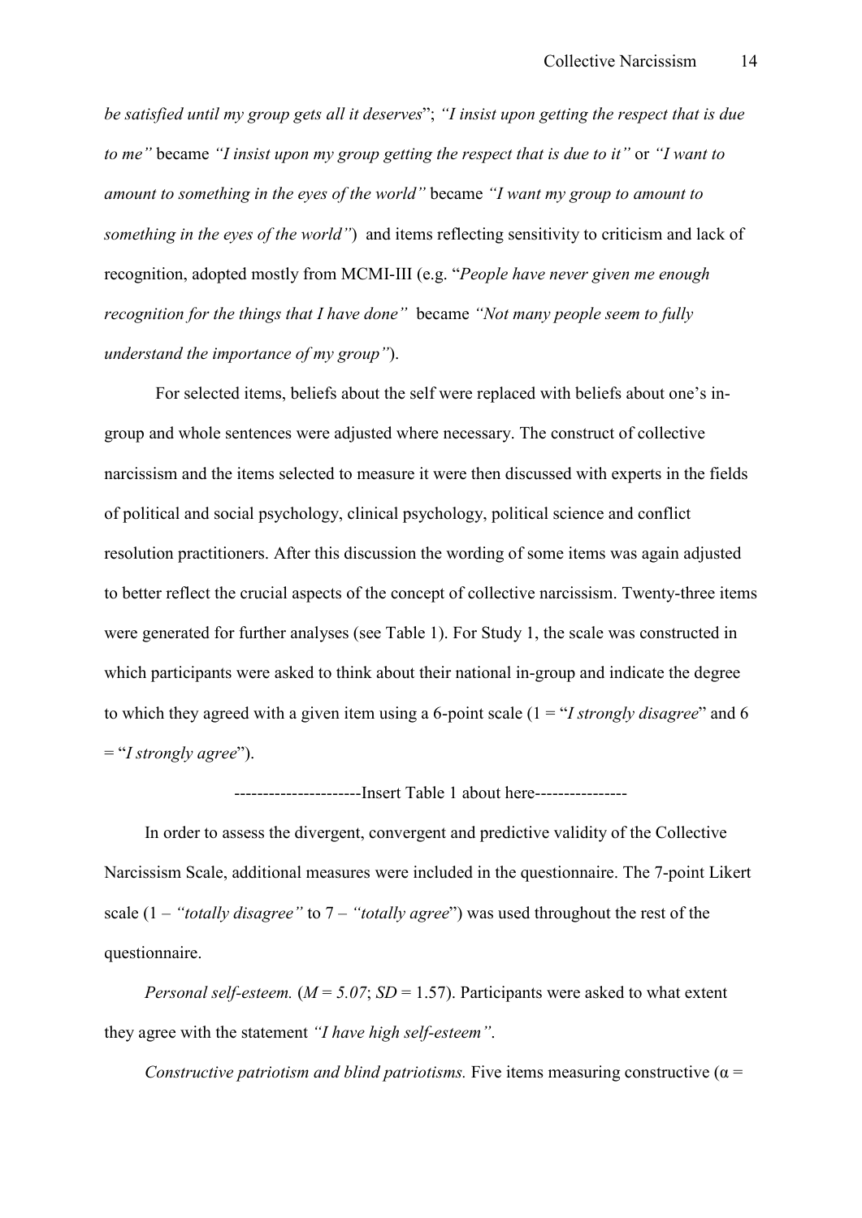*be satisfied until my group gets all it deserves*"; *"I insist upon getting the respect that is due to me"* became *"I insist upon my group getting the respect that is due to it"* or *"I want to amount to something in the eyes of the world"* became *"I want my group to amount to something in the eyes of the world"*) and items reflecting sensitivity to criticism and lack of recognition, adopted mostly from MCMI-III (e.g. "*People have never given me enough recognition for the things that I have done"* became *"Not many people seem to fully understand the importance of my group"*).

For selected items, beliefs about the self were replaced with beliefs about one's in-group and whole sentences were adjusted where necessary. The construct of collective narcissism and the items selected to measure it were then discussed with experts in the fields of political and social psychology, clinical psychology, political science and conflict resolution practitioners. After this discussion the wording of some items was again adjusted to better reflect the crucial aspects of the concept of collective narcissism. Twenty-three items were generated for further analyses (see Table 1). For Study 1, the scale was constructed in which participants were asked to think about their national in-group and indicate the degree to which they agreed with a given item using a 6-point scale (1 = "*I strongly disagree*" and 6 = "*I strongly agree*").

---------------------Insert Table 1 about here----------------

In order to assess the divergent, convergent and predictive validity of the Collective Narcissism Scale, additional measures were included in the questionnaire. The 7-point Likert scale (1 – *"totally disagree"* to 7 – *"totally agree*") was used throughout the rest of the questionnaire.

*Personal self-esteem.* ($M = 5.07$; $SD = 1.57$). Participants were asked to what extent they agree with the statement *"I have high self-esteem"*.

*Constructive patriotism and blind patriotisms.* Five items measuring constructive ($\alpha =$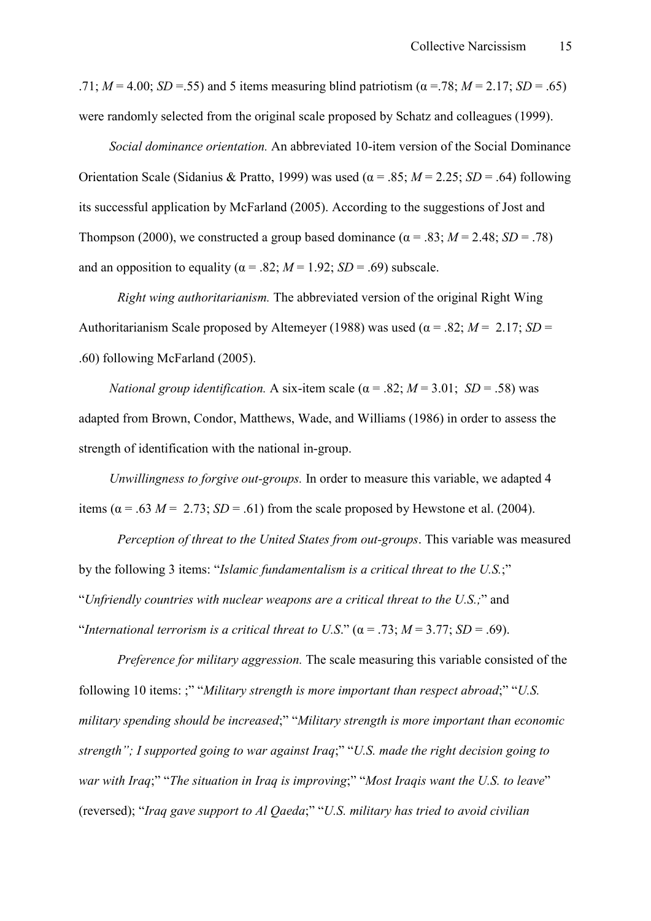.71; $M$ = 4.00; $SD$ =.55) and 5 items measuring blind patriotism ($\alpha$ =.78; $M$ = 2.17; $SD$ = .65) were randomly selected from the original scale proposed by Schatz and colleagues (1999).

*Social dominance orientation.* An abbreviated 10-item version of the Social Dominance Orientation Scale (Sidanius & Pratto, 1999) was used ($\alpha$ = .85; $M$ = 2.25; $SD$ = .64) following its successful application by McFarland (2005). According to the suggestions of Jost and Thompson (2000), we constructed a group based dominance ($\alpha$ = .83; $M$ = 2.48; $SD$ = .78) and an opposition to equality ($\alpha$ = .82; $M$ = 1.92; $SD$ = .69) subscale.

*Right wing authoritarianism.* The abbreviated version of the original Right Wing Authoritarianism Scale proposed by Altemeyer (1988) was used ($\alpha$ = .82; $M$ = 2.17; $SD$ = .60) following McFarland (2005).

*National group identification.* A six-item scale ($\alpha$ = .82; $M$ = 3.01; $SD$ = .58) was adapted from Brown, Condor, Matthews, Wade, and Williams (1986) in order to assess the strength of identification with the national in-group.

*Unwillingness to forgive out-groups.* In order to measure this variable, we adapted 4 items ($\alpha$ = .63 $M$ = 2.73; $SD$ = .61) from the scale proposed by Hewstone et al. (2004).

*Perception of threat to the United States from out-groups*. This variable was measured by the following 3 items: "*Islamic fundamentalism is a critical threat to the U.S.*;" "*Unfriendly countries with nuclear weapons are a critical threat to the U.S.;*" and "*International terrorism is a critical threat to U.S*." ($\alpha$ = .73; $M$ = 3.77; $SD$ = .69).

*Preference for military aggression.* The scale measuring this variable consisted of the following 10 items: ;" "*Military strength is more important than respect abroad*;" "*U.S. military spending should be increased*;" "*Military strength is more important than economic strength"; I supported going to war against Iraq*;" "*U.S. made the right decision going to war with Iraq*;" "*The situation in Iraq is improving*;" "*Most Iraqis want the U.S. to leave*" (reversed); "*Iraq gave support to Al Qaeda*;" "*U.S. military has tried to avoid civilian*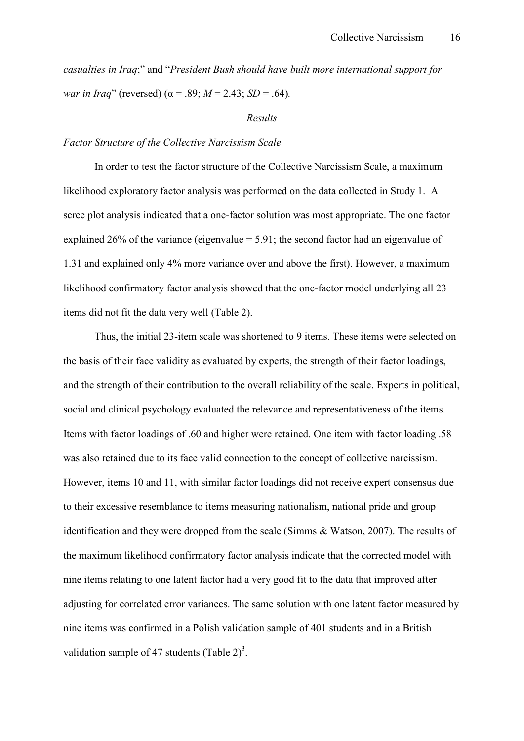*casualties in Iraq*;" and "*President Bush should have built more international support for war in Iraq*" (reversed) ($\alpha$ = .89; $M$ = 2.43; $SD$ = .64).

*Results*

*Factor Structure of the Collective Narcissism Scale*

In order to test the factor structure of the Collective Narcissism Scale, a maximum likelihood exploratory factor analysis was performed on the data collected in Study 1. A scree plot analysis indicated that a one-factor solution was most appropriate. The one factor explained 26% of the variance (eigenvalue = 5.91; the second factor had an eigenvalue of 1.31 and explained only 4% more variance over and above the first). However, a maximum likelihood confirmatory factor analysis showed that the one-factor model underlying all 23 items did not fit the data very well (Table 2).

Thus, the initial 23-item scale was shortened to 9 items. These items were selected on the basis of their face validity as evaluated by experts, the strength of their factor loadings, and the strength of their contribution to the overall reliability of the scale. Experts in political, social and clinical psychology evaluated the relevance and representativeness of the items. Items with factor loadings of .60 and higher were retained. One item with factor loading .58 was also retained due to its face valid connection to the concept of collective narcissism. However, items 10 and 11, with similar factor loadings did not receive expert consensus due to their excessive resemblance to items measuring nationalism, national pride and group identification and they were dropped from the scale (Simms & Watson, 2007). The results of the maximum likelihood confirmatory factor analysis indicate that the corrected model with nine items relating to one latent factor had a very good fit to the data that improved after adjusting for correlated error variances. The same solution with one latent factor measured by nine items was confirmed in a Polish validation sample of 401 students and in a British validation sample of 47 students (Table 2)[3].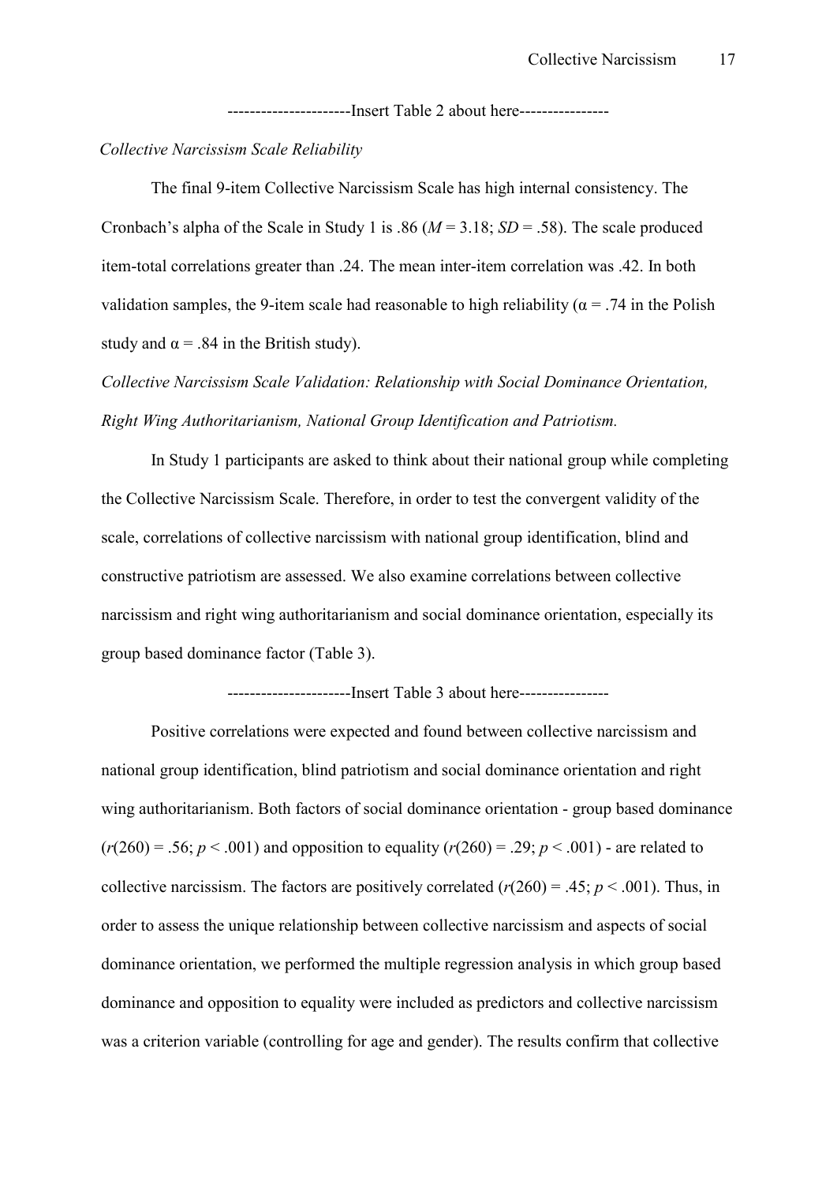---------------------Insert Table 2 about here---------------

*Collective Narcissism Scale Reliability*

The final 9-item Collective Narcissism Scale has high internal consistency. The Cronbach's alpha of the Scale in Study 1 is .86 ($M$ = 3.18; $SD$ = .58). The scale produced item-total correlations greater than .24. The mean inter-item correlation was .42. In both validation samples, the 9-item scale had reasonable to high reliability ($\alpha$ = .74 in the Polish study and $\alpha$ = .84 in the British study).

*Collective Narcissism Scale Validation: Relationship with Social Dominance Orientation, Right Wing Authoritarianism, National Group Identification and Patriotism.*

In Study 1 participants are asked to think about their national group while completing the Collective Narcissism Scale. Therefore, in order to test the convergent validity of the scale, correlations of collective narcissism with national group identification, blind and constructive patriotism are assessed. We also examine correlations between collective narcissism and right wing authoritarianism and social dominance orientation, especially its group based dominance factor (Table 3).

---------------------Insert Table 3 about here---------------

Positive correlations were expected and found between collective narcissism and national group identification, blind patriotism and social dominance orientation and right wing authoritarianism. Both factors of social dominance orientation - group based dominance ($r(260)$ = .56; $p < .001$) and opposition to equality ($r(260)$ = .29; $p < .001$) - are related to collective narcissism. The factors are positively correlated ($r(260)$ = .45; $p < .001$). Thus, in order to assess the unique relationship between collective narcissism and aspects of social dominance orientation, we performed the multiple regression analysis in which group based dominance and opposition to equality were included as predictors and collective narcissism was a criterion variable (controlling for age and gender). The results confirm that collective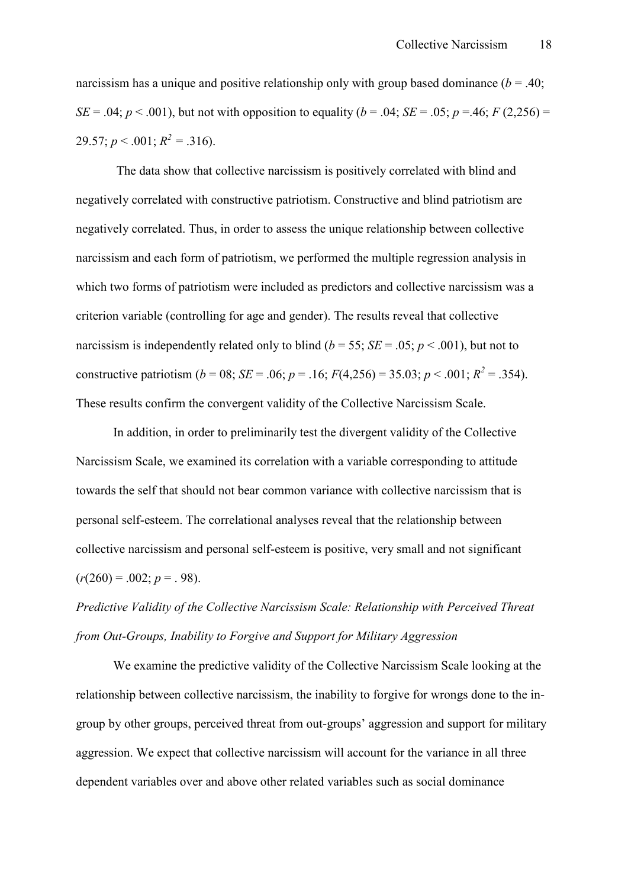narcissism has a unique and positive relationship only with group based dominance ($b = .40$; $SE = .04$; $p < .001$), but not with opposition to equality ($b = .04$; $SE = .05$; $p = .46$; $F(2,256) = 29.57$; $p < .001$; $R^2 = .316$).

The data show that collective narcissism is positively correlated with blind and negatively correlated with constructive patriotism. Constructive and blind patriotism are negatively correlated. Thus, in order to assess the unique relationship between collective narcissism and each form of patriotism, we performed the multiple regression analysis in which two forms of patriotism were included as predictors and collective narcissism was a criterion variable (controlling for age and gender). The results reveal that collective narcissism is independently related only to blind ($b = 55$; $SE = .05$; $p < .001$), but not to constructive patriotism ($b = 08$; $SE = .06$; $p = .16$; $F(4,256) = 35.03$; $p < .001$; $R^2 = .354$). These results confirm the convergent validity of the Collective Narcissism Scale.

In addition, in order to preliminarily test the divergent validity of the Collective Narcissism Scale, we examined its correlation with a variable corresponding to attitude towards the self that should not bear common variance with collective narcissism that is personal self-esteem. The correlational analyses reveal that the relationship between collective narcissism and personal self-esteem is positive, very small and not significant ($r(260) = .002$; $p = .98$).

*Predictive Validity of the Collective Narcissism Scale: Relationship with Perceived Threat from Out-Groups, Inability to Forgive and Support for Military Aggression*

We examine the predictive validity of the Collective Narcissism Scale looking at the relationship between collective narcissism, the inability to forgive for wrongs done to the in-group by other groups, perceived threat from out-groups' aggression and support for military aggression. We expect that collective narcissism will account for the variance in all three dependent variables over and above other related variables such as social dominance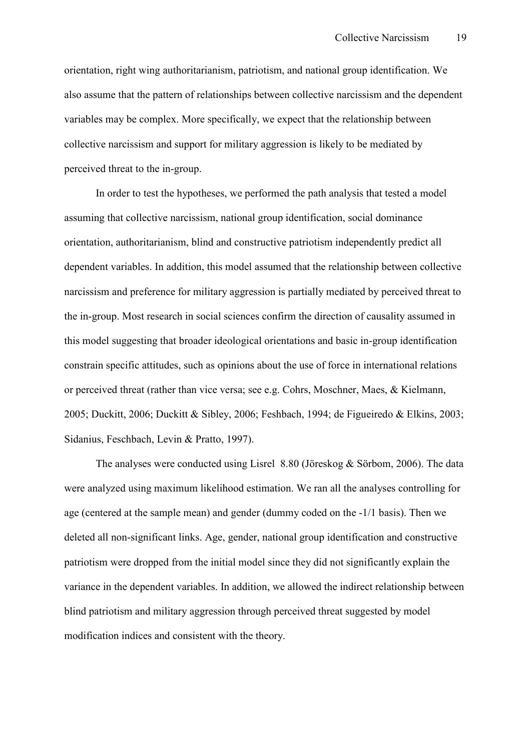orientation, right wing authoritarianism, patriotism, and national group identification. We also assume that the pattern of relationships between collective narcissism and the dependent variables may be complex. More specifically, we expect that the relationship between collective narcissism and support for military aggression is likely to be mediated by perceived threat to the in-group.

In order to test the hypotheses, we performed the path analysis that tested a model assuming that collective narcissism, national group identification, social dominance orientation, authoritarianism, blind and constructive patriotism independently predict all dependent variables. In addition, this model assumed that the relationship between collective narcissism and preference for military aggression is partially mediated by perceived threat to the in-group. Most research in social sciences confirm the direction of causality assumed in this model suggesting that broader ideological orientations and basic in-group identification constrain specific attitudes, such as opinions about the use of force in international relations or perceived threat (rather than vice versa; see e.g. Cohrs, Moschner, Maes, & Kielmann, 2005; Duckitt, 2006; Duckitt & Sibley, 2006; Feshbach, 1994; de Figueiredo & Elkins, 2003; Sidanius, Feschbach, Levin & Pratto, 1997).

The analyses were conducted using Lisrel 8.80 (Jöreskog & Sörbom, 2006). The data were analyzed using maximum likelihood estimation. We ran all the analyses controlling for age (centered at the sample mean) and gender (dummy coded on the -1/1 basis). Then we deleted all non-significant links. Age, gender, national group identification and constructive patriotism were dropped from the initial model since they did not significantly explain the variance in the dependent variables. In addition, we allowed the indirect relationship between blind patriotism and military aggression through perceived threat suggested by model modification indices and consistent with the theory.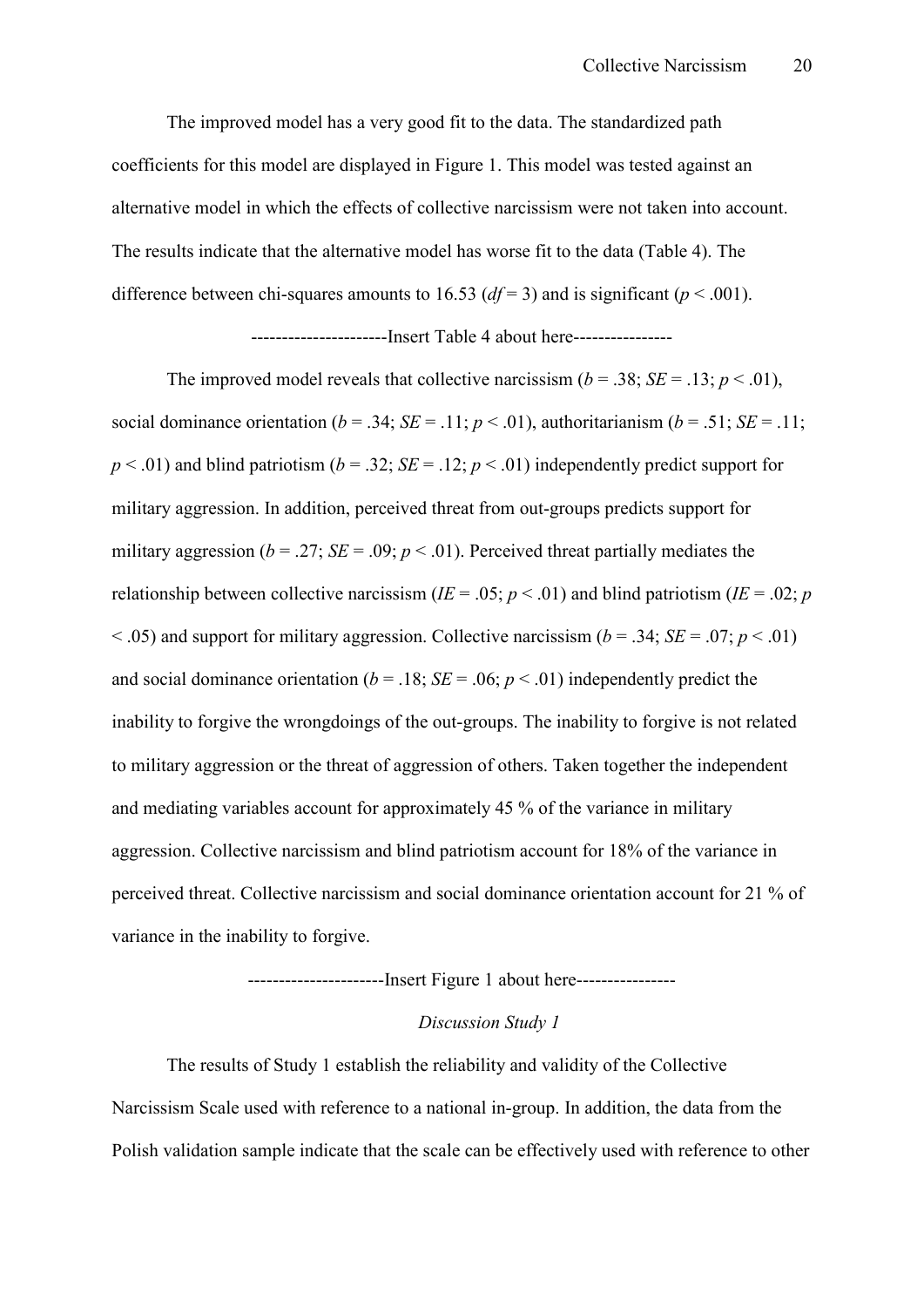The improved model has a very good fit to the data. The standardized path coefficients for this model are displayed in Figure 1. This model was tested against an alternative model in which the effects of collective narcissism were not taken into account. The results indicate that the alternative model has worse fit to the data (Table 4). The difference between chi-squares amounts to 16.53 ($df = 3$) and is significant ($p < .001$).

----------------------Insert Table 4 about here----------------

The improved model reveals that collective narcissism ($b = .38$; $SE = .13$; $p < .01$), social dominance orientation ($b = .34$; $SE = .11$; $p < .01$), authoritarianism ($b = .51$; $SE = .11$; $p < .01$) and blind patriotism ($b = .32$; $SE = .12$; $p < .01$) independently predict support for military aggression. In addition, perceived threat from out-groups predicts support for military aggression ($b = .27$; $SE = .09$; $p < .01$). Perceived threat partially mediates the relationship between collective narcissism ($IE = .05$; $p < .01$) and blind patriotism ($IE = .02$; $p < .05$) and support for military aggression. Collective narcissism ($b = .34$; $SE = .07$; $p < .01$) and social dominance orientation ($b = .18$; $SE = .06$; $p < .01$) independently predict the inability to forgive the wrongdoings of the out-groups. The inability to forgive is not related to military aggression or the threat of aggression of others. Taken together the independent and mediating variables account for approximately 45 % of the variance in military aggression. Collective narcissism and blind patriotism account for 18% of the variance in perceived threat. Collective narcissism and social dominance orientation account for 21 % of variance in the inability to forgive.

----------------------Insert Figure 1 about here----------------

*Discussion Study 1*

The results of Study 1 establish the reliability and validity of the Collective Narcissism Scale used with reference to a national in-group. In addition, the data from the Polish validation sample indicate that the scale can be effectively used with reference to other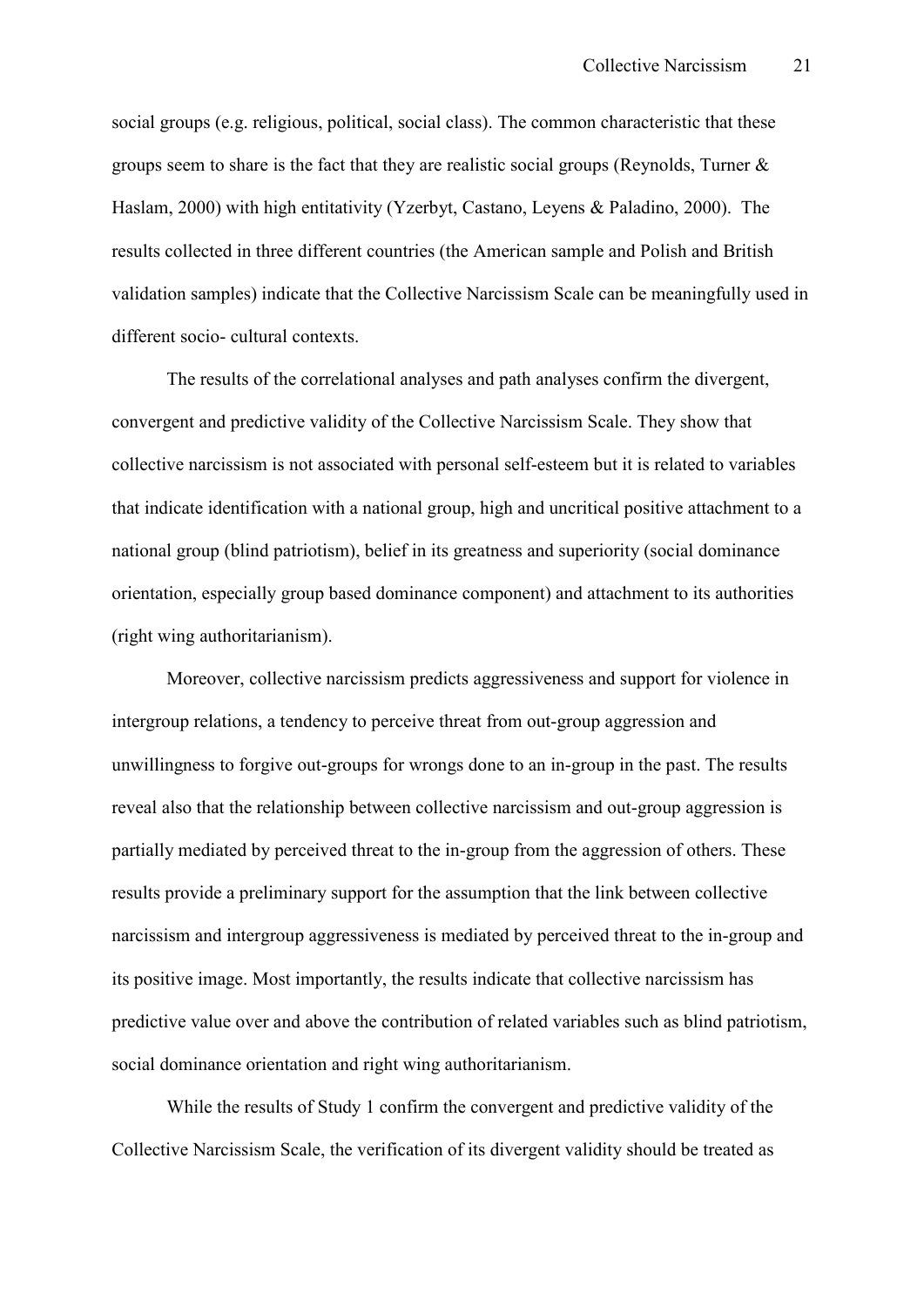social groups (e.g. religious, political, social class). The common characteristic that these groups seem to share is the fact that they are realistic social groups (Reynolds, Turner & Haslam, 2000) with high entitativity (Yzerbyt, Castano, Leyens & Paladino, 2000). The results collected in three different countries (the American sample and Polish and British validation samples) indicate that the Collective Narcissism Scale can be meaningfully used in different socio- cultural contexts.

The results of the correlational analyses and path analyses confirm the divergent, convergent and predictive validity of the Collective Narcissism Scale. They show that collective narcissism is not associated with personal self-esteem but it is related to variables that indicate identification with a national group, high and uncritical positive attachment to a national group (blind patriotism), belief in its greatness and superiority (social dominance orientation, especially group based dominance component) and attachment to its authorities (right wing authoritarianism).

Moreover, collective narcissism predicts aggressiveness and support for violence in intergroup relations, a tendency to perceive threat from out-group aggression and unwillingness to forgive out-groups for wrongs done to an in-group in the past. The results reveal also that the relationship between collective narcissism and out-group aggression is partially mediated by perceived threat to the in-group from the aggression of others. These results provide a preliminary support for the assumption that the link between collective narcissism and intergroup aggressiveness is mediated by perceived threat to the in-group and its positive image. Most importantly, the results indicate that collective narcissism has predictive value over and above the contribution of related variables such as blind patriotism, social dominance orientation and right wing authoritarianism.

While the results of Study 1 confirm the convergent and predictive validity of the Collective Narcissism Scale, the verification of its divergent validity should be treated as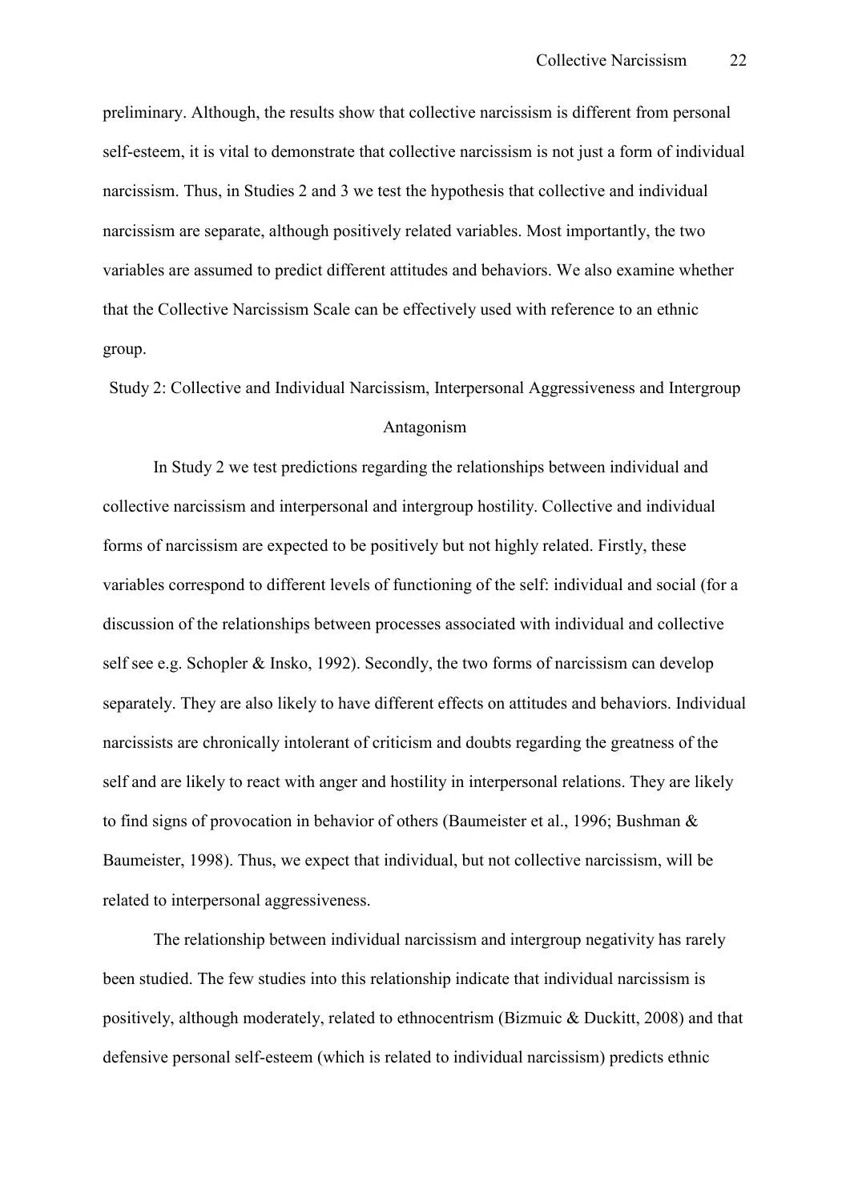preliminary. Although, the results show that collective narcissism is different from personal self-esteem, it is vital to demonstrate that collective narcissism is not just a form of individual narcissism. Thus, in Studies 2 and 3 we test the hypothesis that collective and individual narcissism are separate, although positively related variables. Most importantly, the two variables are assumed to predict different attitudes and behaviors. We also examine whether that the Collective Narcissism Scale can be effectively used with reference to an ethnic group.

## Study 2: Collective and Individual Narcissism, Interpersonal Aggressiveness and Intergroup Antagonism

In Study 2 we test predictions regarding the relationships between individual and collective narcissism and interpersonal and intergroup hostility. Collective and individual forms of narcissism are expected to be positively but not highly related. Firstly, these variables correspond to different levels of functioning of the self: individual and social (for a discussion of the relationships between processes associated with individual and collective self see e.g. Schopler & Insko, 1992). Secondly, the two forms of narcissism can develop separately. They are also likely to have different effects on attitudes and behaviors. Individual narcissists are chronically intolerant of criticism and doubts regarding the greatness of the self and are likely to react with anger and hostility in interpersonal relations. They are likely to find signs of provocation in behavior of others (Baumeister et al., 1996; Bushman & Baumeister, 1998). Thus, we expect that individual, but not collective narcissism, will be related to interpersonal aggressiveness.

The relationship between individual narcissism and intergroup negativity has rarely been studied. The few studies into this relationship indicate that individual narcissism is positively, although moderately, related to ethnocentrism (Bizmuic & Duckitt, 2008) and that defensive personal self-esteem (which is related to individual narcissism) predicts ethnic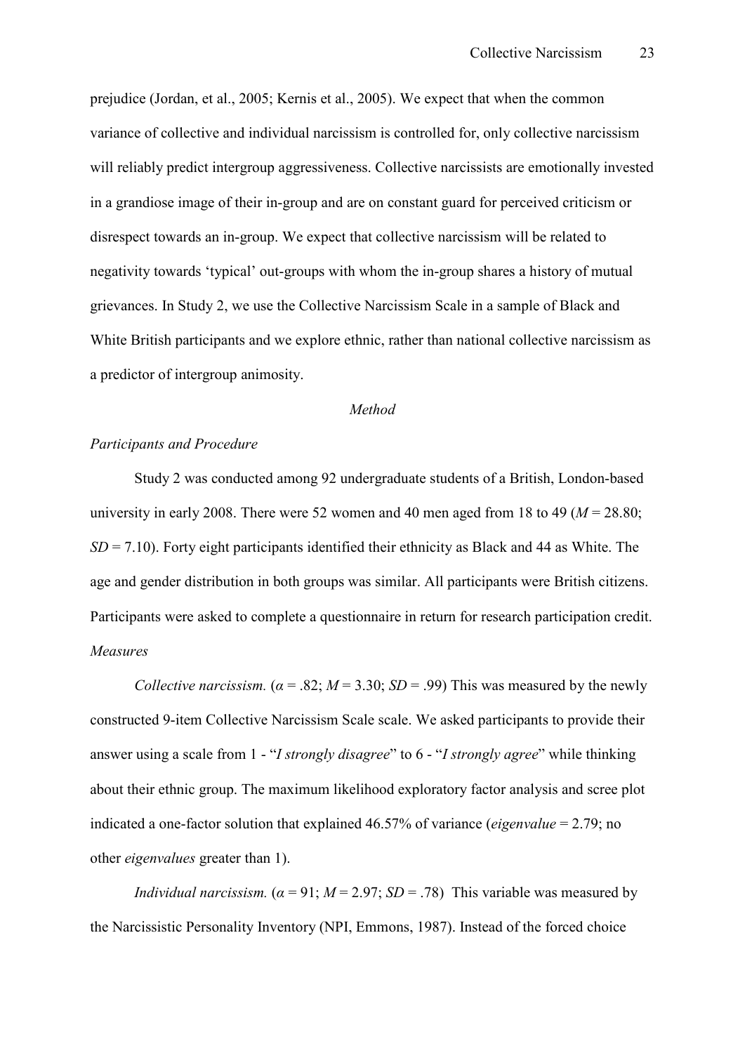prejudice (Jordan, et al., 2005; Kernis et al., 2005). We expect that when the common variance of collective and individual narcissism is controlled for, only collective narcissism will reliably predict intergroup aggressiveness. Collective narcissists are emotionally invested in a grandiose image of their in-group and are on constant guard for perceived criticism or disrespect towards an in-group. We expect that collective narcissism will be related to negativity towards 'typical' out-groups with whom the in-group shares a history of mutual grievances. In Study 2, we use the Collective Narcissism Scale in a sample of Black and White British participants and we explore ethnic, rather than national collective narcissism as a predictor of intergroup animosity.

*Method*

*Participants and Procedure*

Study 2 was conducted among 92 undergraduate students of a British, London-based university in early 2008. There were 52 women and 40 men aged from 18 to 49 ($M = 28.80$; $SD = 7.10$). Forty eight participants identified their ethnicity as Black and 44 as White. The age and gender distribution in both groups was similar. All participants were British citizens. Participants were asked to complete a questionnaire in return for research participation credit.

*Measures*

*Collective narcissism.* ($\alpha = .82$; $M = 3.30$; $SD = .99$) This was measured by the newly constructed 9-item Collective Narcissism Scale scale. We asked participants to provide their answer using a scale from 1 - "*I strongly disagree*" to 6 - "*I strongly agree*" while thinking about their ethnic group. The maximum likelihood exploratory factor analysis and scree plot indicated a one-factor solution that explained 46.57% of variance (*eigenvalue* = 2.79; no other *eigenvalues* greater than 1).

*Individual narcissism.* ($\alpha = 91$; $M = 2.97$; $SD = .78$) This variable was measured by the Narcissistic Personality Inventory (NPI, Emmons, 1987). Instead of the forced choice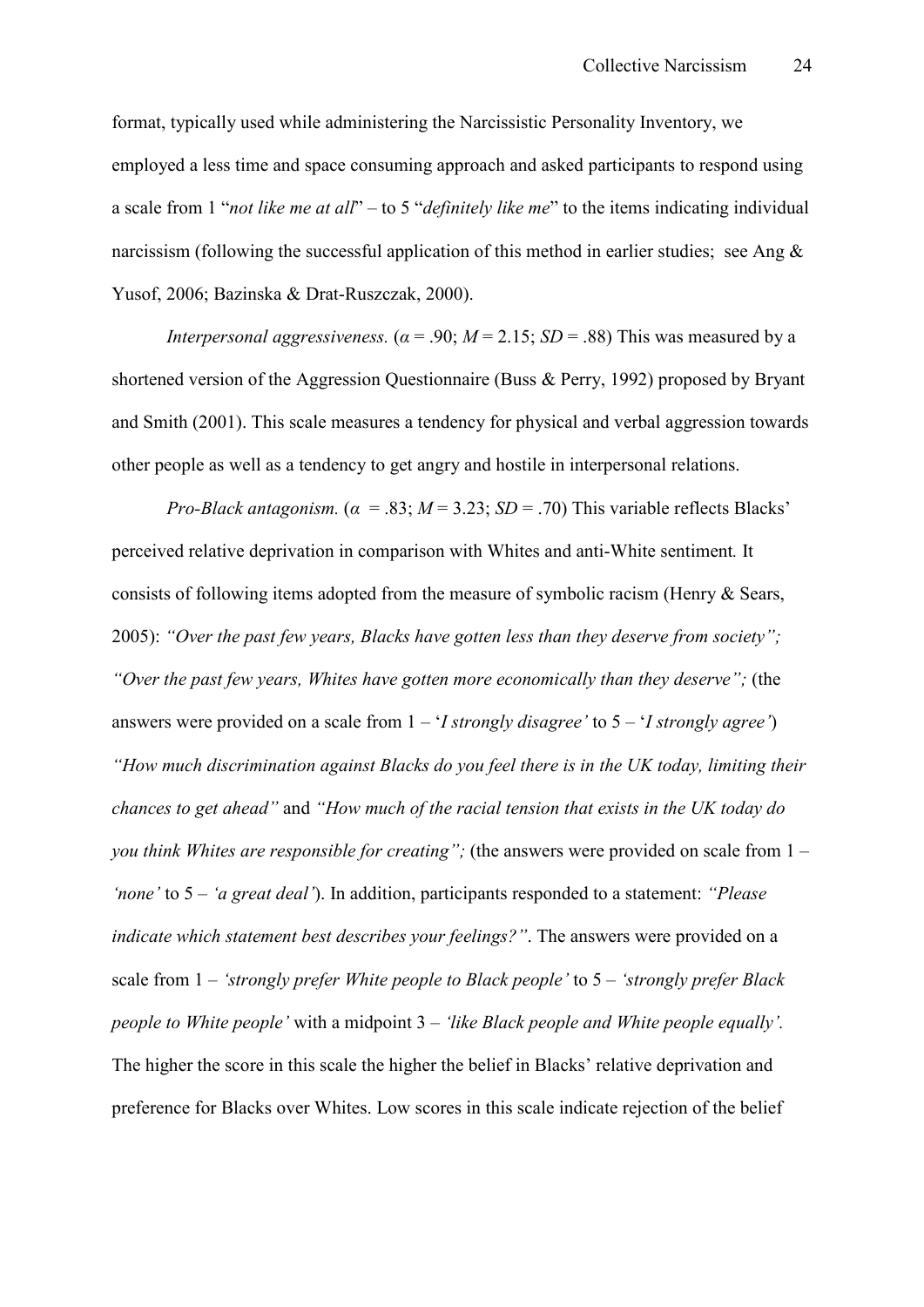format, typically used while administering the Narcissistic Personality Inventory, we employed a less time and space consuming approach and asked participants to respond using a scale from 1 "*not like me at all*" – to 5 "*definitely like me*" to the items indicating individual narcissism (following the successful application of this method in earlier studies; see Ang & Yusof, 2006; Bazinska & Drat-Ruszczak, 2000).

*Interpersonal aggressiveness.* ($\alpha$ = .90; $M$ = 2.15; $SD$ = .88) This was measured by a shortened version of the Aggression Questionnaire (Buss & Perry, 1992) proposed by Bryant and Smith (2001). This scale measures a tendency for physical and verbal aggression towards other people as well as a tendency to get angry and hostile in interpersonal relations.

*Pro-Black antagonism.* ($\alpha$ = .83; $M$ = 3.23; $SD$ = .70) This variable reflects Blacks' perceived relative deprivation in comparison with Whites and anti-White sentiment*.* It consists of following items adopted from the measure of symbolic racism (Henry & Sears, 2005): *"Over the past few years, Blacks have gotten less than they deserve from society"; "Over the past few years, Whites have gotten more economically than they deserve";* (the answers were provided on a scale from 1 – '*I strongly disagree'* to 5 – '*I strongly agree'*) *"How much discrimination against Blacks do you feel there is in the UK today, limiting their chances to get ahead"* and *"How much of the racial tension that exists in the UK today do you think Whites are responsible for creating";* (the answers were provided on scale from 1 – *'none'* to 5 – *'a great deal'*). In addition, participants responded to a statement: *"Please indicate which statement best describes your feelings?"*. The answers were provided on a scale from 1 – *'strongly prefer White people to Black people'* to 5 – *'strongly prefer Black people to White people'* with a midpoint 3 – *'like Black people and White people equally'.* The higher the score in this scale the higher the belief in Blacks' relative deprivation and preference for Blacks over Whites. Low scores in this scale indicate rejection of the belief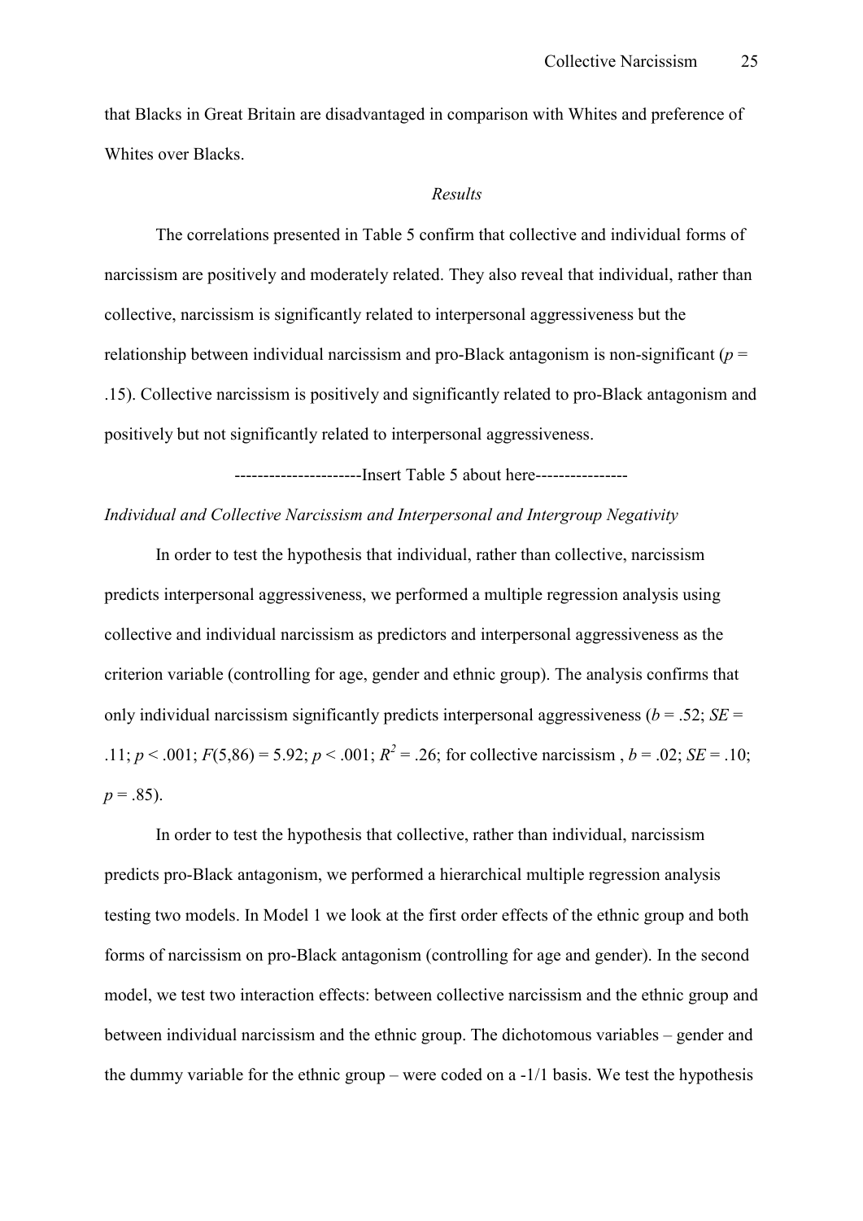that Blacks in Great Britain are disadvantaged in comparison with Whites and preference of Whites over Blacks.

*Results*

The correlations presented in Table 5 confirm that collective and individual forms of narcissism are positively and moderately related. They also reveal that individual, rather than collective, narcissism is significantly related to interpersonal aggressiveness but the relationship between individual narcissism and pro-Black antagonism is non-significant ($p$ = .15). Collective narcissism is positively and significantly related to pro-Black antagonism and positively but not significantly related to interpersonal aggressiveness.

---------------------Insert Table 5 about here---------------

*Individual and Collective Narcissism and Interpersonal and Intergroup Negativity*

In order to test the hypothesis that individual, rather than collective, narcissism predicts interpersonal aggressiveness, we performed a multiple regression analysis using collective and individual narcissism as predictors and interpersonal aggressiveness as the criterion variable (controlling for age, gender and ethnic group). The analysis confirms that only individual narcissism significantly predicts interpersonal aggressiveness ($b$ = .52; $SE$ = .11; $p$ < .001; $F(5,86)$ = 5.92; $p$ < .001; $R^2$ = .26; for collective narcissism , $b$ = .02; $SE$ = .10; $p$ = .85).

In order to test the hypothesis that collective, rather than individual, narcissism predicts pro-Black antagonism, we performed a hierarchical multiple regression analysis testing two models. In Model 1 we look at the first order effects of the ethnic group and both forms of narcissism on pro-Black antagonism (controlling for age and gender). In the second model, we test two interaction effects: between collective narcissism and the ethnic group and between individual narcissism and the ethnic group. The dichotomous variables – gender and the dummy variable for the ethnic group – were coded on a -1/1 basis. We test the hypothesis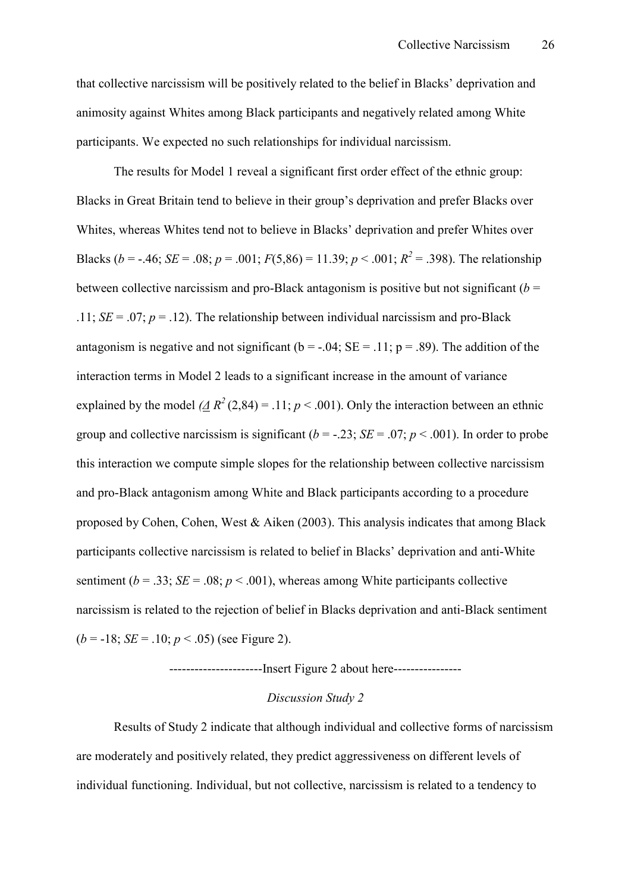that collective narcissism will be positively related to the belief in Blacks' deprivation and animosity against Whites among Black participants and negatively related among White participants. We expected no such relationships for individual narcissism.

The results for Model 1 reveal a significant first order effect of the ethnic group: Blacks in Great Britain tend to believe in their group's deprivation and prefer Blacks over Whites, whereas Whites tend not to believe in Blacks' deprivation and prefer Whites over Blacks ($b$ = -.46; $SE$ = .08; $p$ = .001; $F(5,86)$ = 11.39; $p$ < .001; $R^2$ = .398). The relationship between collective narcissism and pro-Black antagonism is positive but not significant ($b$ = .11; $SE$ = .07; $p$ = .12). The relationship between individual narcissism and pro-Black antagonism is negative and not significant (b = -.04; SE = .11; p = .89). The addition of the interaction terms in Model 2 leads to a significant increase in the amount of variance explained by the model ($\Delta R^2 (2,84)$ = .11; $p$ < .001). Only the interaction between an ethnic group and collective narcissism is significant ($b$ = -.23; $SE$ = .07; $p$ < .001). In order to probe this interaction we compute simple slopes for the relationship between collective narcissism and pro-Black antagonism among White and Black participants according to a procedure proposed by Cohen, Cohen, West & Aiken (2003). This analysis indicates that among Black participants collective narcissism is related to belief in Blacks' deprivation and anti-White sentiment ($b$ = .33; $SE$ = .08; $p$ < .001), whereas among White participants collective narcissism is related to the rejection of belief in Blacks deprivation and anti-Black sentiment ($b$ = -18; $SE$ = .10; $p$ < .05) (see Figure 2).

----------------------Insert Figure 2 about here----------------

*Discussion Study 2*

Results of Study 2 indicate that although individual and collective forms of narcissism are moderately and positively related, they predict aggressiveness on different levels of individual functioning. Individual, but not collective, narcissism is related to a tendency to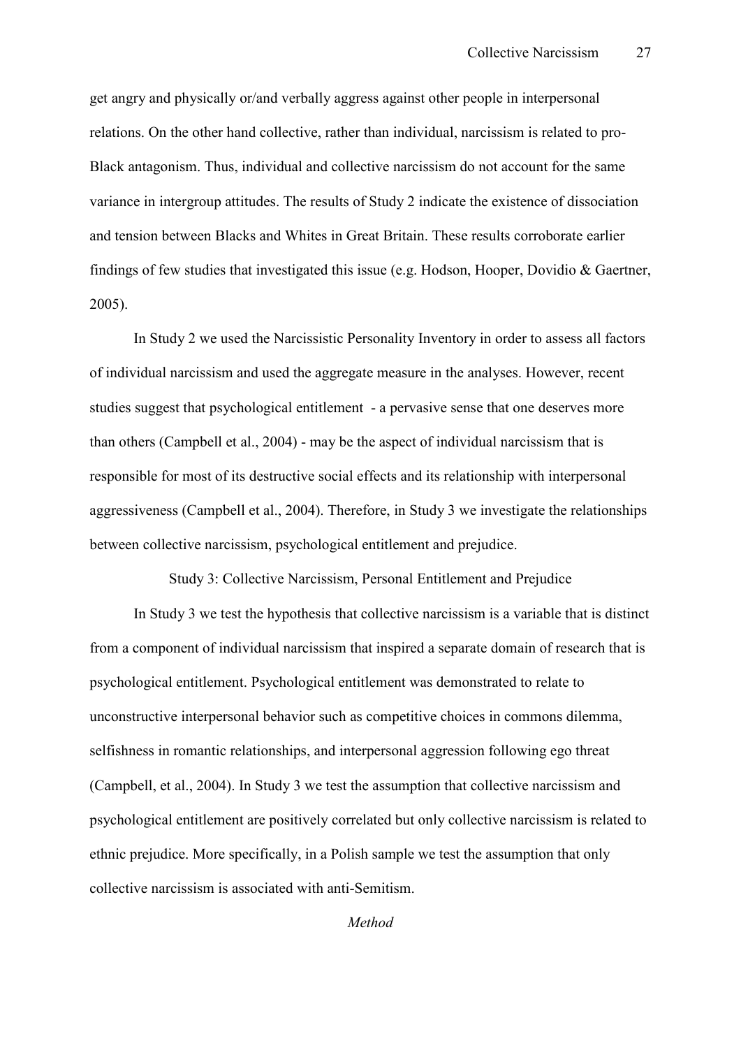get angry and physically or/and verbally aggress against other people in interpersonal relations. On the other hand collective, rather than individual, narcissism is related to pro-Black antagonism. Thus, individual and collective narcissism do not account for the same variance in intergroup attitudes. The results of Study 2 indicate the existence of dissociation and tension between Blacks and Whites in Great Britain. These results corroborate earlier findings of few studies that investigated this issue (e.g. Hodson, Hooper, Dovidio & Gaertner, 2005).

In Study 2 we used the Narcissistic Personality Inventory in order to assess all factors of individual narcissism and used the aggregate measure in the analyses. However, recent studies suggest that psychological entitlement - a pervasive sense that one deserves more than others (Campbell et al., 2004) - may be the aspect of individual narcissism that is responsible for most of its destructive social effects and its relationship with interpersonal aggressiveness (Campbell et al., 2004). Therefore, in Study 3 we investigate the relationships between collective narcissism, psychological entitlement and prejudice.

## Study 3: Collective Narcissism, Personal Entitlement and Prejudice

In Study 3 we test the hypothesis that collective narcissism is a variable that is distinct from a component of individual narcissism that inspired a separate domain of research that is psychological entitlement. Psychological entitlement was demonstrated to relate to unconstructive interpersonal behavior such as competitive choices in commons dilemma, selfishness in romantic relationships, and interpersonal aggression following ego threat (Campbell, et al., 2004). In Study 3 we test the assumption that collective narcissism and psychological entitlement are positively correlated but only collective narcissism is related to ethnic prejudice. More specifically, in a Polish sample we test the assumption that only collective narcissism is associated with anti-Semitism.

### *Method*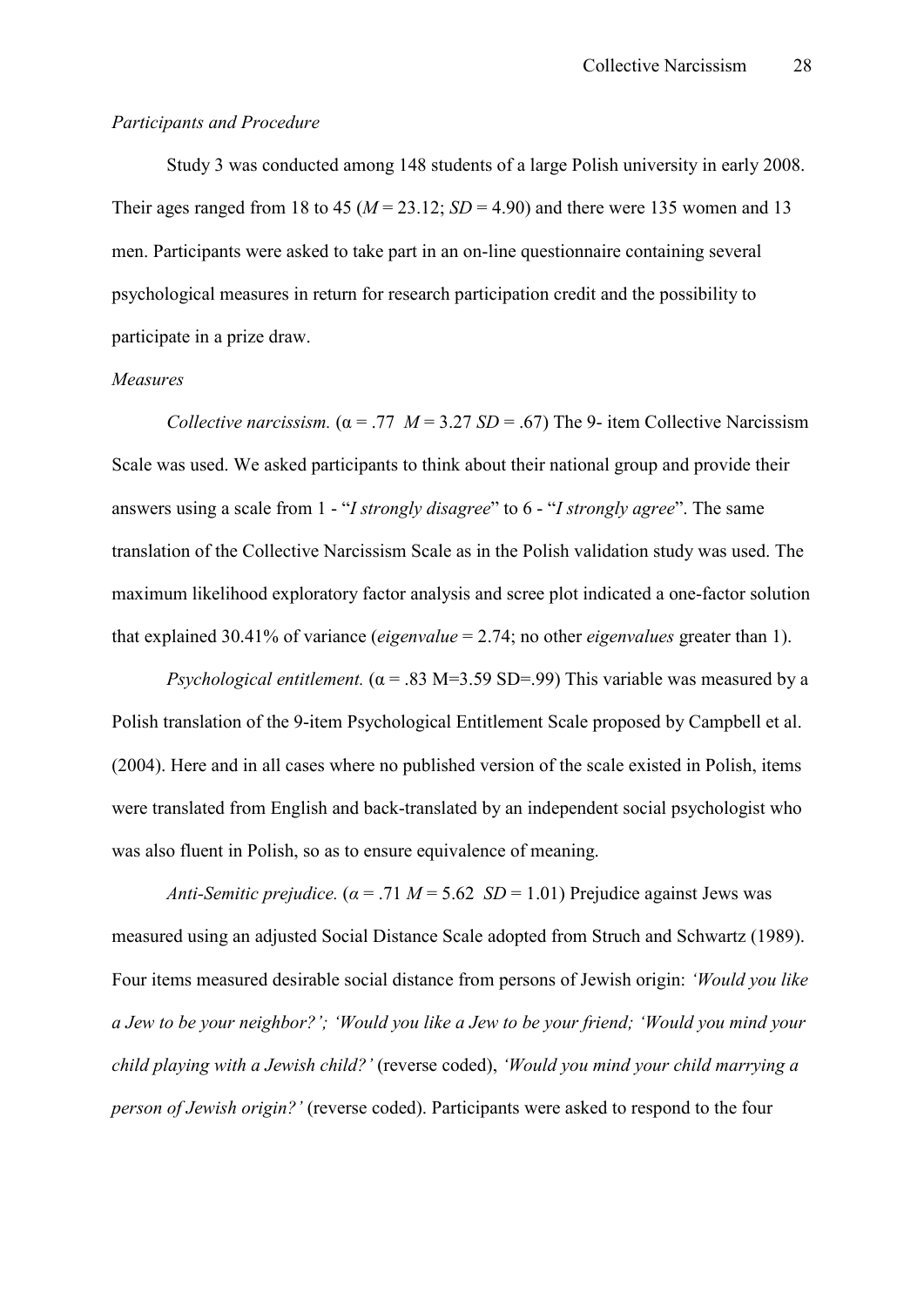*Participants and Procedure*

Study 3 was conducted among 148 students of a large Polish university in early 2008. Their ages ranged from 18 to 45 ($M$ = 23.12; $SD$ = 4.90) and there were 135 women and 13 men. Participants were asked to take part in an on-line questionnaire containing several psychological measures in return for research participation credit and the possibility to participate in a prize draw.

*Measures*

*Collective narcissism.* ($\alpha$ = .77 $M$ = 3.27 $SD$ = .67) The 9- item Collective Narcissism Scale was used. We asked participants to think about their national group and provide their answers using a scale from 1 - "*I strongly disagree*" to 6 - "*I strongly agree*". The same translation of the Collective Narcissism Scale as in the Polish validation study was used. The maximum likelihood exploratory factor analysis and scree plot indicated a one-factor solution that explained 30.41% of variance (*eigenvalue* = 2.74; no other *eigenvalues* greater than 1).

*Psychological entitlement.* ($\alpha$ = .83 M=3.59 SD=.99) This variable was measured by a Polish translation of the 9-item Psychological Entitlement Scale proposed by Campbell et al. (2004). Here and in all cases where no published version of the scale existed in Polish, items were translated from English and back-translated by an independent social psychologist who was also fluent in Polish, so as to ensure equivalence of meaning.

*Anti-Semitic prejudice.* ($\alpha$ = .71 $M$ = 5.62 $SD$ = 1.01) Prejudice against Jews was measured using an adjusted Social Distance Scale adopted from Struch and Schwartz (1989). Four items measured desirable social distance from persons of Jewish origin: *'Would you like a Jew to be your neighbor?'; 'Would you like a Jew to be your friend; 'Would you mind your child playing with a Jewish child?'* (reverse coded), *'Would you mind your child marrying a person of Jewish origin?'* (reverse coded). Participants were asked to respond to the four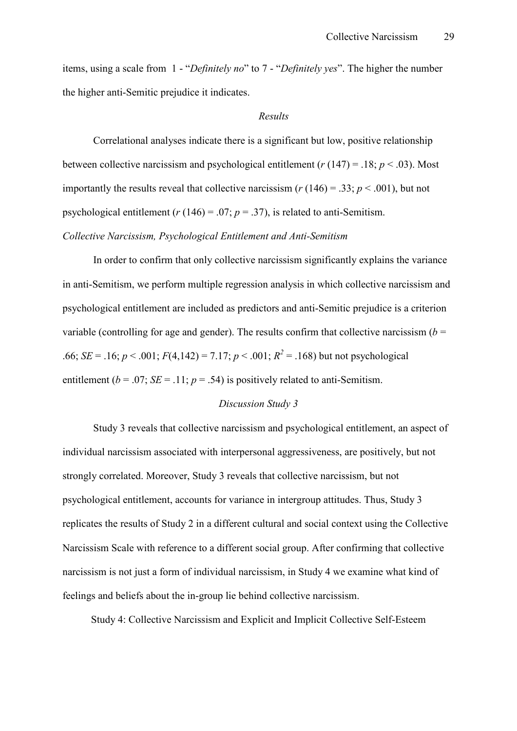items, using a scale from 1 - "*Definitely no*" to 7 - "*Definitely yes*". The higher the number the higher anti-Semitic prejudice it indicates.

*Results*

Correlational analyses indicate there is a significant but low, positive relationship between collective narcissism and psychological entitlement ($r$ (147) = .18; $p$ < .03). Most importantly the results reveal that collective narcissism ($r$ (146) = .33; $p$ < .001), but not psychological entitlement ($r$ (146) = .07; $p$ = .37), is related to anti-Semitism.

*Collective Narcissism, Psychological Entitlement and Anti-Semitism*

In order to confirm that only collective narcissism significantly explains the variance in anti-Semitism, we perform multiple regression analysis in which collective narcissism and psychological entitlement are included as predictors and anti-Semitic prejudice is a criterion variable (controlling for age and gender). The results confirm that collective narcissism ($b$ = .66; $SE$ = .16; $p$ < .001; $F$(4,142) = 7.17; $p$ < .001; $R^2$ = .168) but not psychological entitlement ($b$ = .07; $SE$ = .11; $p$ = .54) is positively related to anti-Semitism.

*Discussion Study 3*

Study 3 reveals that collective narcissism and psychological entitlement, an aspect of individual narcissism associated with interpersonal aggressiveness, are positively, but not strongly correlated. Moreover, Study 3 reveals that collective narcissism, but not psychological entitlement, accounts for variance in intergroup attitudes. Thus, Study 3 replicates the results of Study 2 in a different cultural and social context using the Collective Narcissism Scale with reference to a different social group. After confirming that collective narcissism is not just a form of individual narcissism, in Study 4 we examine what kind of feelings and beliefs about the in-group lie behind collective narcissism.

Study 4: Collective Narcissism and Explicit and Implicit Collective Self-Esteem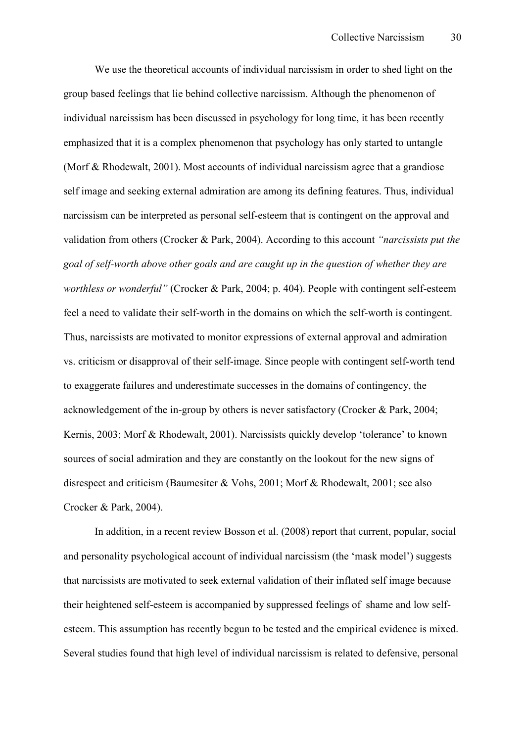We use the theoretical accounts of individual narcissism in order to shed light on the group based feelings that lie behind collective narcissism. Although the phenomenon of individual narcissism has been discussed in psychology for long time, it has been recently emphasized that it is a complex phenomenon that psychology has only started to untangle (Morf & Rhodewalt, 2001). Most accounts of individual narcissism agree that a grandiose self image and seeking external admiration are among its defining features. Thus, individual narcissism can be interpreted as personal self-esteem that is contingent on the approval and validation from others (Crocker & Park, 2004). According to this account *"narcissists put the goal of self-worth above other goals and are caught up in the question of whether they are worthless or wonderful"* (Crocker & Park, 2004; p. 404). People with contingent self-esteem feel a need to validate their self-worth in the domains on which the self-worth is contingent. Thus, narcissists are motivated to monitor expressions of external approval and admiration vs. criticism or disapproval of their self-image. Since people with contingent self-worth tend to exaggerate failures and underestimate successes in the domains of contingency, the acknowledgement of the in-group by others is never satisfactory (Crocker & Park, 2004; Kernis, 2003; Morf & Rhodewalt, 2001). Narcissists quickly develop 'tolerance' to known sources of social admiration and they are constantly on the lookout for the new signs of disrespect and criticism (Baumesiter & Vohs, 2001; Morf & Rhodewalt, 2001; see also Crocker & Park, 2004).

In addition, in a recent review Bosson et al. (2008) report that current, popular, social and personality psychological account of individual narcissism (the 'mask model') suggests that narcissists are motivated to seek external validation of their inflated self image because their heightened self-esteem is accompanied by suppressed feelings of shame and low self-esteem. This assumption has recently begun to be tested and the empirical evidence is mixed. Several studies found that high level of individual narcissism is related to defensive, personal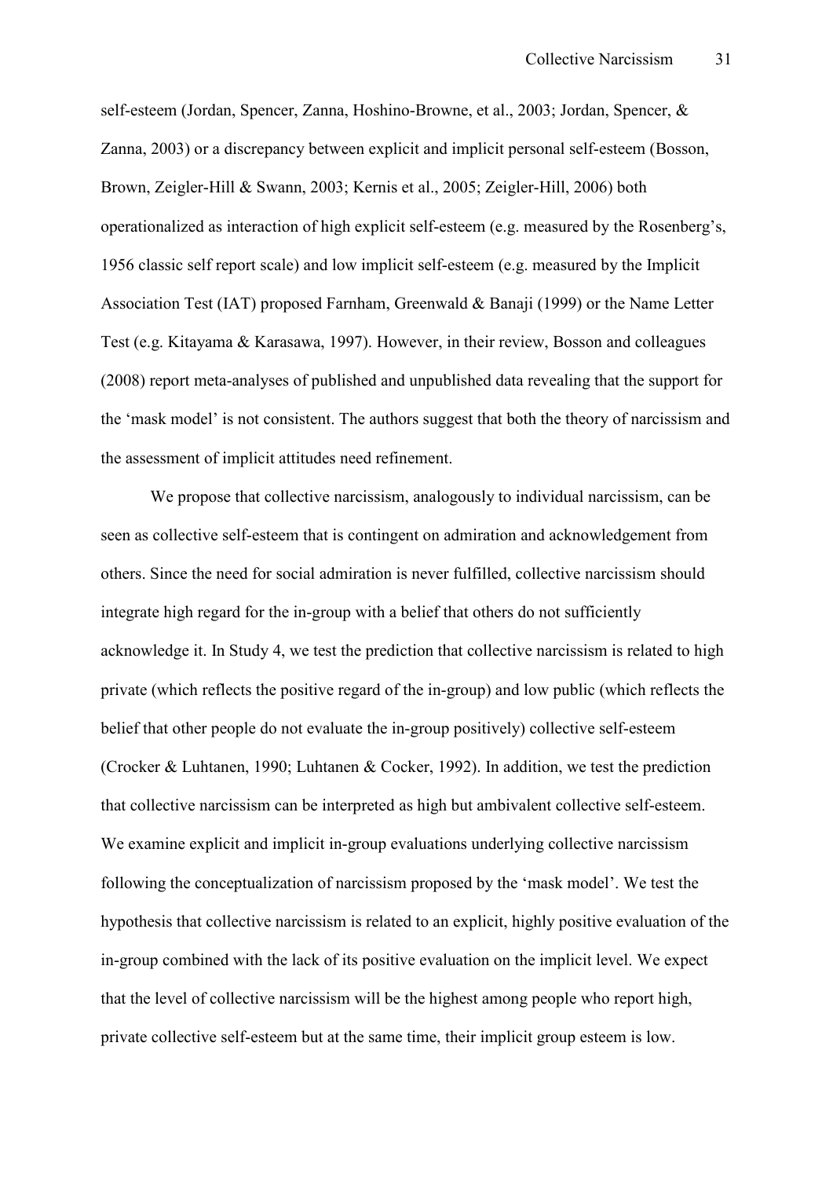self-esteem (Jordan, Spencer, Zanna, Hoshino-Browne, et al., 2003; Jordan, Spencer, & Zanna, 2003) or a discrepancy between explicit and implicit personal self-esteem (Bosson, Brown, Zeigler-Hill & Swann, 2003; Kernis et al., 2005; Zeigler-Hill, 2006) both operationalized as interaction of high explicit self-esteem (e.g. measured by the Rosenberg's, 1956 classic self report scale) and low implicit self-esteem (e.g. measured by the Implicit Association Test (IAT) proposed Farnham, Greenwald & Banaji (1999) or the Name Letter Test (e.g. Kitayama & Karasawa, 1997). However, in their review, Bosson and colleagues (2008) report meta-analyses of published and unpublished data revealing that the support for the 'mask model' is not consistent. The authors suggest that both the theory of narcissism and the assessment of implicit attitudes need refinement.

We propose that collective narcissism, analogously to individual narcissism, can be seen as collective self-esteem that is contingent on admiration and acknowledgement from others. Since the need for social admiration is never fulfilled, collective narcissism should integrate high regard for the in-group with a belief that others do not sufficiently acknowledge it. In Study 4, we test the prediction that collective narcissism is related to high private (which reflects the positive regard of the in-group) and low public (which reflects the belief that other people do not evaluate the in-group positively) collective self-esteem (Crocker & Luhtanen, 1990; Luhtanen & Cocker, 1992). In addition, we test the prediction that collective narcissism can be interpreted as high but ambivalent collective self-esteem. We examine explicit and implicit in-group evaluations underlying collective narcissism following the conceptualization of narcissism proposed by the 'mask model'. We test the hypothesis that collective narcissism is related to an explicit, highly positive evaluation of the in-group combined with the lack of its positive evaluation on the implicit level. We expect that the level of collective narcissism will be the highest among people who report high, private collective self-esteem but at the same time, their implicit group esteem is low.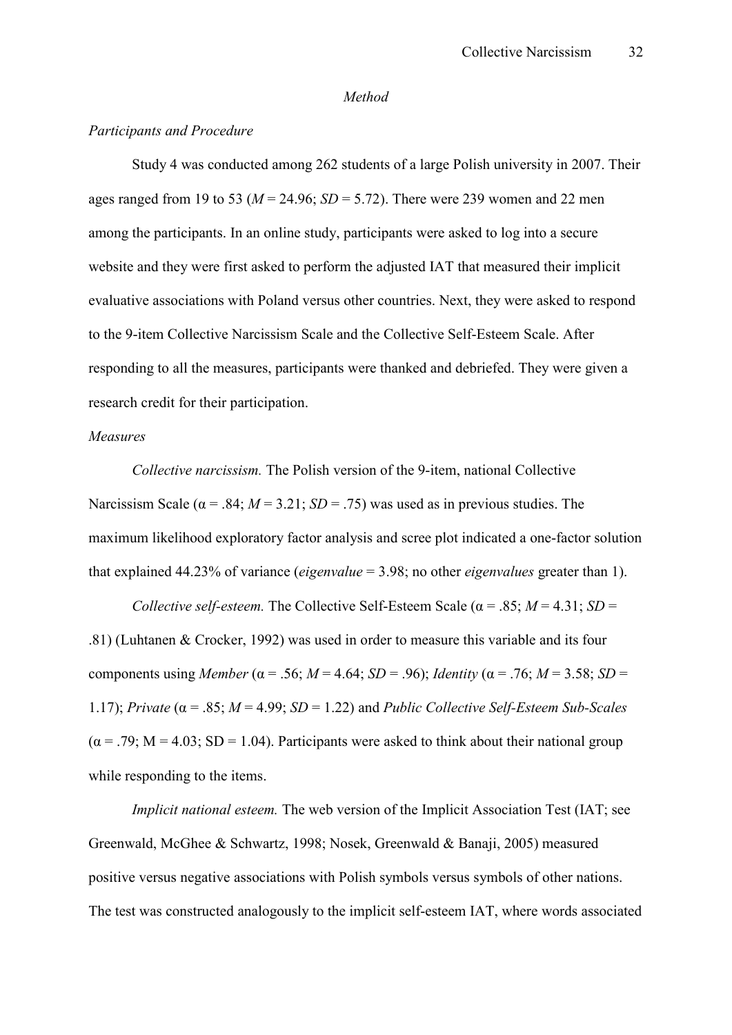*Method*

*Participants and Procedure*

Study 4 was conducted among 262 students of a large Polish university in 2007. Their ages ranged from 19 to 53 ($M = 24.96$; $SD = 5.72$). There were 239 women and 22 men among the participants. In an online study, participants were asked to log into a secure website and they were first asked to perform the adjusted IAT that measured their implicit evaluative associations with Poland versus other countries. Next, they were asked to respond to the 9-item Collective Narcissism Scale and the Collective Self-Esteem Scale. After responding to all the measures, participants were thanked and debriefed. They were given a research credit for their participation.

*Measures*

*Collective narcissism.* The Polish version of the 9-item, national Collective Narcissism Scale ($\alpha = .84$; $M = 3.21$; $SD = .75$) was used as in previous studies. The maximum likelihood exploratory factor analysis and scree plot indicated a one-factor solution that explained 44.23% of variance (*eigenvalue* = 3.98; no other *eigenvalues* greater than 1).

*Collective self-esteem.* The Collective Self-Esteem Scale ($\alpha = .85$; $M = 4.31$; $SD = .81$) (Luhtanen & Crocker, 1992) was used in order to measure this variable and its four components using *Member* ($\alpha = .56$; $M = 4.64$; $SD = .96$); *Identity* ($\alpha = .76$; $M = 3.58$; $SD = 1.17$); *Private* ($\alpha = .85$; $M = 4.99$; $SD = 1.22$) and *Public Collective Self-Esteem Sub-Scales* ($\alpha = .79$; $M = 4.03$; $SD = 1.04$). Participants were asked to think about their national group while responding to the items.

*Implicit national esteem.* The web version of the Implicit Association Test (IAT; see Greenwald, McGhee & Schwartz, 1998; Nosek, Greenwald & Banaji, 2005) measured positive versus negative associations with Polish symbols versus symbols of other nations. The test was constructed analogously to the implicit self-esteem IAT, where words associated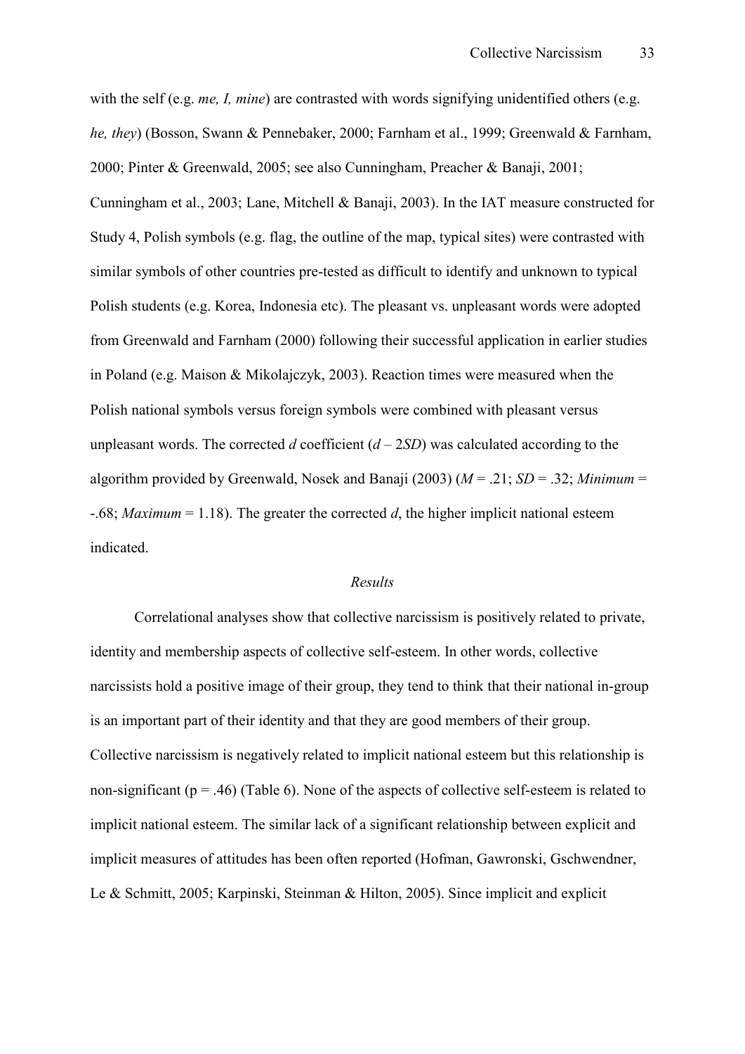with the self (e.g. *me, I, mine*) are contrasted with words signifying unidentified others (e.g. *he, they*) (Bosson, Swann & Pennebaker, 2000; Farnham et al., 1999; Greenwald & Farnham, 2000; Pinter & Greenwald, 2005; see also Cunningham, Preacher & Banaji, 2001; Cunningham et al., 2003; Lane, Mitchell & Banaji, 2003). In the IAT measure constructed for Study 4, Polish symbols (e.g. flag, the outline of the map, typical sites) were contrasted with similar symbols of other countries pre-tested as difficult to identify and unknown to typical Polish students (e.g. Korea, Indonesia etc). The pleasant vs. unpleasant words were adopted from Greenwald and Farnham (2000) following their successful application in earlier studies in Poland (e.g. Maison & Mikolajczyk, 2003). Reaction times were measured when the Polish national symbols versus foreign symbols were combined with pleasant versus unpleasant words. The corrected $d$ coefficient ($d - 2SD$) was calculated according to the algorithm provided by Greenwald, Nosek and Banaji (2003) ($M = .21$; $SD = .32$; *Minimum* = -.68; *Maximum* = 1.18). The greater the corrected $d$, the higher implicit national esteem indicated.

*Results*

Correlational analyses show that collective narcissism is positively related to private, identity and membership aspects of collective self-esteem. In other words, collective narcissists hold a positive image of their group, they tend to think that their national in-group is an important part of their identity and that they are good members of their group. Collective narcissism is negatively related to implicit national esteem but this relationship is non-significant ($p = .46$) (Table 6). None of the aspects of collective self-esteem is related to implicit national esteem. The similar lack of a significant relationship between explicit and implicit measures of attitudes has been often reported (Hofman, Gawronski, Gschwendner, Le & Schmitt, 2005; Karpinski, Steinman & Hilton, 2005). Since implicit and explicit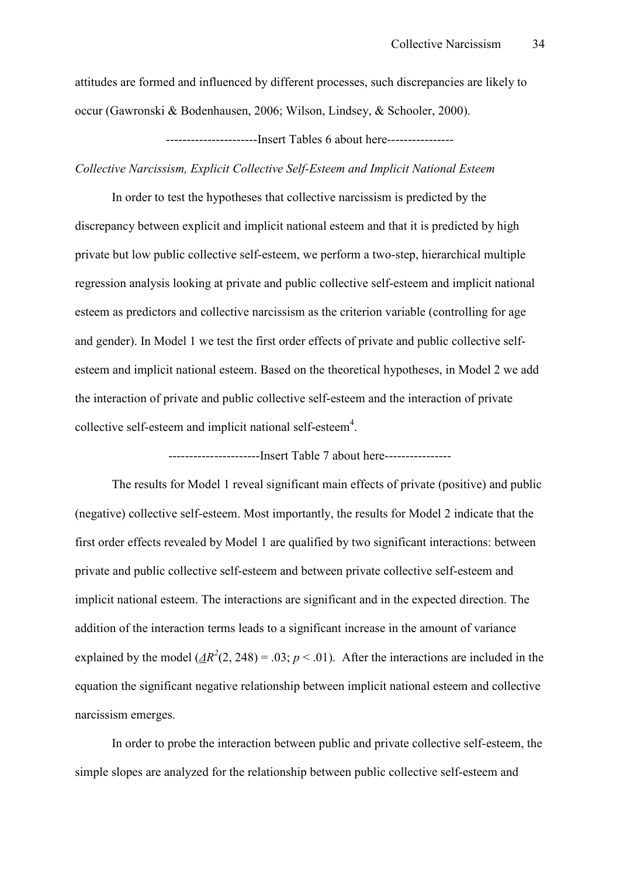attitudes are formed and influenced by different processes, such discrepancies are likely to occur (Gawronski & Bodenhausen, 2006; Wilson, Lindsey, & Schooler, 2000).

----------------------Insert Tables 6 about here----------------

*Collective Narcissism, Explicit Collective Self-Esteem and Implicit National Esteem*

In order to test the hypotheses that collective narcissism is predicted by the discrepancy between explicit and implicit national esteem and that it is predicted by high private but low public collective self-esteem, we perform a two-step, hierarchical multiple regression analysis looking at private and public collective self-esteem and implicit national esteem as predictors and collective narcissism as the criterion variable (controlling for age and gender). In Model 1 we test the first order effects of private and public collective self-esteem and implicit national esteem. Based on the theoretical hypotheses, in Model 2 we add the interaction of private and public collective self-esteem and the interaction of private collective self-esteem and implicit national self-esteem[4].

----------------------Insert Table 7 about here----------------

The results for Model 1 reveal significant main effects of private (positive) and public (negative) collective self-esteem. Most importantly, the results for Model 2 indicate that the first order effects revealed by Model 1 are qualified by two significant interactions: between private and public collective self-esteem and between private collective self-esteem and implicit national esteem. The interactions are significant and in the expected direction. The addition of the interaction terms leads to a significant increase in the amount of variance explained by the model ($\Delta R^2(2, 248) = .03$; $p < .01$). After the interactions are included in the equation the significant negative relationship between implicit national esteem and collective narcissism emerges.

In order to probe the interaction between public and private collective self-esteem, the simple slopes are analyzed for the relationship between public collective self-esteem and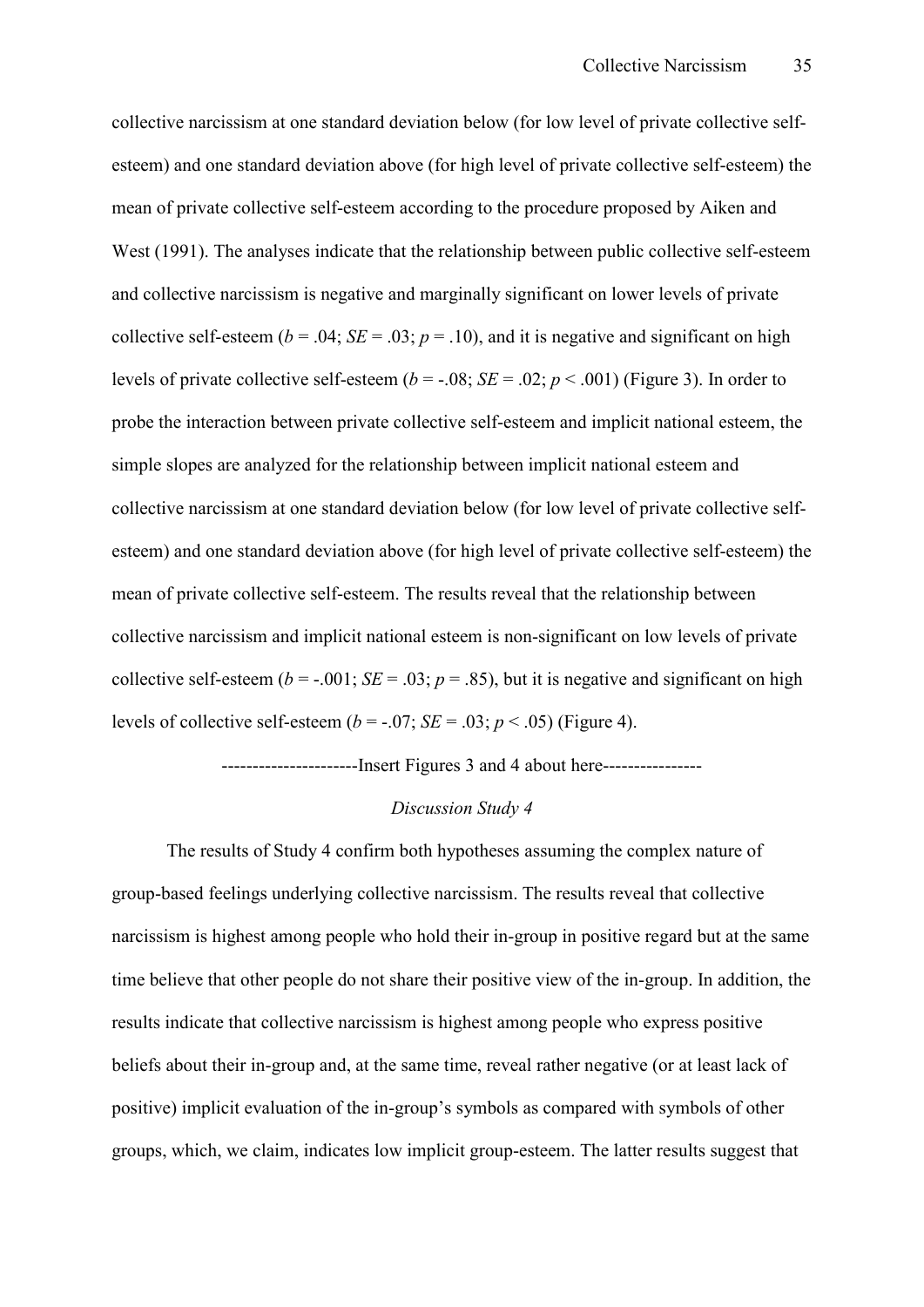collective narcissism at one standard deviation below (for low level of private collective self-esteem) and one standard deviation above (for high level of private collective self-esteem) the mean of private collective self-esteem according to the procedure proposed by Aiken and West (1991). The analyses indicate that the relationship between public collective self-esteem and collective narcissism is negative and marginally significant on lower levels of private collective self-esteem ($b$ = .04; $SE$ = .03; $p$ = .10), and it is negative and significant on high levels of private collective self-esteem ($b$ = -.08; $SE$ = .02; $p$ < .001) (Figure 3). In order to probe the interaction between private collective self-esteem and implicit national esteem, the simple slopes are analyzed for the relationship between implicit national esteem and collective narcissism at one standard deviation below (for low level of private collective self-esteem) and one standard deviation above (for high level of private collective self-esteem) the mean of private collective self-esteem. The results reveal that the relationship between collective narcissism and implicit national esteem is non-significant on low levels of private collective self-esteem ($b$ = -.001; $SE$ = .03; $p$ = .85), but it is negative and significant on high levels of collective self-esteem ($b$ = -.07; $SE$ = .03; $p$ < .05) (Figure 4).

----------------------Insert Figures 3 and 4 about here----------------

*Discussion Study 4*

The results of Study 4 confirm both hypotheses assuming the complex nature of group-based feelings underlying collective narcissism. The results reveal that collective narcissism is highest among people who hold their in-group in positive regard but at the same time believe that other people do not share their positive view of the in-group. In addition, the results indicate that collective narcissism is highest among people who express positive beliefs about their in-group and, at the same time, reveal rather negative (or at least lack of positive) implicit evaluation of the in-group's symbols as compared with symbols of other groups, which, we claim, indicates low implicit group-esteem. The latter results suggest that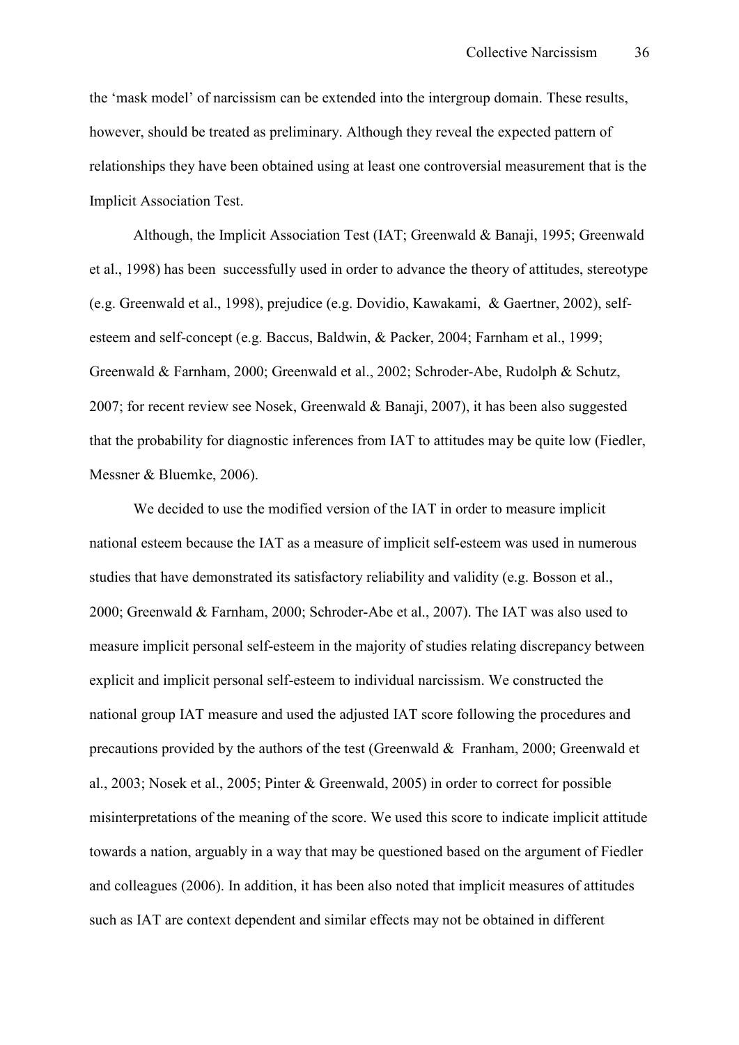the 'mask model' of narcissism can be extended into the intergroup domain. These results, however, should be treated as preliminary. Although they reveal the expected pattern of relationships they have been obtained using at least one controversial measurement that is the Implicit Association Test.

Although, the Implicit Association Test (IAT; Greenwald & Banaji, 1995; Greenwald et al., 1998) has been successfully used in order to advance the theory of attitudes, stereotype (e.g. Greenwald et al., 1998), prejudice (e.g. Dovidio, Kawakami, & Gaertner, 2002), self-esteem and self-concept (e.g. Baccus, Baldwin, & Packer, 2004; Farnham et al., 1999; Greenwald & Farnham, 2000; Greenwald et al., 2002; Schroder-Abe, Rudolph & Schutz, 2007; for recent review see Nosek, Greenwald & Banaji, 2007), it has been also suggested that the probability for diagnostic inferences from IAT to attitudes may be quite low (Fiedler, Messner & Bluemke, 2006).

We decided to use the modified version of the IAT in order to measure implicit national esteem because the IAT as a measure of implicit self-esteem was used in numerous studies that have demonstrated its satisfactory reliability and validity (e.g. Bosson et al., 2000; Greenwald & Farnham, 2000; Schroder-Abe et al., 2007). The IAT was also used to measure implicit personal self-esteem in the majority of studies relating discrepancy between explicit and implicit personal self-esteem to individual narcissism. We constructed the national group IAT measure and used the adjusted IAT score following the procedures and precautions provided by the authors of the test (Greenwald & Franham, 2000; Greenwald et al., 2003; Nosek et al., 2005; Pinter & Greenwald, 2005) in order to correct for possible misinterpretations of the meaning of the score. We used this score to indicate implicit attitude towards a nation, arguably in a way that may be questioned based on the argument of Fiedler and colleagues (2006). In addition, it has been also noted that implicit measures of attitudes such as IAT are context dependent and similar effects may not be obtained in different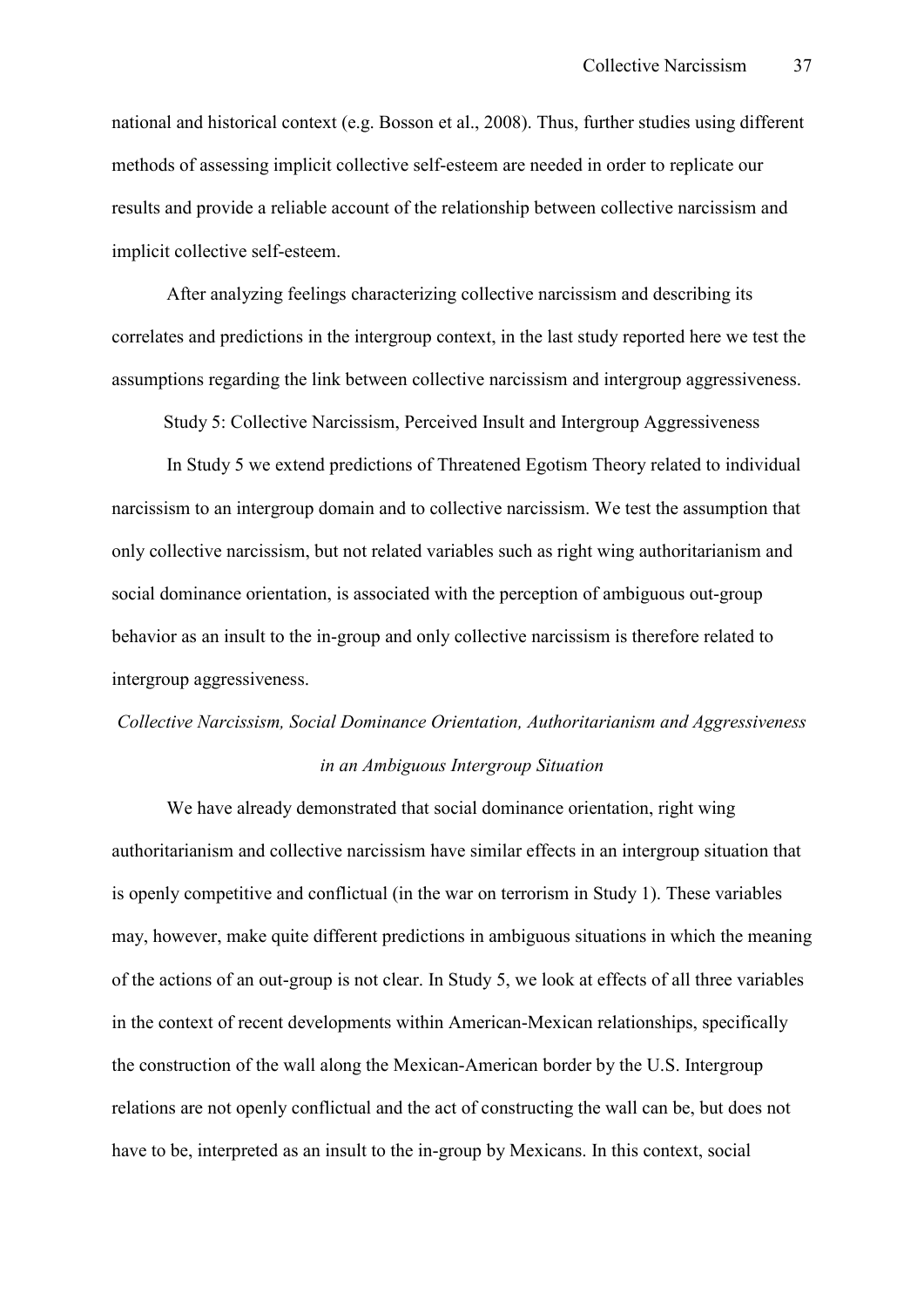national and historical context (e.g. Bosson et al., 2008). Thus, further studies using different methods of assessing implicit collective self-esteem are needed in order to replicate our results and provide a reliable account of the relationship between collective narcissism and implicit collective self-esteem.

After analyzing feelings characterizing collective narcissism and describing its correlates and predictions in the intergroup context, in the last study reported here we test the assumptions regarding the link between collective narcissism and intergroup aggressiveness.

## Study 5: Collective Narcissism, Perceived Insult and Intergroup Aggressiveness

In Study 5 we extend predictions of Threatened Egotism Theory related to individual narcissism to an intergroup domain and to collective narcissism. We test the assumption that only collective narcissism, but not related variables such as right wing authoritarianism and social dominance orientation, is associated with the perception of ambiguous out-group behavior as an insult to the in-group and only collective narcissism is therefore related to intergroup aggressiveness.

### *Collective Narcissism, Social Dominance Orientation, Authoritarianism and Aggressiveness in an Ambiguous Intergroup Situation*

We have already demonstrated that social dominance orientation, right wing authoritarianism and collective narcissism have similar effects in an intergroup situation that is openly competitive and conflictual (in the war on terrorism in Study 1). These variables may, however, make quite different predictions in ambiguous situations in which the meaning of the actions of an out-group is not clear. In Study 5, we look at effects of all three variables in the context of recent developments within American-Mexican relationships, specifically the construction of the wall along the Mexican-American border by the U.S. Intergroup relations are not openly conflictual and the act of constructing the wall can be, but does not have to be, interpreted as an insult to the in-group by Mexicans. In this context, social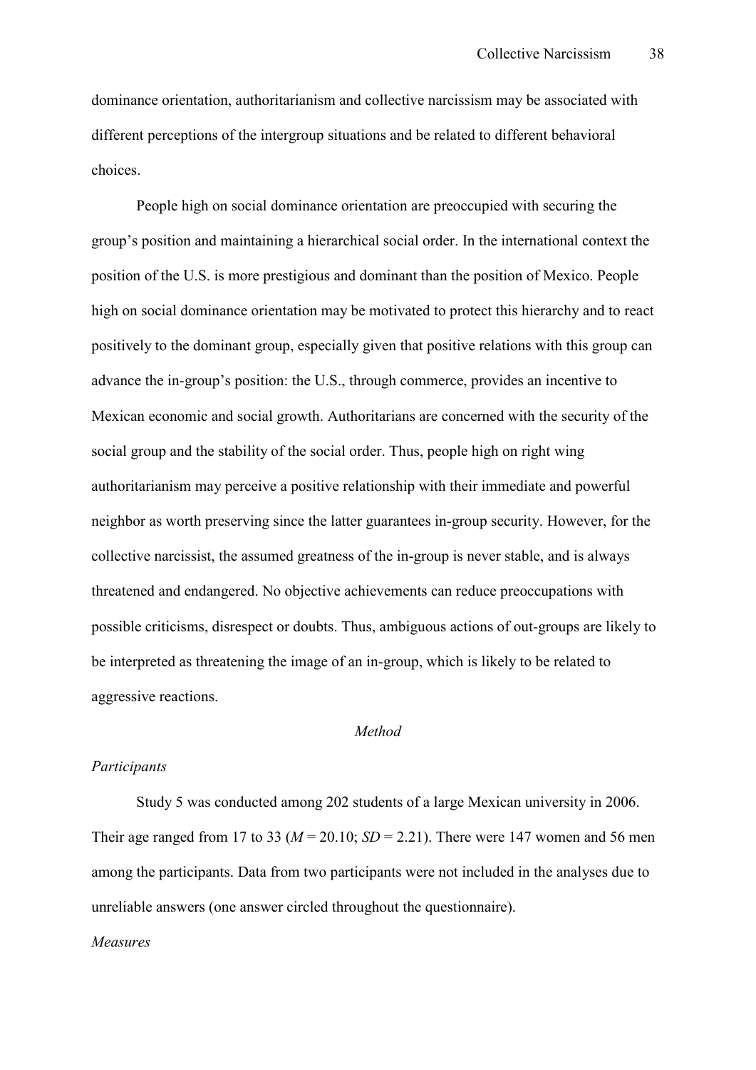dominance orientation, authoritarianism and collective narcissism may be associated with different perceptions of the intergroup situations and be related to different behavioral choices.

People high on social dominance orientation are preoccupied with securing the group's position and maintaining a hierarchical social order. In the international context the position of the U.S. is more prestigious and dominant than the position of Mexico. People high on social dominance orientation may be motivated to protect this hierarchy and to react positively to the dominant group, especially given that positive relations with this group can advance the in-group's position: the U.S., through commerce, provides an incentive to Mexican economic and social growth. Authoritarians are concerned with the security of the social group and the stability of the social order. Thus, people high on right wing authoritarianism may perceive a positive relationship with their immediate and powerful neighbor as worth preserving since the latter guarantees in-group security. However, for the collective narcissist, the assumed greatness of the in-group is never stable, and is always threatened and endangered. No objective achievements can reduce preoccupations with possible criticisms, disrespect or doubts. Thus, ambiguous actions of out-groups are likely to be interpreted as threatening the image of an in-group, which is likely to be related to aggressive reactions.

## *Method*

### *Participants*

Study 5 was conducted among 202 students of a large Mexican university in 2006. Their age ranged from 17 to 33 ($M$ = 20.10; $SD$ = 2.21). There were 147 women and 56 men among the participants. Data from two participants were not included in the analyses due to unreliable answers (one answer circled throughout the questionnaire).

### *Measures*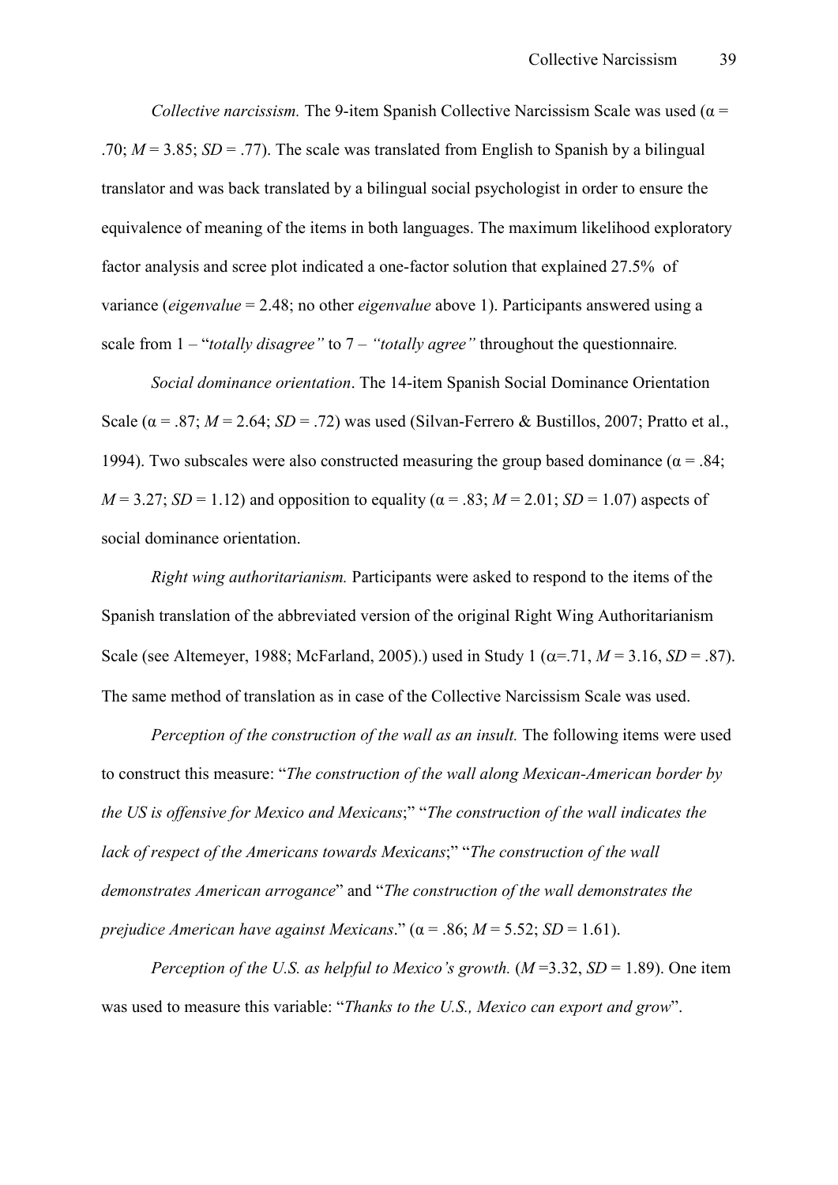*Collective narcissism.* The 9-item Spanish Collective Narcissism Scale was used (α = .70; *M* = 3.85; *SD* = .77). The scale was translated from English to Spanish by a bilingual translator and was back translated by a bilingual social psychologist in order to ensure the equivalence of meaning of the items in both languages. The maximum likelihood exploratory factor analysis and scree plot indicated a one-factor solution that explained 27.5% of variance (*eigenvalue* = 2.48; no other *eigenvalue* above 1). Participants answered using a scale from 1 – "*totally disagree"* to 7 – *"totally agree"* throughout the questionnaire*.*

*Social dominance orientation*. The 14-item Spanish Social Dominance Orientation Scale (α = .87; *M* = 2.64; *SD* = .72) was used (Silvan-Ferrero & Bustillos, 2007; Pratto et al., 1994). Two subscales were also constructed measuring the group based dominance (α = .84; *M* = 3.27; *SD* = 1.12) and opposition to equality (α = .83; *M* = 2.01; *SD* = 1.07) aspects of social dominance orientation.

*Right wing authoritarianism.* Participants were asked to respond to the items of the Spanish translation of the abbreviated version of the original Right Wing Authoritarianism Scale (see Altemeyer, 1988; McFarland, 2005).) used in Study 1 (α=.71, *M* = 3.16, *SD* = .87). The same method of translation as in case of the Collective Narcissism Scale was used.

*Perception of the construction of the wall as an insult.* The following items were used to construct this measure: "*The construction of the wall along Mexican-American border by the US is offensive for Mexico and Mexicans*;" "*The construction of the wall indicates the lack of respect of the Americans towards Mexicans*;" "*The construction of the wall demonstrates American arrogance*" and "*The construction of the wall demonstrates the prejudice American have against Mexicans*." (α = .86; *M* = 5.52; *SD* = 1.61).

*Perception of the U.S. as helpful to Mexico's growth.* (*M* =3.32, *SD* = 1.89). One item was used to measure this variable: "*Thanks to the U.S., Mexico can export and grow*".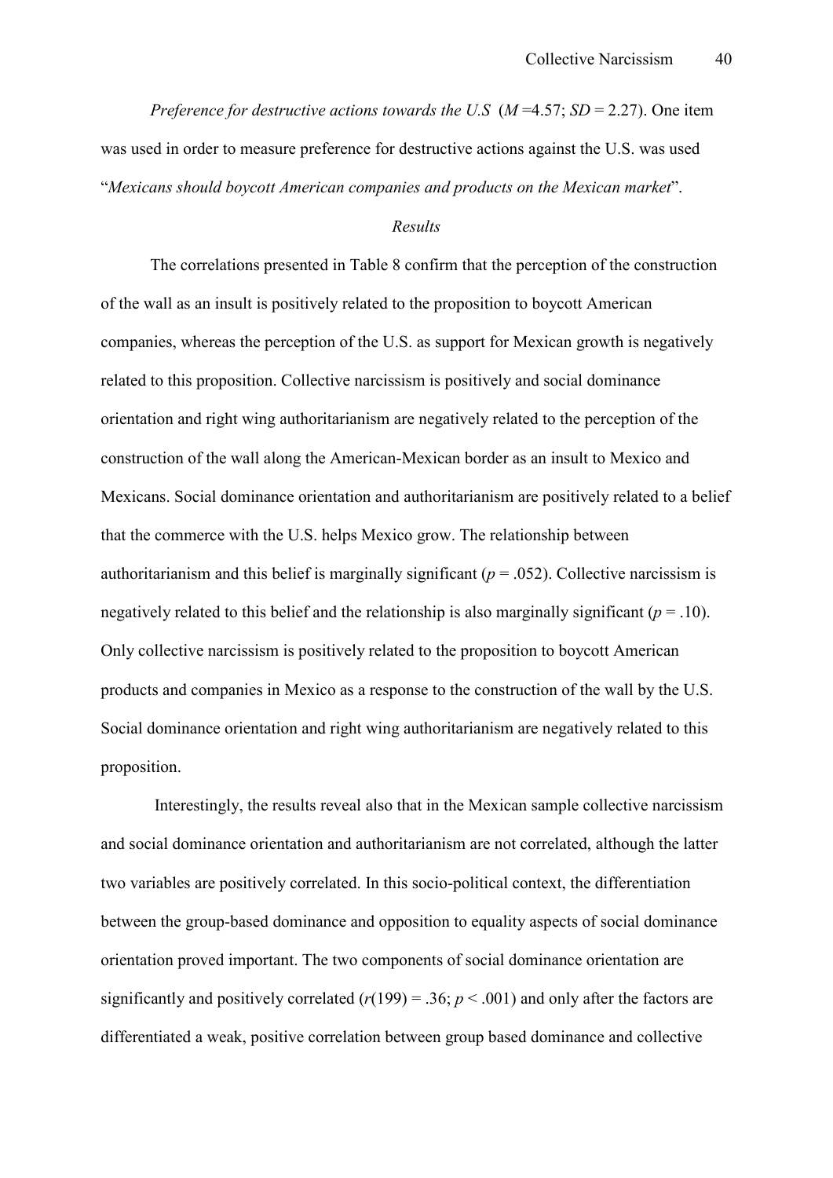*Preference for destructive actions towards the U.S* ($M$ =4.57; $SD$ = 2.27). One item was used in order to measure preference for destructive actions against the U.S. was used "*Mexicans should boycott American companies and products on the Mexican market*".

*Results*

The correlations presented in Table 8 confirm that the perception of the construction of the wall as an insult is positively related to the proposition to boycott American companies, whereas the perception of the U.S. as support for Mexican growth is negatively related to this proposition. Collective narcissism is positively and social dominance orientation and right wing authoritarianism are negatively related to the perception of the construction of the wall along the American-Mexican border as an insult to Mexico and Mexicans. Social dominance orientation and authoritarianism are positively related to a belief that the commerce with the U.S. helps Mexico grow. The relationship between authoritarianism and this belief is marginally significant ($p$ = .052). Collective narcissism is negatively related to this belief and the relationship is also marginally significant ($p$ = .10). Only collective narcissism is positively related to the proposition to boycott American products and companies in Mexico as a response to the construction of the wall by the U.S. Social dominance orientation and right wing authoritarianism are negatively related to this proposition.

Interestingly, the results reveal also that in the Mexican sample collective narcissism and social dominance orientation and authoritarianism are not correlated, although the latter two variables are positively correlated. In this socio-political context, the differentiation between the group-based dominance and opposition to equality aspects of social dominance orientation proved important. The two components of social dominance orientation are significantly and positively correlated ($r(199) = .36$; $p < .001$) and only after the factors are differentiated a weak, positive correlation between group based dominance and collective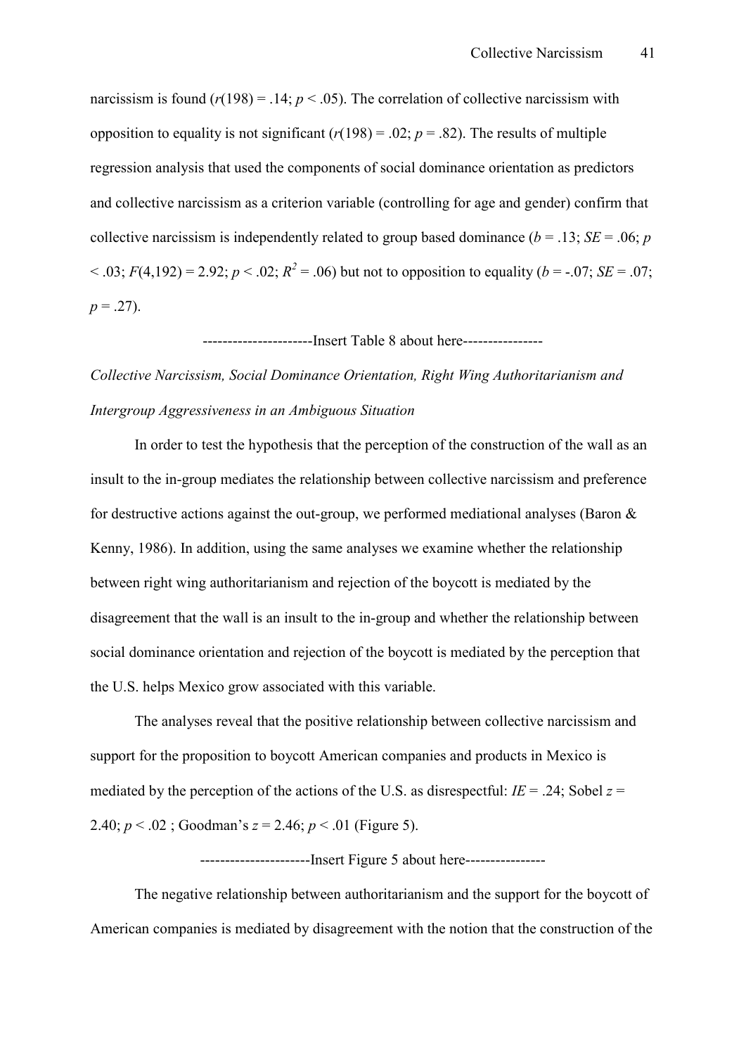narcissism is found ($r(198) = .14$; $p < .05$). The correlation of collective narcissism with opposition to equality is not significant ($r(198) = .02$; $p = .82$). The results of multiple regression analysis that used the components of social dominance orientation as predictors and collective narcissism as a criterion variable (controlling for age and gender) confirm that collective narcissism is independently related to group based dominance ($b = .13$; $SE = .06$; $p < .03$; $F(4,192) = 2.92$; $p < .02$; $R^2 = .06$) but not to opposition to equality ($b = -.07$; $SE = .07$; $p = .27$).

----------------------Insert Table 8 about here----------------

*Collective Narcissism, Social Dominance Orientation, Right Wing Authoritarianism and Intergroup Aggressiveness in an Ambiguous Situation*

In order to test the hypothesis that the perception of the construction of the wall as an insult to the in-group mediates the relationship between collective narcissism and preference for destructive actions against the out-group, we performed mediational analyses (Baron & Kenny, 1986). In addition, using the same analyses we examine whether the relationship between right wing authoritarianism and rejection of the boycott is mediated by the disagreement that the wall is an insult to the in-group and whether the relationship between social dominance orientation and rejection of the boycott is mediated by the perception that the U.S. helps Mexico grow associated with this variable.

The analyses reveal that the positive relationship between collective narcissism and support for the proposition to boycott American companies and products in Mexico is mediated by the perception of the actions of the U.S. as disrespectful: $IE = .24$; Sobel $z = 2.40$; $p < .02$ ; Goodman's $z = 2.46$; $p < .01$ (Figure 5).

----------------------Insert Figure 5 about here----------------

The negative relationship between authoritarianism and the support for the boycott of American companies is mediated by disagreement with the notion that the construction of the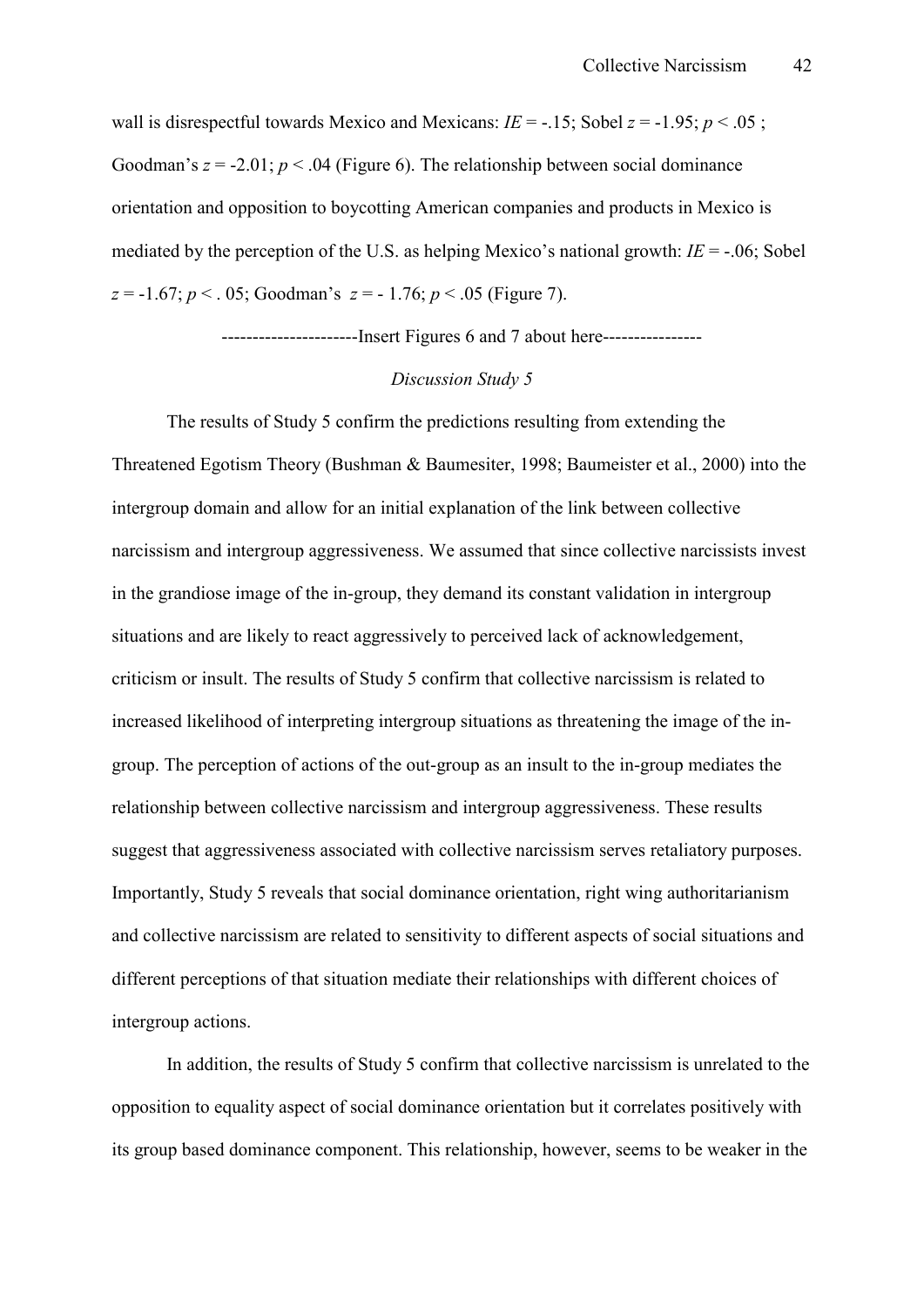wall is disrespectful towards Mexico and Mexicans: $IE = -.15$; Sobel $z = -1.95$; $p < .05$ ; Goodman's $z = -2.01$; $p < .04$ (Figure 6). The relationship between social dominance orientation and opposition to boycotting American companies and products in Mexico is mediated by the perception of the U.S. as helping Mexico's national growth: $IE = -.06$; Sobel $z = -1.67$; $p < .05$; Goodman's $z = -1.76$; $p < .05$ (Figure 7).

----------------------Insert Figures 6 and 7 about here----------------

### *Discussion Study 5*

The results of Study 5 confirm the predictions resulting from extending the Threatened Egotism Theory (Bushman & Baumesiter, 1998; Baumeister et al., 2000) into the intergroup domain and allow for an initial explanation of the link between collective narcissism and intergroup aggressiveness. We assumed that since collective narcissists invest in the grandiose image of the in-group, they demand its constant validation in intergroup situations and are likely to react aggressively to perceived lack of acknowledgement, criticism or insult. The results of Study 5 confirm that collective narcissism is related to increased likelihood of interpreting intergroup situations as threatening the image of the in-group. The perception of actions of the out-group as an insult to the in-group mediates the relationship between collective narcissism and intergroup aggressiveness. These results suggest that aggressiveness associated with collective narcissism serves retaliatory purposes. Importantly, Study 5 reveals that social dominance orientation, right wing authoritarianism and collective narcissism are related to sensitivity to different aspects of social situations and different perceptions of that situation mediate their relationships with different choices of intergroup actions.

In addition, the results of Study 5 confirm that collective narcissism is unrelated to the opposition to equality aspect of social dominance orientation but it correlates positively with its group based dominance component. This relationship, however, seems to be weaker in the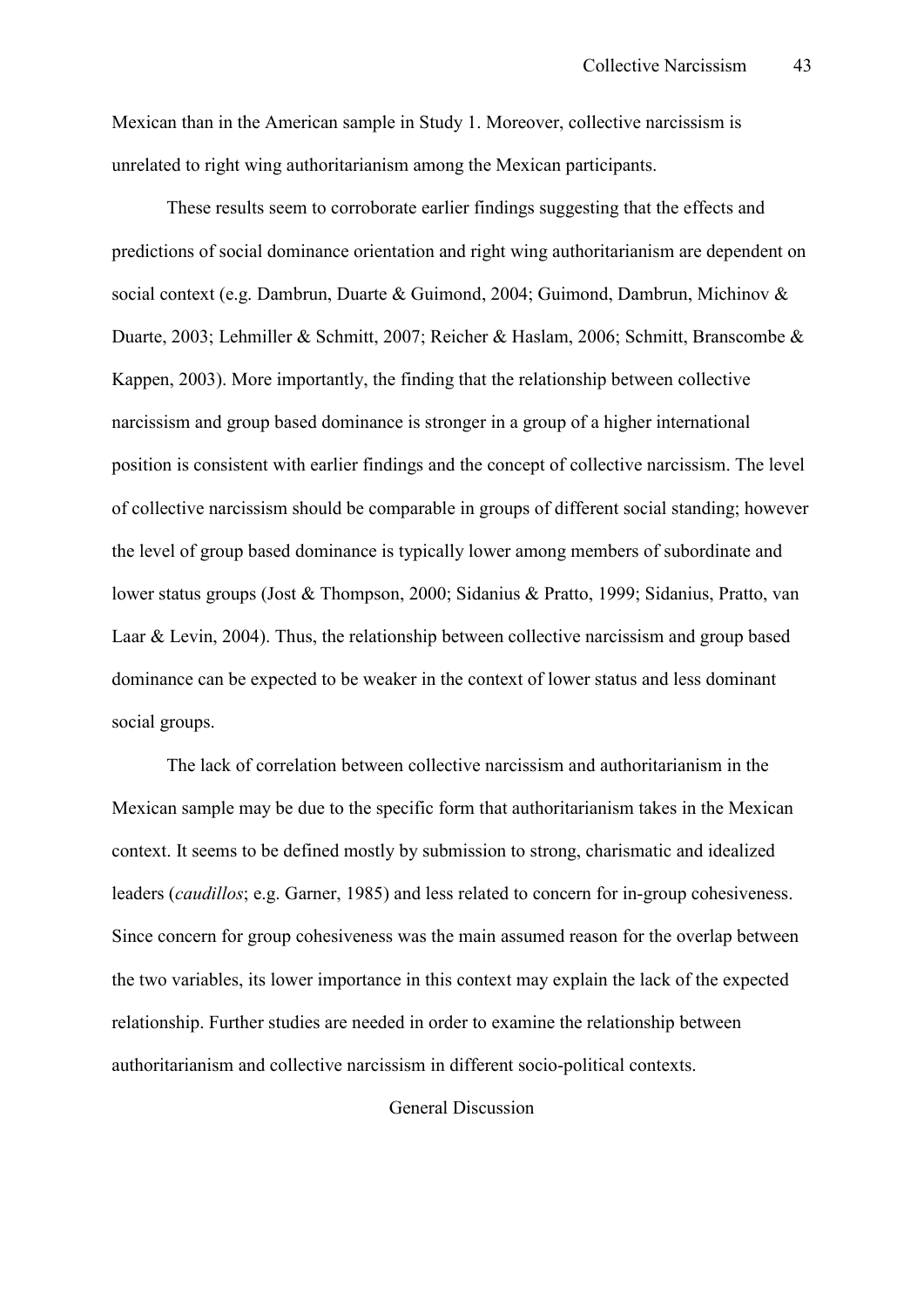Mexican than in the American sample in Study 1. Moreover, collective narcissism is unrelated to right wing authoritarianism among the Mexican participants.

These results seem to corroborate earlier findings suggesting that the effects and predictions of social dominance orientation and right wing authoritarianism are dependent on social context (e.g. Dambrun, Duarte & Guimond, 2004; Guimond, Dambrun, Michinov & Duarte, 2003; Lehmiller & Schmitt, 2007; Reicher & Haslam, 2006; Schmitt, Branscombe & Kappen, 2003). More importantly, the finding that the relationship between collective narcissism and group based dominance is stronger in a group of a higher international position is consistent with earlier findings and the concept of collective narcissism. The level of collective narcissism should be comparable in groups of different social standing; however the level of group based dominance is typically lower among members of subordinate and lower status groups (Jost & Thompson, 2000; Sidanius & Pratto, 1999; Sidanius, Pratto, van Laar & Levin, 2004). Thus, the relationship between collective narcissism and group based dominance can be expected to be weaker in the context of lower status and less dominant social groups.

The lack of correlation between collective narcissism and authoritarianism in the Mexican sample may be due to the specific form that authoritarianism takes in the Mexican context. It seems to be defined mostly by submission to strong, charismatic and idealized leaders (*caudillos*; e.g. Garner, 1985) and less related to concern for in-group cohesiveness. Since concern for group cohesiveness was the main assumed reason for the overlap between the two variables, its lower importance in this context may explain the lack of the expected relationship. Further studies are needed in order to examine the relationship between authoritarianism and collective narcissism in different socio-political contexts.

## General Discussion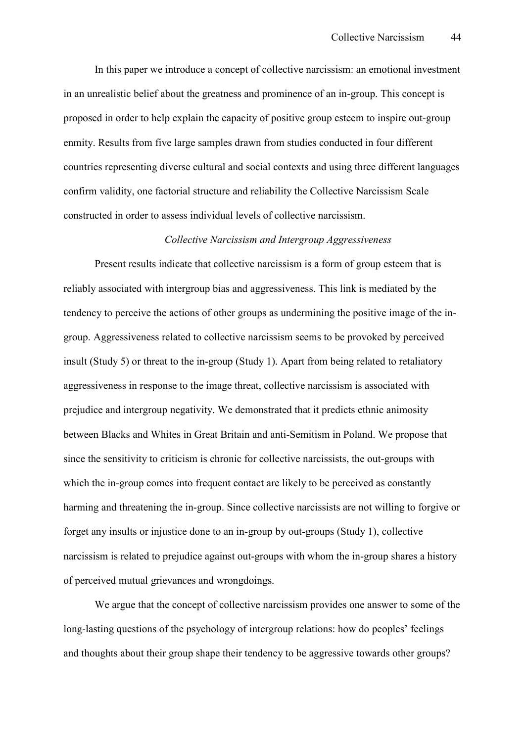In this paper we introduce a concept of collective narcissism: an emotional investment in an unrealistic belief about the greatness and prominence of an in-group. This concept is proposed in order to help explain the capacity of positive group esteem to inspire out-group enmity. Results from five large samples drawn from studies conducted in four different countries representing diverse cultural and social contexts and using three different languages confirm validity, one factorial structure and reliability the Collective Narcissism Scale constructed in order to assess individual levels of collective narcissism.

### *Collective Narcissism and Intergroup Aggressiveness*

Present results indicate that collective narcissism is a form of group esteem that is reliably associated with intergroup bias and aggressiveness. This link is mediated by the tendency to perceive the actions of other groups as undermining the positive image of the in-group. Aggressiveness related to collective narcissism seems to be provoked by perceived insult (Study 5) or threat to the in-group (Study 1). Apart from being related to retaliatory aggressiveness in response to the image threat, collective narcissism is associated with prejudice and intergroup negativity. We demonstrated that it predicts ethnic animosity between Blacks and Whites in Great Britain and anti-Semitism in Poland. We propose that since the sensitivity to criticism is chronic for collective narcissists, the out-groups with which the in-group comes into frequent contact are likely to be perceived as constantly harming and threatening the in-group. Since collective narcissists are not willing to forgive or forget any insults or injustice done to an in-group by out-groups (Study 1), collective narcissism is related to prejudice against out-groups with whom the in-group shares a history of perceived mutual grievances and wrongdoings.

We argue that the concept of collective narcissism provides one answer to some of the long-lasting questions of the psychology of intergroup relations: how do peoples' feelings and thoughts about their group shape their tendency to be aggressive towards other groups?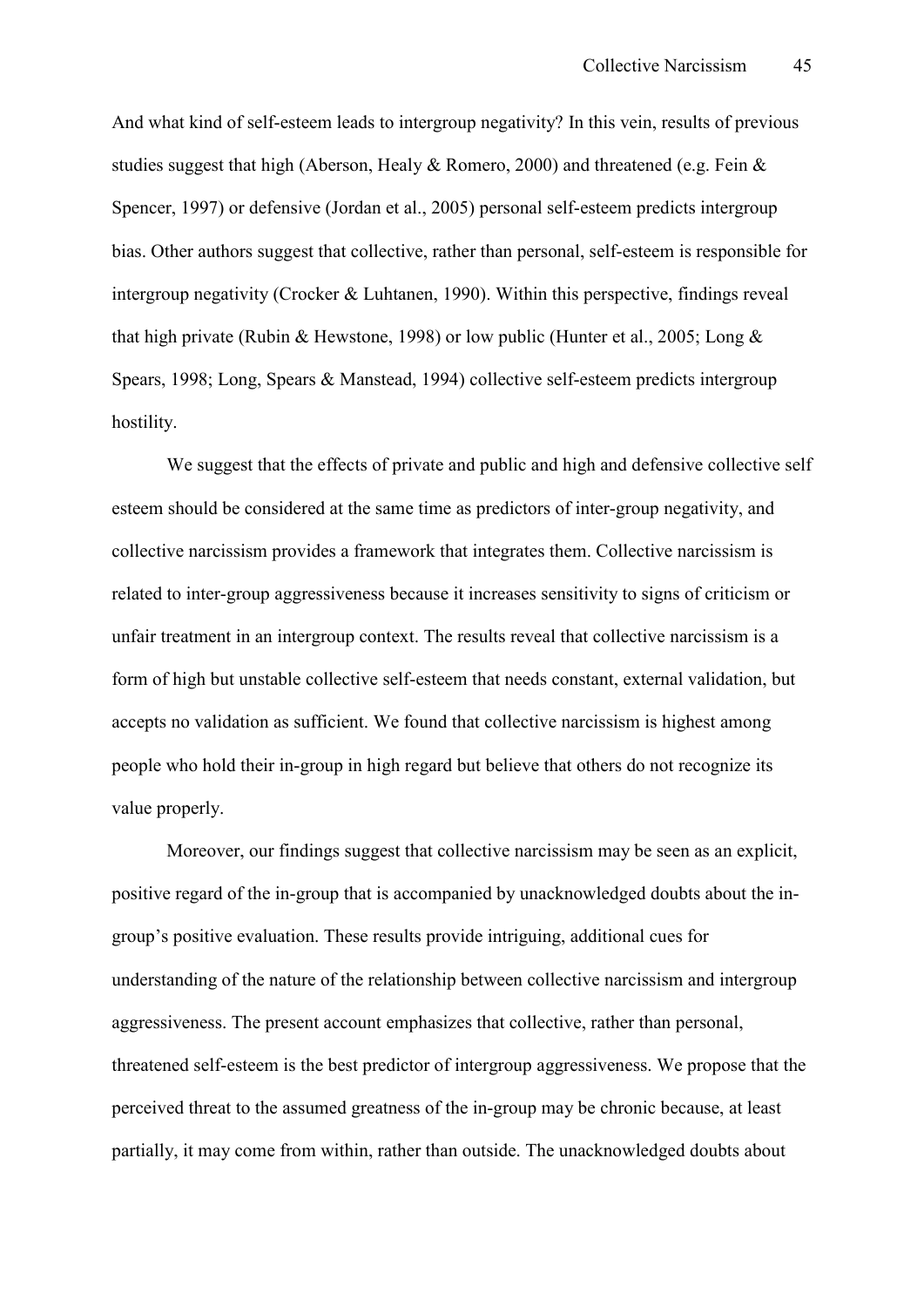And what kind of self-esteem leads to intergroup negativity? In this vein, results of previous studies suggest that high (Aberson, Healy & Romero, 2000) and threatened (e.g. Fein & Spencer, 1997) or defensive (Jordan et al., 2005) personal self-esteem predicts intergroup bias. Other authors suggest that collective, rather than personal, self-esteem is responsible for intergroup negativity (Crocker & Luhtanen, 1990). Within this perspective, findings reveal that high private (Rubin & Hewstone, 1998) or low public (Hunter et al., 2005; Long & Spears, 1998; Long, Spears & Manstead, 1994) collective self-esteem predicts intergroup hostility.

We suggest that the effects of private and public and high and defensive collective self esteem should be considered at the same time as predictors of inter-group negativity, and collective narcissism provides a framework that integrates them. Collective narcissism is related to inter-group aggressiveness because it increases sensitivity to signs of criticism or unfair treatment in an intergroup context. The results reveal that collective narcissism is a form of high but unstable collective self-esteem that needs constant, external validation, but accepts no validation as sufficient. We found that collective narcissism is highest among people who hold their in-group in high regard but believe that others do not recognize its value properly.

Moreover, our findings suggest that collective narcissism may be seen as an explicit, positive regard of the in-group that is accompanied by unacknowledged doubts about the in-group's positive evaluation. These results provide intriguing, additional cues for understanding of the nature of the relationship between collective narcissism and intergroup aggressiveness. The present account emphasizes that collective, rather than personal, threatened self-esteem is the best predictor of intergroup aggressiveness. We propose that the perceived threat to the assumed greatness of the in-group may be chronic because, at least partially, it may come from within, rather than outside. The unacknowledged doubts about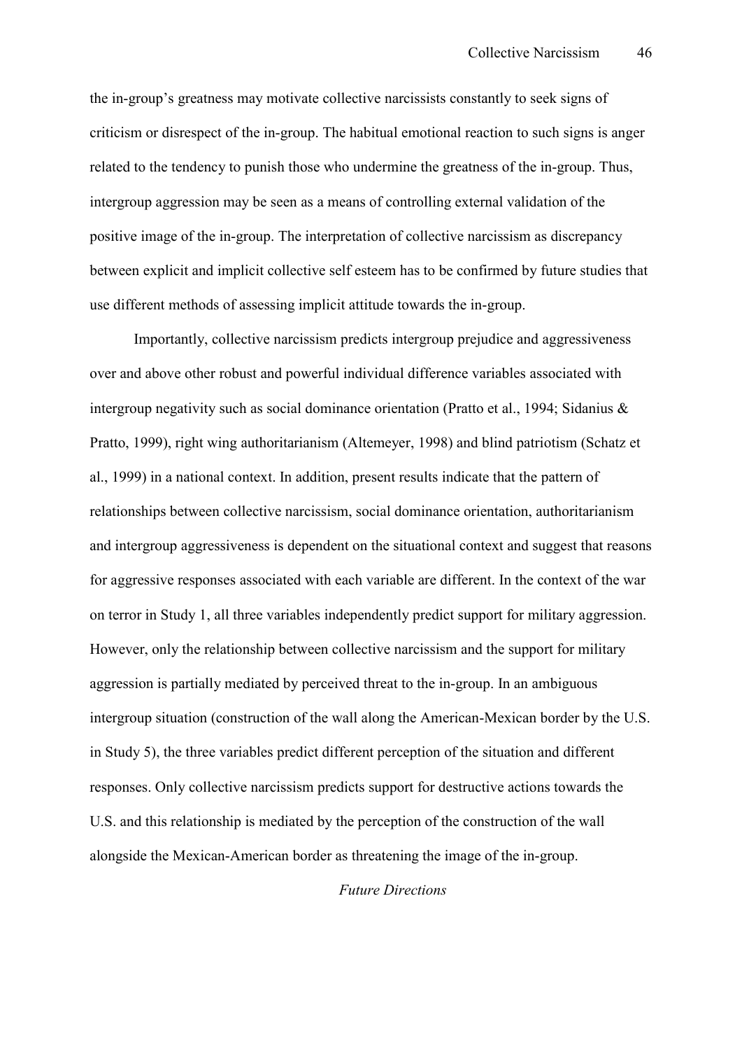the in-group's greatness may motivate collective narcissists constantly to seek signs of criticism or disrespect of the in-group. The habitual emotional reaction to such signs is anger related to the tendency to punish those who undermine the greatness of the in-group. Thus, intergroup aggression may be seen as a means of controlling external validation of the positive image of the in-group. The interpretation of collective narcissism as discrepancy between explicit and implicit collective self esteem has to be confirmed by future studies that use different methods of assessing implicit attitude towards the in-group.

Importantly, collective narcissism predicts intergroup prejudice and aggressiveness over and above other robust and powerful individual difference variables associated with intergroup negativity such as social dominance orientation (Pratto et al., 1994; Sidanius & Pratto, 1999), right wing authoritarianism (Altemeyer, 1998) and blind patriotism (Schatz et al., 1999) in a national context. In addition, present results indicate that the pattern of relationships between collective narcissism, social dominance orientation, authoritarianism and intergroup aggressiveness is dependent on the situational context and suggest that reasons for aggressive responses associated with each variable are different. In the context of the war on terror in Study 1, all three variables independently predict support for military aggression. However, only the relationship between collective narcissism and the support for military aggression is partially mediated by perceived threat to the in-group. In an ambiguous intergroup situation (construction of the wall along the American-Mexican border by the U.S. in Study 5), the three variables predict different perception of the situation and different responses. Only collective narcissism predicts support for destructive actions towards the U.S. and this relationship is mediated by the perception of the construction of the wall alongside the Mexican-American border as threatening the image of the in-group.

*Future Directions*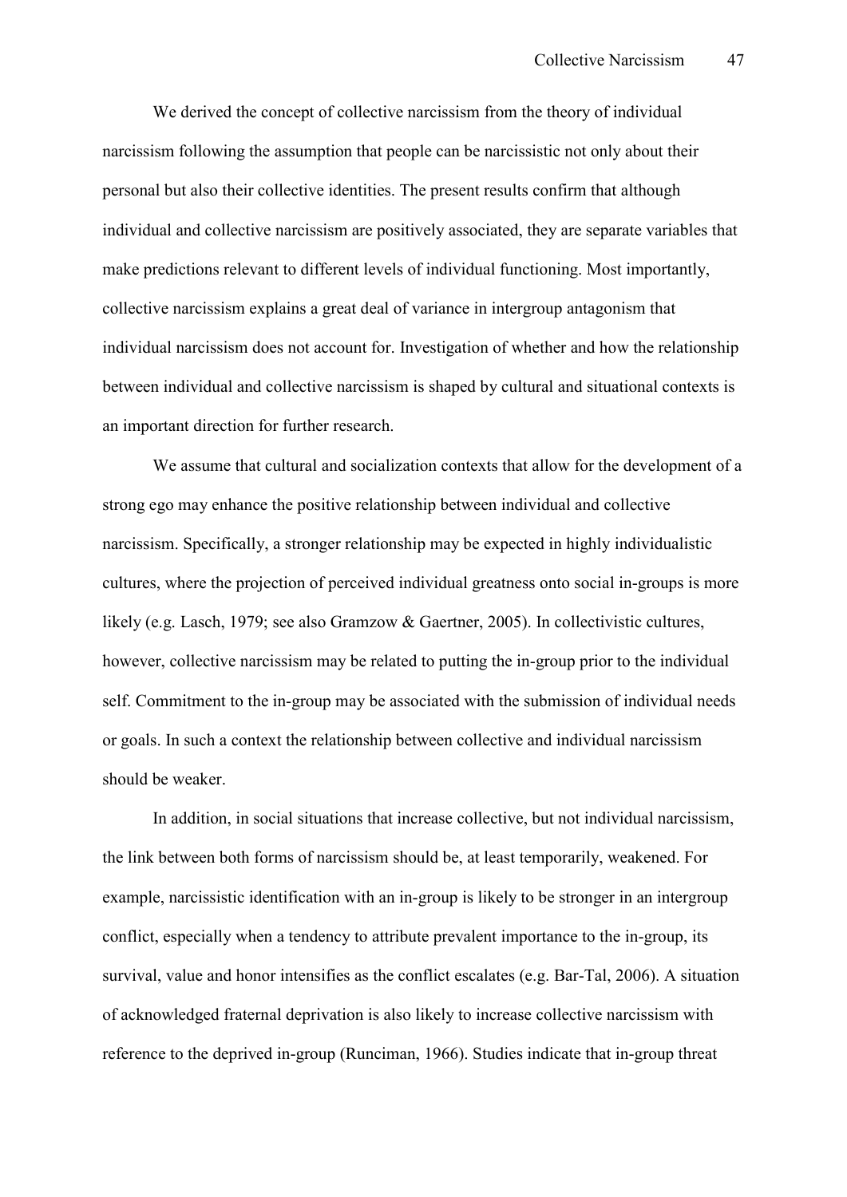We derived the concept of collective narcissism from the theory of individual narcissism following the assumption that people can be narcissistic not only about their personal but also their collective identities. The present results confirm that although individual and collective narcissism are positively associated, they are separate variables that make predictions relevant to different levels of individual functioning. Most importantly, collective narcissism explains a great deal of variance in intergroup antagonism that individual narcissism does not account for. Investigation of whether and how the relationship between individual and collective narcissism is shaped by cultural and situational contexts is an important direction for further research.

We assume that cultural and socialization contexts that allow for the development of a strong ego may enhance the positive relationship between individual and collective narcissism. Specifically, a stronger relationship may be expected in highly individualistic cultures, where the projection of perceived individual greatness onto social in-groups is more likely (e.g. Lasch, 1979; see also Gramzow & Gaertner, 2005). In collectivistic cultures, however, collective narcissism may be related to putting the in-group prior to the individual self. Commitment to the in-group may be associated with the submission of individual needs or goals. In such a context the relationship between collective and individual narcissism should be weaker.

In addition, in social situations that increase collective, but not individual narcissism, the link between both forms of narcissism should be, at least temporarily, weakened. For example, narcissistic identification with an in-group is likely to be stronger in an intergroup conflict, especially when a tendency to attribute prevalent importance to the in-group, its survival, value and honor intensifies as the conflict escalates (e.g. Bar-Tal, 2006). A situation of acknowledged fraternal deprivation is also likely to increase collective narcissism with reference to the deprived in-group (Runciman, 1966). Studies indicate that in-group threat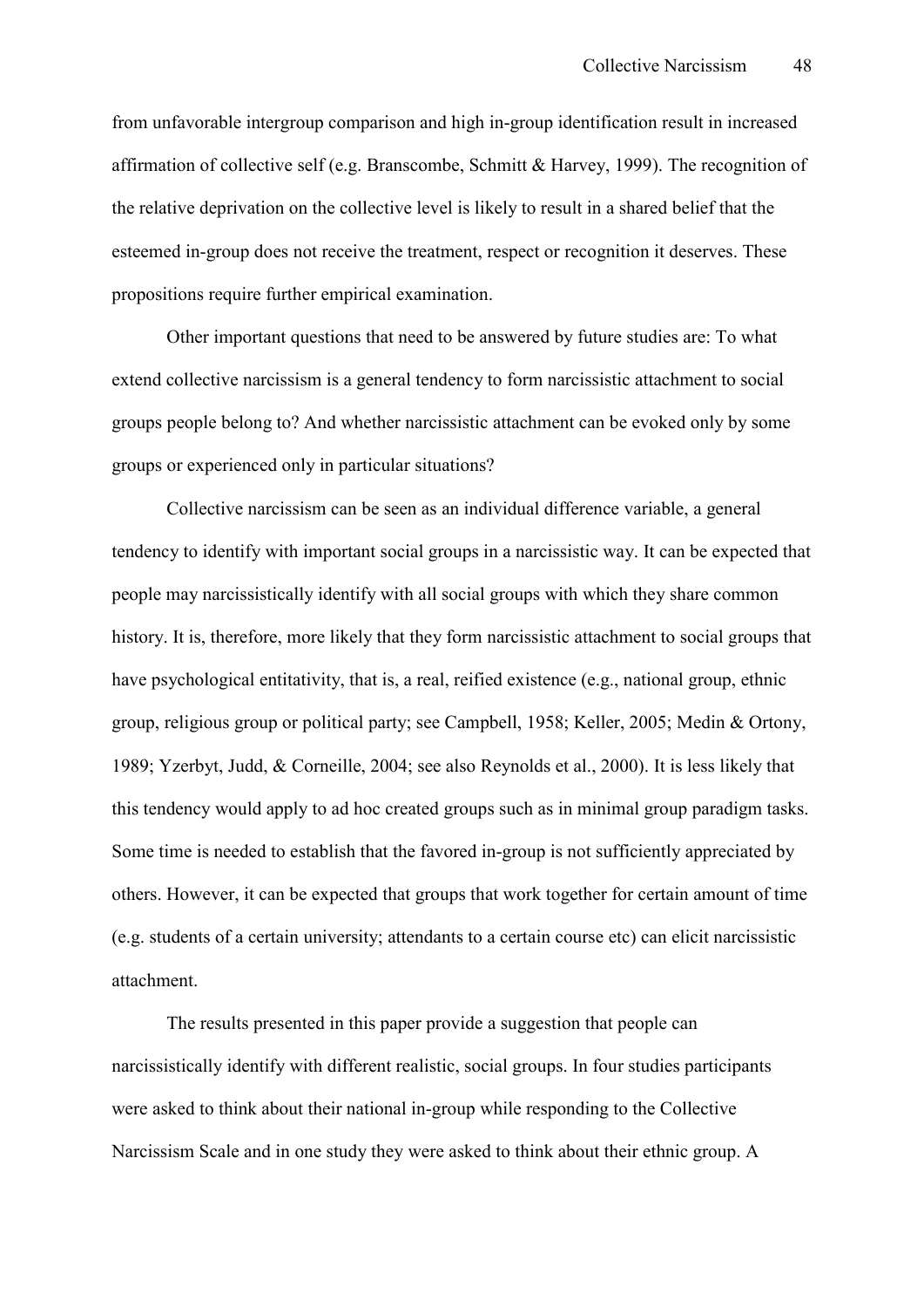from unfavorable intergroup comparison and high in-group identification result in increased affirmation of collective self (e.g. Branscombe, Schmitt & Harvey, 1999). The recognition of the relative deprivation on the collective level is likely to result in a shared belief that the esteemed in-group does not receive the treatment, respect or recognition it deserves. These propositions require further empirical examination.

Other important questions that need to be answered by future studies are: To what extend collective narcissism is a general tendency to form narcissistic attachment to social groups people belong to? And whether narcissistic attachment can be evoked only by some groups or experienced only in particular situations?

Collective narcissism can be seen as an individual difference variable, a general tendency to identify with important social groups in a narcissistic way. It can be expected that people may narcissistically identify with all social groups with which they share common history. It is, therefore, more likely that they form narcissistic attachment to social groups that have psychological entitativity, that is, a real, reified existence (e.g., national group, ethnic group, religious group or political party; see Campbell, 1958; Keller, 2005; Medin & Ortony, 1989; Yzerbyt, Judd, & Corneille, 2004; see also Reynolds et al., 2000). It is less likely that this tendency would apply to ad hoc created groups such as in minimal group paradigm tasks. Some time is needed to establish that the favored in-group is not sufficiently appreciated by others. However, it can be expected that groups that work together for certain amount of time (e.g. students of a certain university; attendants to a certain course etc) can elicit narcissistic attachment.

The results presented in this paper provide a suggestion that people can narcissistically identify with different realistic, social groups. In four studies participants were asked to think about their national in-group while responding to the Collective Narcissism Scale and in one study they were asked to think about their ethnic group. A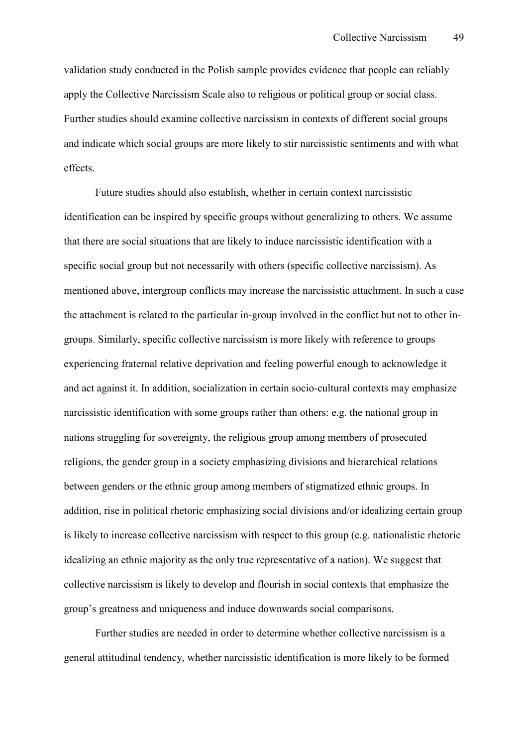validation study conducted in the Polish sample provides evidence that people can reliably apply the Collective Narcissism Scale also to religious or political group or social class. Further studies should examine collective narcissism in contexts of different social groups and indicate which social groups are more likely to stir narcissistic sentiments and with what effects.

Future studies should also establish, whether in certain context narcissistic identification can be inspired by specific groups without generalizing to others. We assume that there are social situations that are likely to induce narcissistic identification with a specific social group but not necessarily with others (specific collective narcissism). As mentioned above, intergroup conflicts may increase the narcissistic attachment. In such a case the attachment is related to the particular in-group involved in the conflict but not to other in-groups. Similarly, specific collective narcissism is more likely with reference to groups experiencing fraternal relative deprivation and feeling powerful enough to acknowledge it and act against it. In addition, socialization in certain socio-cultural contexts may emphasize narcissistic identification with some groups rather than others: e.g. the national group in nations struggling for sovereignty, the religious group among members of prosecuted religions, the gender group in a society emphasizing divisions and hierarchical relations between genders or the ethnic group among members of stigmatized ethnic groups. In addition, rise in political rhetoric emphasizing social divisions and/or idealizing certain group is likely to increase collective narcissism with respect to this group (e.g. nationalistic rhetoric idealizing an ethnic majority as the only true representative of a nation). We suggest that collective narcissism is likely to develop and flourish in social contexts that emphasize the group's greatness and uniqueness and induce downwards social comparisons.

Further studies are needed in order to determine whether collective narcissism is a general attitudinal tendency, whether narcissistic identification is more likely to be formed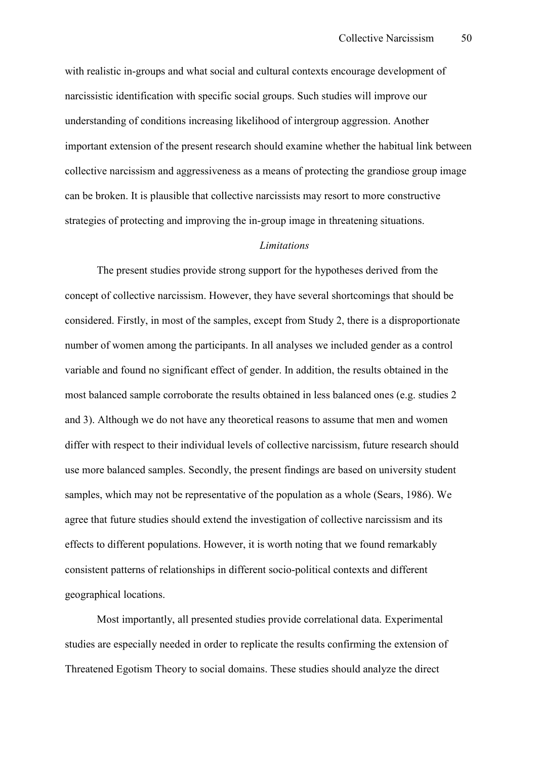with realistic in-groups and what social and cultural contexts encourage development of narcissistic identification with specific social groups. Such studies will improve our understanding of conditions increasing likelihood of intergroup aggression. Another important extension of the present research should examine whether the habitual link between collective narcissism and aggressiveness as a means of protecting the grandiose group image can be broken. It is plausible that collective narcissists may resort to more constructive strategies of protecting and improving the in-group image in threatening situations.

### *Limitations*

The present studies provide strong support for the hypotheses derived from the concept of collective narcissism. However, they have several shortcomings that should be considered. Firstly, in most of the samples, except from Study 2, there is a disproportionate number of women among the participants. In all analyses we included gender as a control variable and found no significant effect of gender. In addition, the results obtained in the most balanced sample corroborate the results obtained in less balanced ones (e.g. studies 2 and 3). Although we do not have any theoretical reasons to assume that men and women differ with respect to their individual levels of collective narcissism, future research should use more balanced samples. Secondly, the present findings are based on university student samples, which may not be representative of the population as a whole (Sears, 1986). We agree that future studies should extend the investigation of collective narcissism and its effects to different populations. However, it is worth noting that we found remarkably consistent patterns of relationships in different socio-political contexts and different geographical locations.

Most importantly, all presented studies provide correlational data. Experimental studies are especially needed in order to replicate the results confirming the extension of Threatened Egotism Theory to social domains. These studies should analyze the direct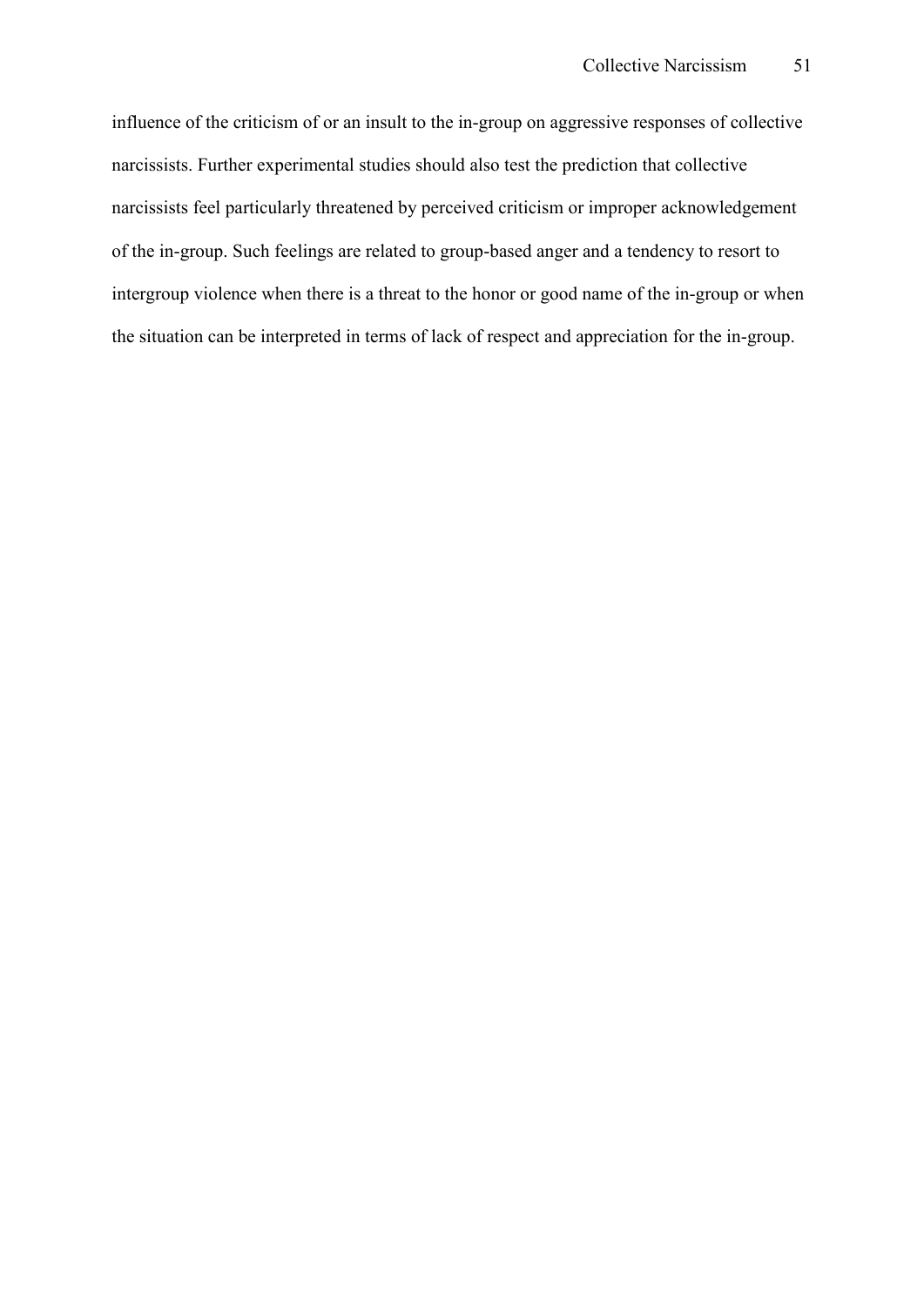influence of the criticism of or an insult to the in-group on aggressive responses of collective narcissists. Further experimental studies should also test the prediction that collective narcissists feel particularly threatened by perceived criticism or improper acknowledgement of the in-group. Such feelings are related to group-based anger and a tendency to resort to intergroup violence when there is a threat to the honor or good name of the in-group or when the situation can be interpreted in terms of lack of respect and appreciation for the in-group.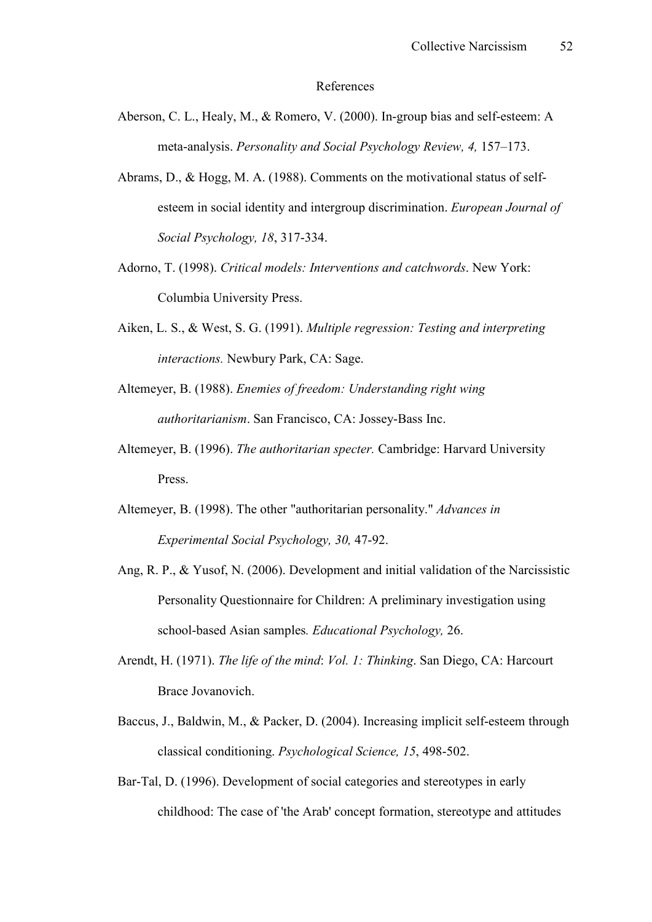# References

Aberson, C. L., Healy, M., & Romero, V. (2000). In-group bias and self-esteem: A meta-analysis. *Personality and Social Psychology Review, 4,* 157–173.

Abrams, D., & Hogg, M. A. (1988). Comments on the motivational status of self-esteem in social identity and intergroup discrimination. *European Journal of Social Psychology, 18*, 317-334.

Adorno, T. (1998). *Critical models: Interventions and catchwords*. New York: Columbia University Press.

Aiken, L. S., & West, S. G. (1991). *Multiple regression: Testing and interpreting interactions.* Newbury Park, CA: Sage.

Altemeyer, B. (1988). *Enemies of freedom: Understanding right wing authoritarianism*. San Francisco, CA: Jossey-Bass Inc.

Altemeyer, B. (1996). *The authoritarian specter.* Cambridge: Harvard University Press.

Altemeyer, B. (1998). The other "authoritarian personality." *Advances in Experimental Social Psychology, 30,* 47-92.

Ang, R. P., & Yusof, N. (2006). Development and initial validation of the Narcissistic Personality Questionnaire for Children: A preliminary investigation using school-based Asian samples*. Educational Psychology,* 26.

Arendt, H. (1971). *The life of the mind*: *Vol. 1: Thinking*. San Diego, CA: Harcourt Brace Jovanovich.

Baccus, J., Baldwin, M., & Packer, D. (2004). Increasing implicit self-esteem through classical conditioning. *Psychological Science, 15*, 498-502.

Bar-Tal, D. (1996). Development of social categories and stereotypes in early childhood: The case of 'the Arab' concept formation, stereotype and attitudes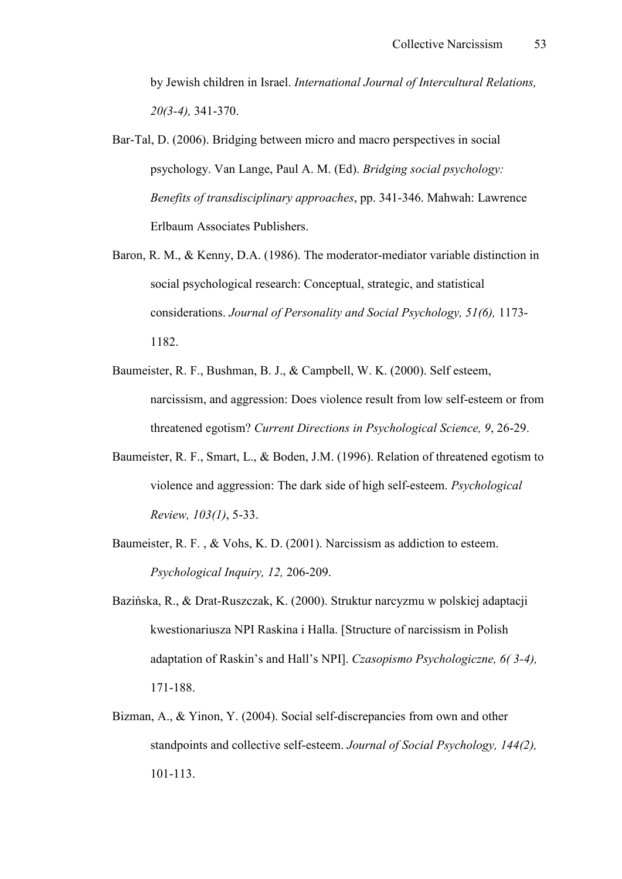by Jewish children in Israel. *International Journal of Intercultural Relations, 20(3-4),* 341-370.

Bar-Tal, D. (2006). Bridging between micro and macro perspectives in social psychology. Van Lange, Paul A. M. (Ed). *Bridging social psychology: Benefits of transdisciplinary approaches*, pp. 341-346. Mahwah: Lawrence Erlbaum Associates Publishers.

Baron, R. M., & Kenny, D.A. (1986). The moderator-mediator variable distinction in social psychological research: Conceptual, strategic, and statistical considerations. *Journal of Personality and Social Psychology, 51(6),* 1173-1182.

Baumeister, R. F., Bushman, B. J., & Campbell, W. K. (2000). Self esteem, narcissism, and aggression: Does violence result from low self-esteem or from threatened egotism? *Current Directions in Psychological Science, 9*, 26-29.

Baumeister, R. F., Smart, L., & Boden, J.M. (1996). Relation of threatened egotism to violence and aggression: The dark side of high self-esteem. *Psychological Review, 103(1)*, 5-33.

Baumeister, R. F. , & Vohs, K. D. (2001). Narcissism as addiction to esteem. *Psychological Inquiry, 12,* 206-209.

Bazińska, R., & Drat-Ruszczak, K. (2000). Struktur narcyzmu w polskiej adaptacji kwestionariusza NPI Raskina i Halla. [Structure of narcissism in Polish adaptation of Raskin's and Hall's NPI]. *Czasopismo Psychologiczne, 6( 3-4),* 171-188.

Bizman, A., & Yinon, Y. (2004). Social self-discrepancies from own and other standpoints and collective self-esteem. *Journal of Social Psychology, 144(2),* 101-113.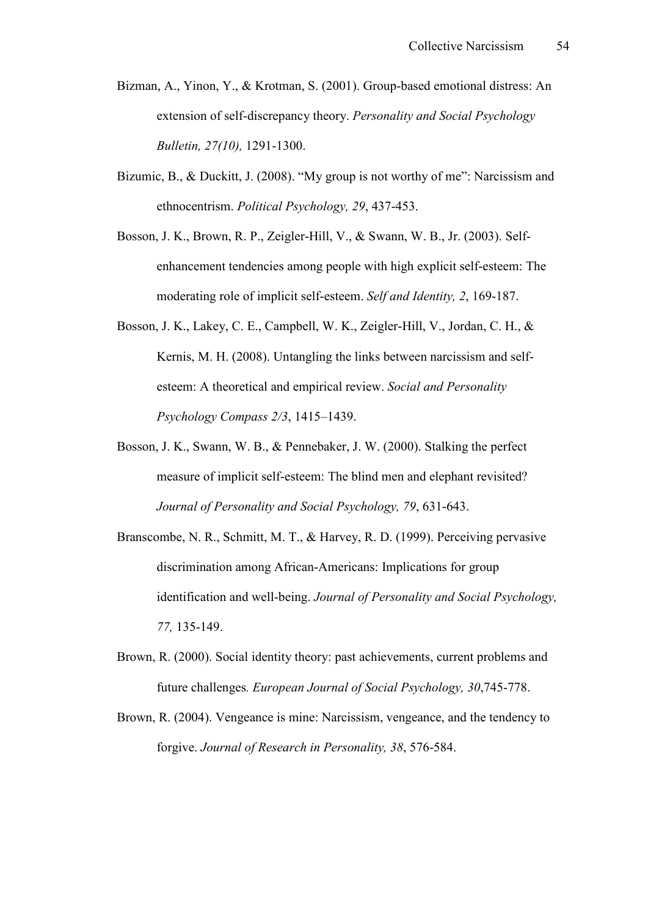Bizman, A., Yinon, Y., & Krotman, S. (2001). Group-based emotional distress: An extension of self-discrepancy theory. *Personality and Social Psychology Bulletin, 27(10),* 1291-1300.

Bizumic, B., & Duckitt, J. (2008). "My group is not worthy of me": Narcissism and ethnocentrism. *Political Psychology, 29*, 437-453.

Bosson, J. K., Brown, R. P., Zeigler-Hill, V., & Swann, W. B., Jr. (2003). Self-enhancement tendencies among people with high explicit self-esteem: The moderating role of implicit self-esteem. *Self and Identity, 2*, 169-187.

Bosson, J. K., Lakey, C. E., Campbell, W. K., Zeigler-Hill, V., Jordan, C. H., & Kernis, M. H. (2008). Untangling the links between narcissism and self-esteem: A theoretical and empirical review. *Social and Personality Psychology Compass 2/3*, 1415–1439.

Bosson, J. K., Swann, W. B., & Pennebaker, J. W. (2000). Stalking the perfect measure of implicit self-esteem: The blind men and elephant revisited? *Journal of Personality and Social Psychology, 79*, 631-643.

Branscombe, N. R., Schmitt, M. T., & Harvey, R. D. (1999). Perceiving pervasive discrimination among African-Americans: Implications for group identification and well-being. *Journal of Personality and Social Psychology, 77,* 135-149.

Brown, R. (2000). Social identity theory: past achievements, current problems and future challenges*. European Journal of Social Psychology, 30*,745-778.

Brown, R. (2004). Vengeance is mine: Narcissism, vengeance, and the tendency to forgive. *Journal of Research in Personality, 38*, 576-584.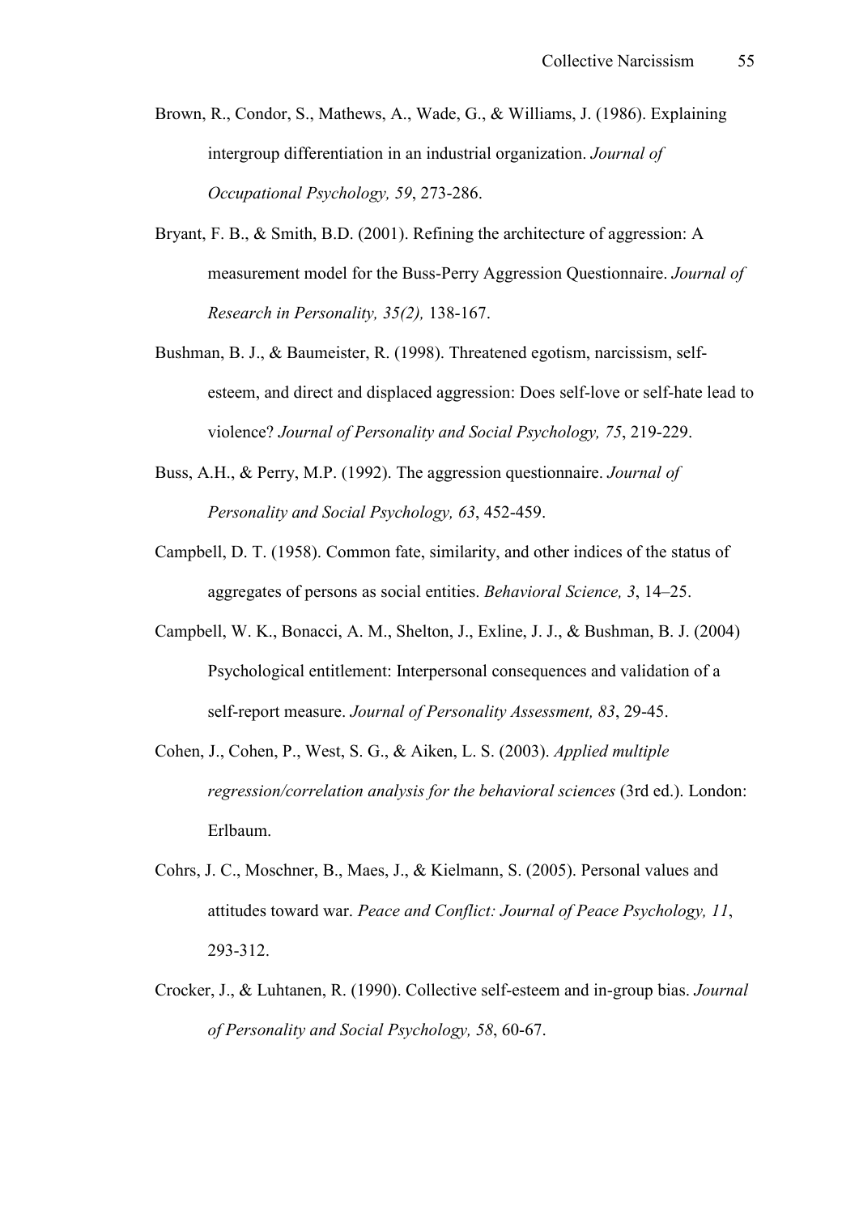Brown, R., Condor, S., Mathews, A., Wade, G., & Williams, J. (1986). Explaining intergroup differentiation in an industrial organization. *Journal of Occupational Psychology, 59*, 273-286.

Bryant, F. B., & Smith, B.D. (2001). Refining the architecture of aggression: A measurement model for the Buss-Perry Aggression Questionnaire. *Journal of Research in Personality, 35(2),* 138-167.

Bushman, B. J., & Baumeister, R. (1998). Threatened egotism, narcissism, self-esteem, and direct and displaced aggression: Does self-love or self-hate lead to violence? *Journal of Personality and Social Psychology, 75*, 219-229.

Buss, A.H., & Perry, M.P. (1992). The aggression questionnaire. *Journal of Personality and Social Psychology, 63*, 452-459.

Campbell, D. T. (1958). Common fate, similarity, and other indices of the status of aggregates of persons as social entities. *Behavioral Science, 3*, 14–25.

Campbell, W. K., Bonacci, A. M., Shelton, J., Exline, J. J., & Bushman, B. J. (2004) Psychological entitlement: Interpersonal consequences and validation of a self-report measure. *Journal of Personality Assessment, 83*, 29-45.

Cohen, J., Cohen, P., West, S. G., & Aiken, L. S. (2003). *Applied multiple regression/correlation analysis for the behavioral sciences* (3rd ed.). London: Erlbaum.

Cohrs, J. C., Moschner, B., Maes, J., & Kielmann, S. (2005). Personal values and attitudes toward war. *Peace and Conflict: Journal of Peace Psychology, 11*, 293-312.

Crocker, J., & Luhtanen, R. (1990). Collective self-esteem and in-group bias. *Journal of Personality and Social Psychology, 58*, 60-67.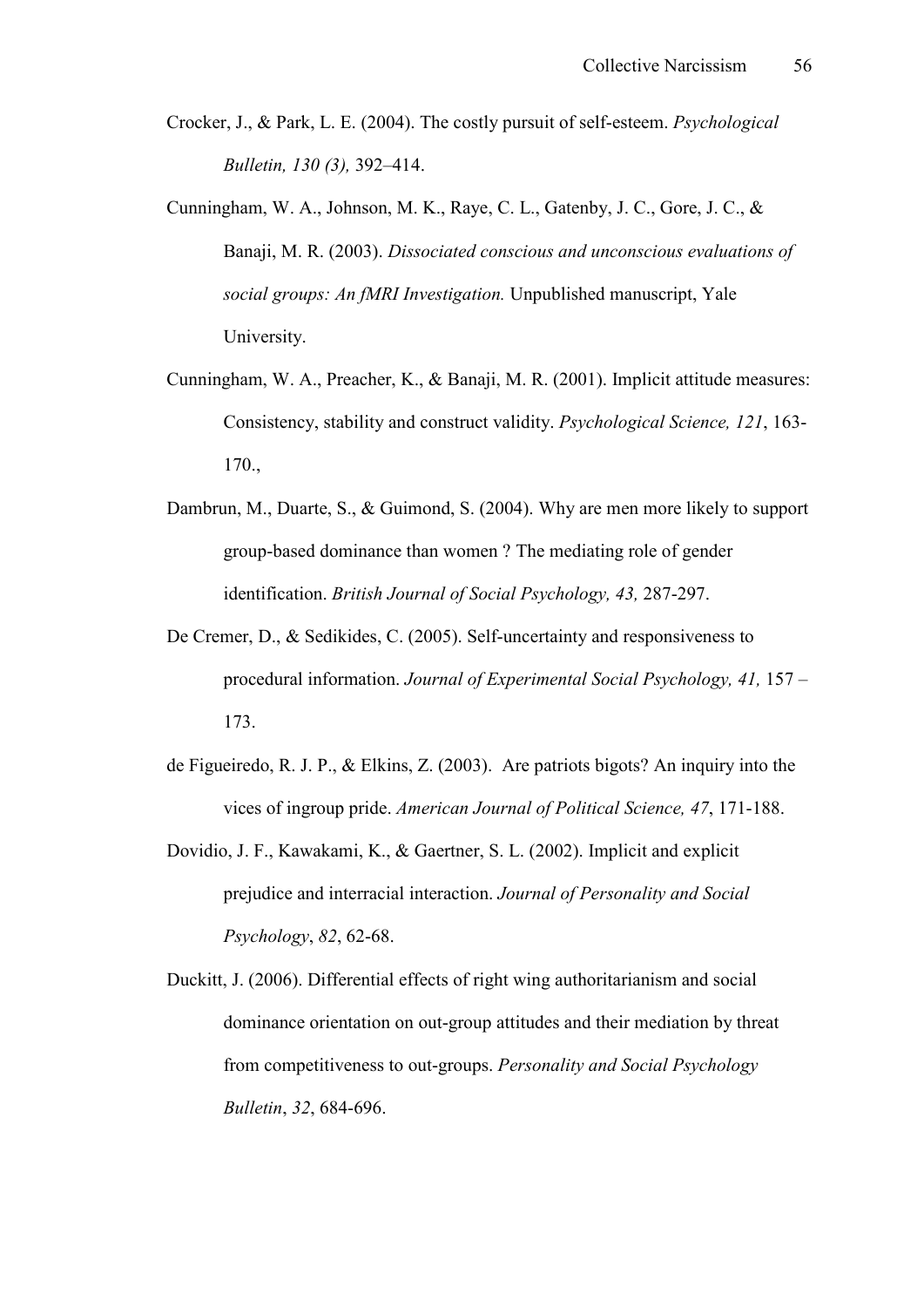Crocker, J., & Park, L. E. (2004). The costly pursuit of self-esteem. *Psychological Bulletin, 130 (3),* 392–414.

Cunningham, W. A., Johnson, M. K., Raye, C. L., Gatenby, J. C., Gore, J. C., & Banaji, M. R. (2003). *Dissociated conscious and unconscious evaluations of social groups: An fMRI Investigation.* Unpublished manuscript, Yale University.

Cunningham, W. A., Preacher, K., & Banaji, M. R. (2001). Implicit attitude measures: Consistency, stability and construct validity. *Psychological Science, 121*, 163-170.,

Dambrun, M., Duarte, S., & Guimond, S. (2004). Why are men more likely to support group-based dominance than women ? The mediating role of gender identification. *British Journal of Social Psychology, 43,* 287-297.

De Cremer, D., & Sedikides, C. (2005). Self-uncertainty and responsiveness to procedural information. *Journal of Experimental Social Psychology, 41,* 157 – 173.

de Figueiredo, R. J. P., & Elkins, Z. (2003). Are patriots bigots? An inquiry into the vices of ingroup pride. *American Journal of Political Science, 47*, 171-188.

Dovidio, J. F., Kawakami, K., & Gaertner, S. L. (2002). Implicit and explicit prejudice and interracial interaction. *Journal of Personality and Social Psychology*, *82*, 62-68.

Duckitt, J. (2006). Differential effects of right wing authoritarianism and social dominance orientation on out-group attitudes and their mediation by threat from competitiveness to out-groups. *Personality and Social Psychology Bulletin*, *32*, 684-696.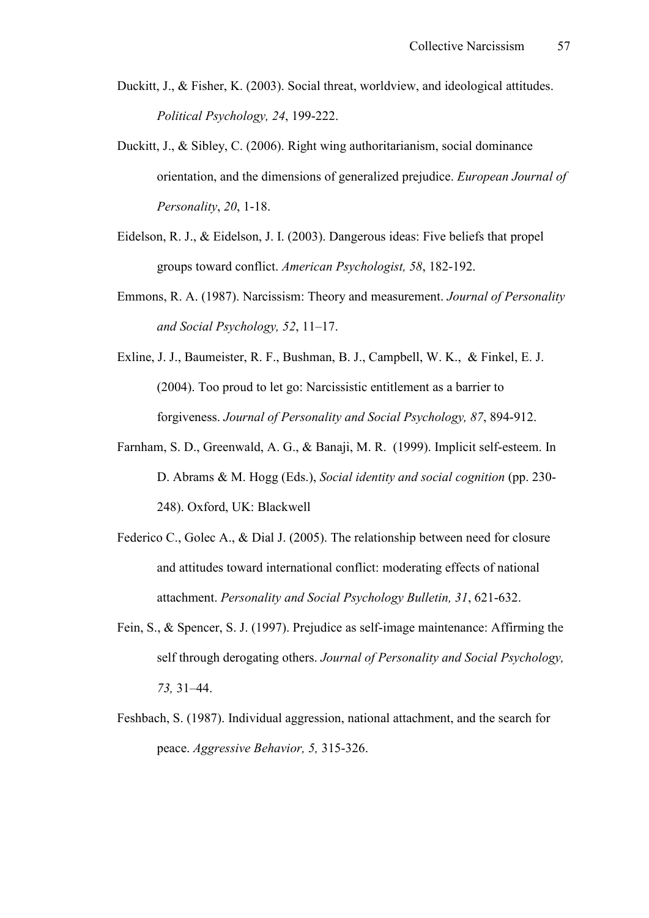Duckitt, J., & Fisher, K. (2003). Social threat, worldview, and ideological attitudes. *Political Psychology, 24*, 199-222.

Duckitt, J., & Sibley, C. (2006). Right wing authoritarianism, social dominance orientation, and the dimensions of generalized prejudice. *European Journal of Personality*, *20*, 1-18.

Eidelson, R. J., & Eidelson, J. I. (2003). Dangerous ideas: Five beliefs that propel groups toward conflict. *American Psychologist, 58*, 182-192.

Emmons, R. A. (1987). Narcissism: Theory and measurement. *Journal of Personality and Social Psychology, 52*, 11–17.

Exline, J. J., Baumeister, R. F., Bushman, B. J., Campbell, W. K., & Finkel, E. J. (2004). Too proud to let go: Narcissistic entitlement as a barrier to forgiveness. *Journal of Personality and Social Psychology, 87*, 894-912.

Farnham, S. D., Greenwald, A. G., & Banaji, M. R. (1999). Implicit self-esteem. In D. Abrams & M. Hogg (Eds.), *Social identity and social cognition* (pp. 230-248). Oxford, UK: Blackwell

Federico C., Golec A., & Dial J. (2005). The relationship between need for closure and attitudes toward international conflict: moderating effects of national attachment. *Personality and Social Psychology Bulletin, 31*, 621-632.

Fein, S., & Spencer, S. J. (1997). Prejudice as self-image maintenance: Affirming the self through derogating others. *Journal of Personality and Social Psychology, 73,* 31–44.

Feshbach, S. (1987). Individual aggression, national attachment, and the search for peace. *Aggressive Behavior, 5,* 315-326.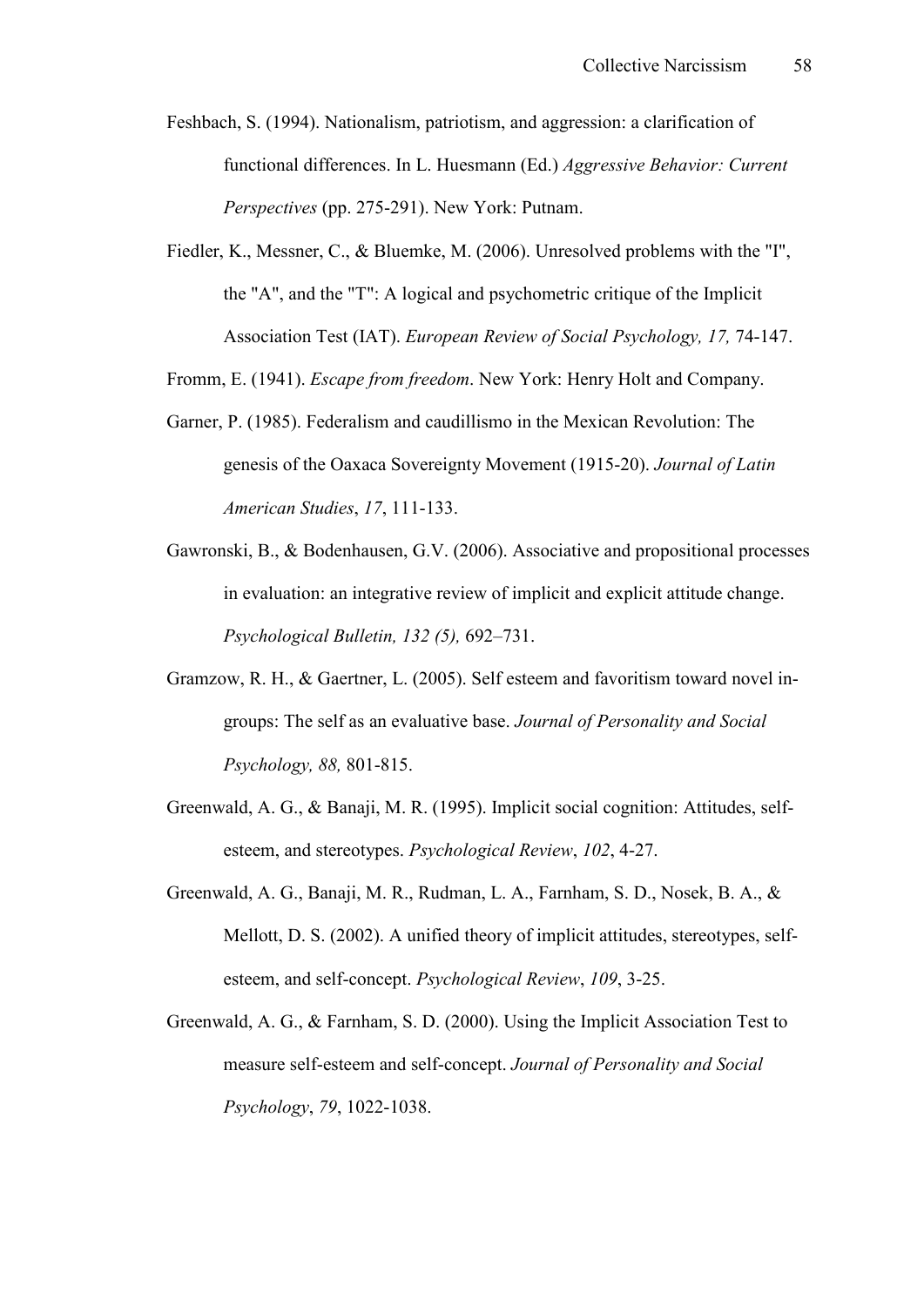Feshbach, S. (1994). Nationalism, patriotism, and aggression: a clarification of functional differences. In L. Huesmann (Ed.) *Aggressive Behavior: Current Perspectives* (pp. 275-291). New York: Putnam.

Fiedler, K., Messner, C., & Bluemke, M. (2006). Unresolved problems with the "I", the "A", and the "T": A logical and psychometric critique of the Implicit Association Test (IAT). *European Review of Social Psychology, 17,* 74-147.

Fromm, E. (1941). *Escape from freedom*. New York: Henry Holt and Company.

Garner, P. (1985). Federalism and caudillismo in the Mexican Revolution: The genesis of the Oaxaca Sovereignty Movement (1915-20). *Journal of Latin American Studies*, *17*, 111-133.

Gawronski, B., & Bodenhausen, G.V. (2006). Associative and propositional processes in evaluation: an integrative review of implicit and explicit attitude change. *Psychological Bulletin, 132 (5),* 692–731.

Gramzow, R. H., & Gaertner, L. (2005). Self esteem and favoritism toward novel in-groups: The self as an evaluative base. *Journal of Personality and Social Psychology, 88,* 801-815.

Greenwald, A. G., & Banaji, M. R. (1995). Implicit social cognition: Attitudes, self-esteem, and stereotypes. *Psychological Review*, *102*, 4-27.

Greenwald, A. G., Banaji, M. R., Rudman, L. A., Farnham, S. D., Nosek, B. A., & Mellott, D. S. (2002). A unified theory of implicit attitudes, stereotypes, self-esteem, and self-concept. *Psychological Review*, *109*, 3-25.

Greenwald, A. G., & Farnham, S. D. (2000). Using the Implicit Association Test to measure self-esteem and self-concept. *Journal of Personality and Social Psychology*, *79*, 1022-1038.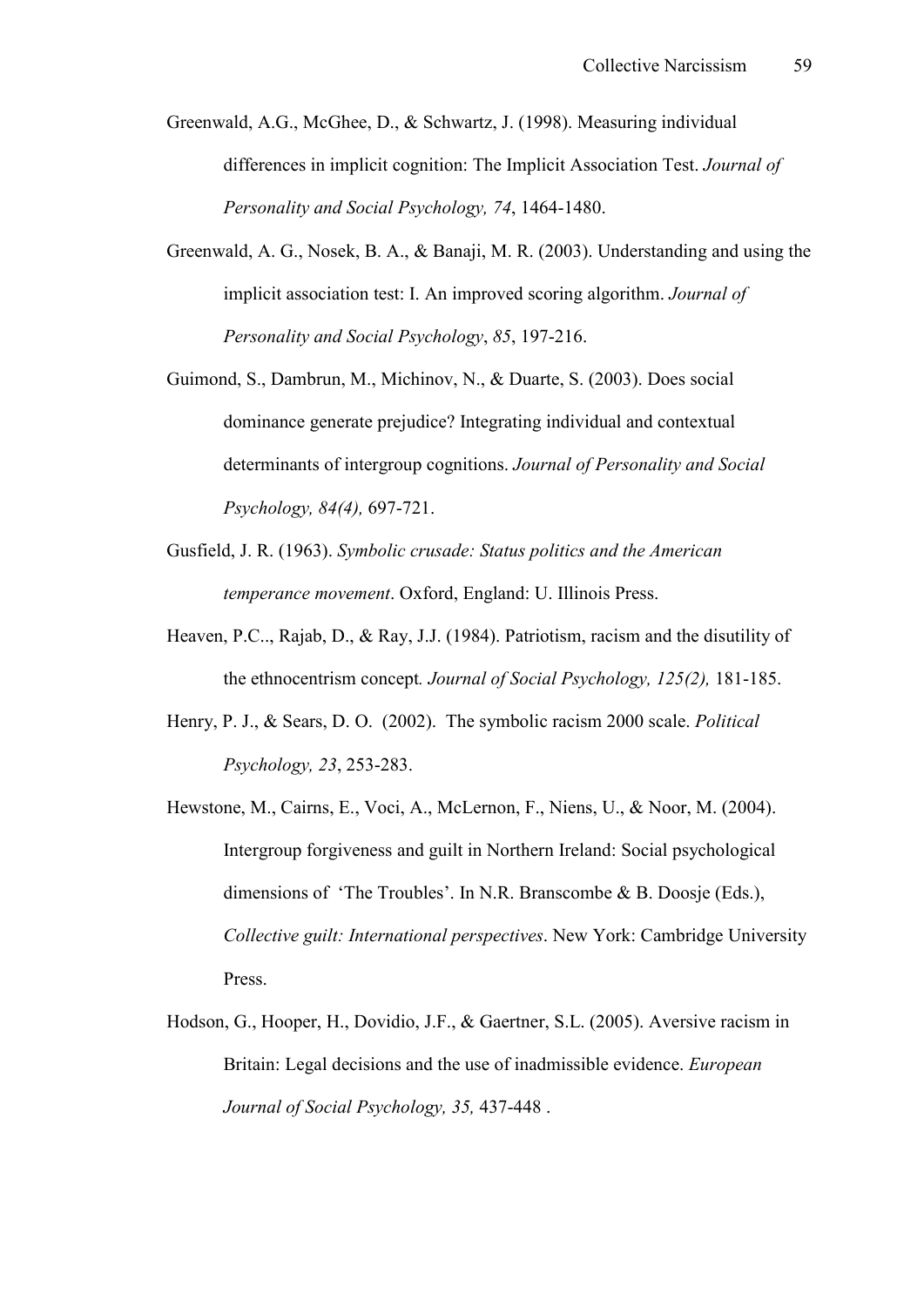Greenwald, A.G., McGhee, D., & Schwartz, J. (1998). Measuring individual differences in implicit cognition: The Implicit Association Test. *Journal of Personality and Social Psychology, 74*, 1464-1480.

Greenwald, A. G., Nosek, B. A., & Banaji, M. R. (2003). Understanding and using the implicit association test: I. An improved scoring algorithm. *Journal of Personality and Social Psychology*, *85*, 197-216.

Guimond, S., Dambrun, M., Michinov, N., & Duarte, S. (2003). Does social dominance generate prejudice? Integrating individual and contextual determinants of intergroup cognitions. *Journal of Personality and Social Psychology, 84(4),* 697-721.

Gusfield, J. R. (1963). *Symbolic crusade: Status politics and the American temperance movement*. Oxford, England: U. Illinois Press.

Heaven, P.C.., Rajab, D., & Ray, J.J. (1984). Patriotism, racism and the disutility of the ethnocentrism concept*. Journal of Social Psychology, 125(2),* 181-185.

Henry, P. J., & Sears, D. O. (2002). The symbolic racism 2000 scale. *Political Psychology, 23*, 253-283.

Hewstone, M., Cairns, E., Voci, A., McLernon, F., Niens, U., & Noor, M. (2004). Intergroup forgiveness and guilt in Northern Ireland: Social psychological dimensions of 'The Troubles'. In N.R. Branscombe & B. Doosje (Eds.), *Collective guilt: International perspectives*. New York: Cambridge University Press.

Hodson, G., Hooper, H., Dovidio, J.F., & Gaertner, S.L. (2005). Aversive racism in Britain: Legal decisions and the use of inadmissible evidence. *European Journal of Social Psychology, 35,* 437-448 .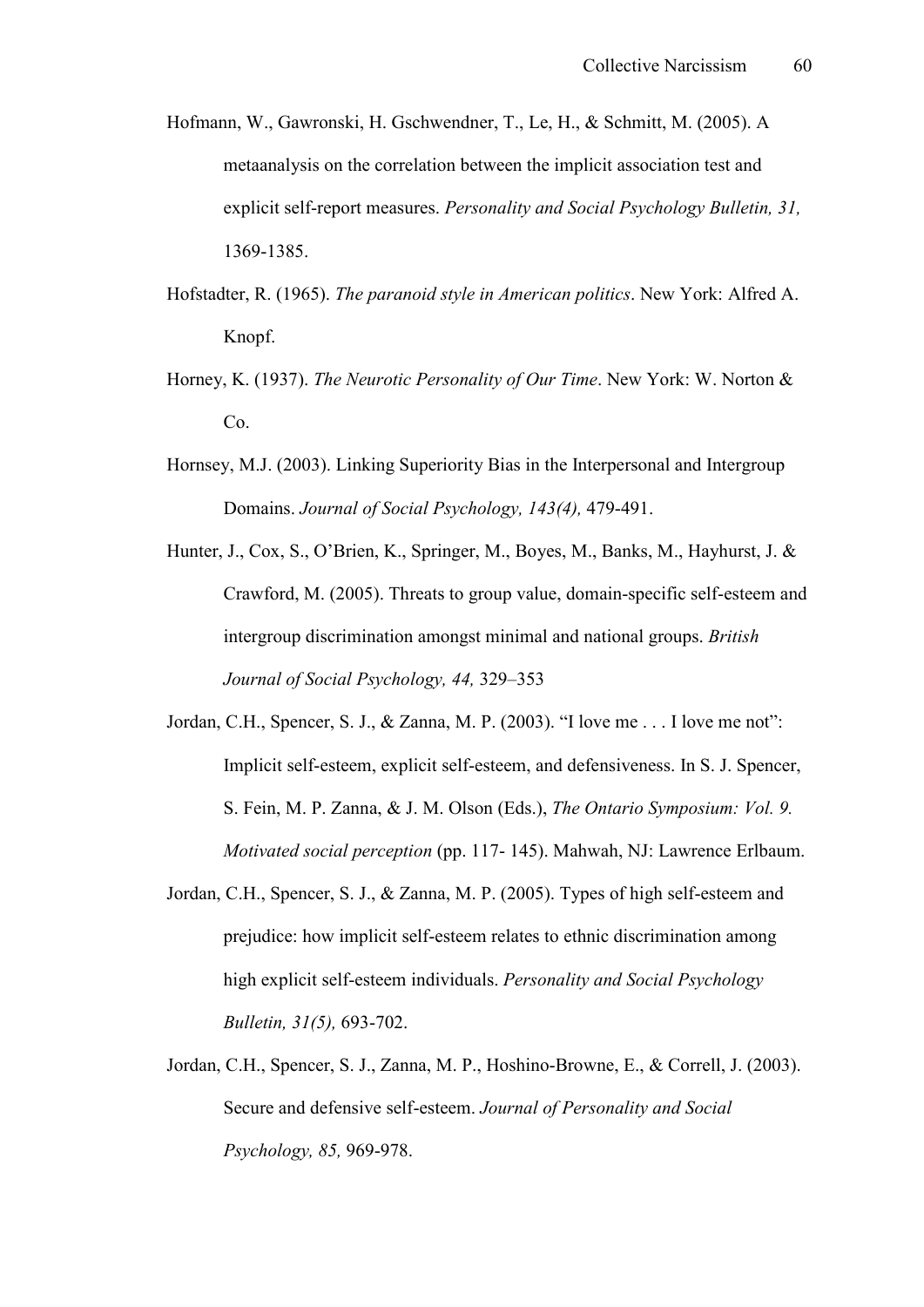Hofmann, W., Gawronski, H. Gschwendner, T., Le, H., & Schmitt, M. (2005). A metaanalysis on the correlation between the implicit association test and explicit self-report measures. *Personality and Social Psychology Bulletin, 31,* 1369-1385.

Hofstadter, R. (1965). *The paranoid style in American politics*. New York: Alfred A. Knopf.

Horney, K. (1937). *The Neurotic Personality of Our Time*. New York: W. Norton & Co.

Hornsey, M.J. (2003). Linking Superiority Bias in the Interpersonal and Intergroup Domains. *Journal of Social Psychology, 143(4),* 479-491.

Hunter, J., Cox, S., O'Brien, K., Springer, M., Boyes, M., Banks, M., Hayhurst, J. & Crawford, M. (2005). Threats to group value, domain-specific self-esteem and intergroup discrimination amongst minimal and national groups. *British Journal of Social Psychology, 44,* 329–353

Jordan, C.H., Spencer, S. J., & Zanna, M. P. (2003). "I love me . . . I love me not": Implicit self-esteem, explicit self-esteem, and defensiveness. In S. J. Spencer, S. Fein, M. P. Zanna, & J. M. Olson (Eds.), *The Ontario Symposium: Vol. 9. Motivated social perception* (pp. 117- 145). Mahwah, NJ: Lawrence Erlbaum.

Jordan, C.H., Spencer, S. J., & Zanna, M. P. (2005). Types of high self-esteem and prejudice: how implicit self-esteem relates to ethnic discrimination among high explicit self-esteem individuals. *Personality and Social Psychology Bulletin, 31(5),* 693-702.

Jordan, C.H., Spencer, S. J., Zanna, M. P., Hoshino-Browne, E., & Correll, J. (2003). Secure and defensive self-esteem. *Journal of Personality and Social Psychology, 85,* 969-978.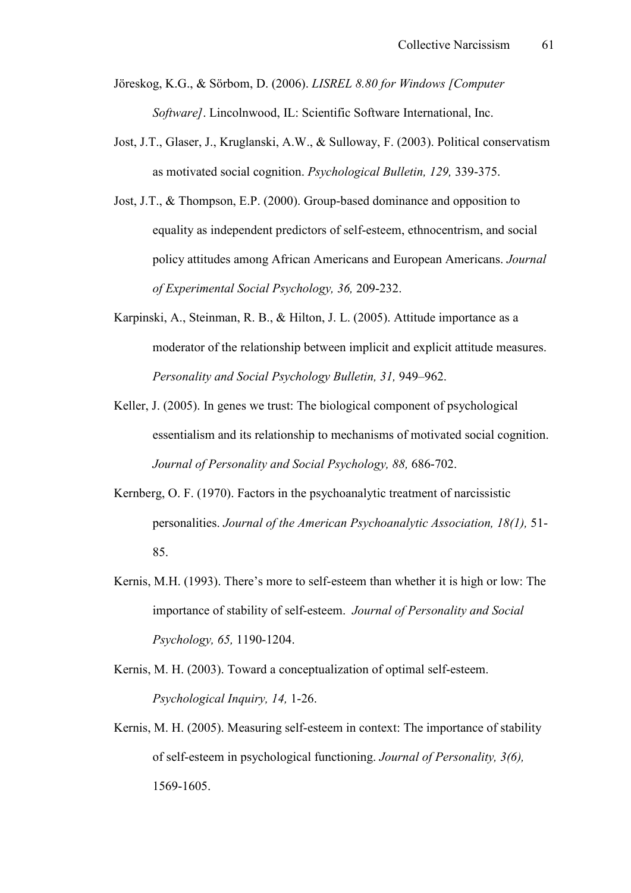Jöreskog, K.G., & Sörbom, D. (2006). *LISREL 8.80 for Windows [Computer Software]*. Lincolnwood, IL: Scientific Software International, Inc.

Jost, J.T., Glaser, J., Kruglanski, A.W., & Sulloway, F. (2003). Political conservatism as motivated social cognition. *Psychological Bulletin, 129,* 339-375.

Jost, J.T., & Thompson, E.P. (2000). Group-based dominance and opposition to equality as independent predictors of self-esteem, ethnocentrism, and social policy attitudes among African Americans and European Americans. *Journal of Experimental Social Psychology, 36,* 209-232.

Karpinski, A., Steinman, R. B., & Hilton, J. L. (2005). Attitude importance as a moderator of the relationship between implicit and explicit attitude measures. *Personality and Social Psychology Bulletin, 31,* 949–962.

Keller, J. (2005). In genes we trust: The biological component of psychological essentialism and its relationship to mechanisms of motivated social cognition. *Journal of Personality and Social Psychology, 88,* 686-702.

Kernberg, O. F. (1970). Factors in the psychoanalytic treatment of narcissistic personalities. *Journal of the American Psychoanalytic Association, 18(1),* 51-85.

Kernis, M.H. (1993). There's more to self-esteem than whether it is high or low: The importance of stability of self-esteem. *Journal of Personality and Social Psychology, 65,* 1190-1204.

Kernis, M. H. (2003). Toward a conceptualization of optimal self-esteem. *Psychological Inquiry, 14,* 1-26.

Kernis, M. H. (2005). Measuring self-esteem in context: The importance of stability of self-esteem in psychological functioning. *Journal of Personality, 3(6),* 1569-1605.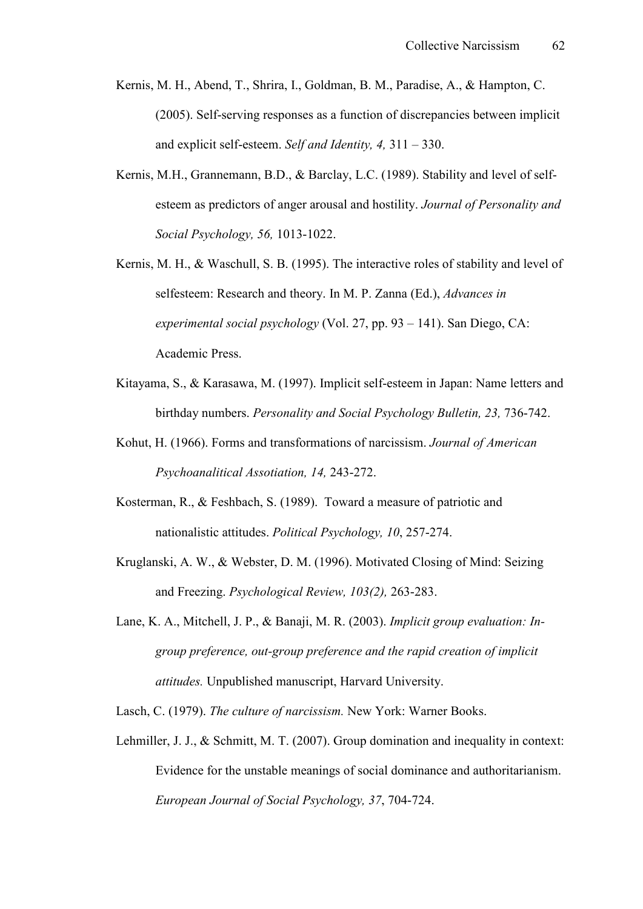Kernis, M. H., Abend, T., Shrira, I., Goldman, B. M., Paradise, A., & Hampton, C. (2005). Self-serving responses as a function of discrepancies between implicit and explicit self-esteem. *Self and Identity, 4,* 311 – 330.

Kernis, M.H., Grannemann, B.D., & Barclay, L.C. (1989). Stability and level of self-esteem as predictors of anger arousal and hostility. *Journal of Personality and Social Psychology, 56,* 1013-1022.

Kernis, M. H., & Waschull, S. B. (1995). The interactive roles of stability and level of selfesteem: Research and theory. In M. P. Zanna (Ed.), *Advances in experimental social psychology* (Vol. 27, pp. 93 – 141). San Diego, CA: Academic Press.

Kitayama, S., & Karasawa, M. (1997). Implicit self-esteem in Japan: Name letters and birthday numbers. *Personality and Social Psychology Bulletin, 23,* 736-742.

Kohut, H. (1966). Forms and transformations of narcissism. *Journal of American Psychoanalitical Assotiation, 14,* 243-272.

Kosterman, R., & Feshbach, S. (1989). Toward a measure of patriotic and nationalistic attitudes. *Political Psychology, 10*, 257-274.

Kruglanski, A. W., & Webster, D. M. (1996). Motivated Closing of Mind: Seizing and Freezing. *Psychological Review, 103(2),* 263-283.

Lane, K. A., Mitchell, J. P., & Banaji, M. R. (2003). *Implicit group evaluation: In-group preference, out-group preference and the rapid creation of implicit attitudes.* Unpublished manuscript, Harvard University.

Lasch, C. (1979). *The culture of narcissism.* New York: Warner Books.

Lehmiller, J. J., & Schmitt, M. T. (2007). Group domination and inequality in context: Evidence for the unstable meanings of social dominance and authoritarianism. *European Journal of Social Psychology, 37*, 704-724.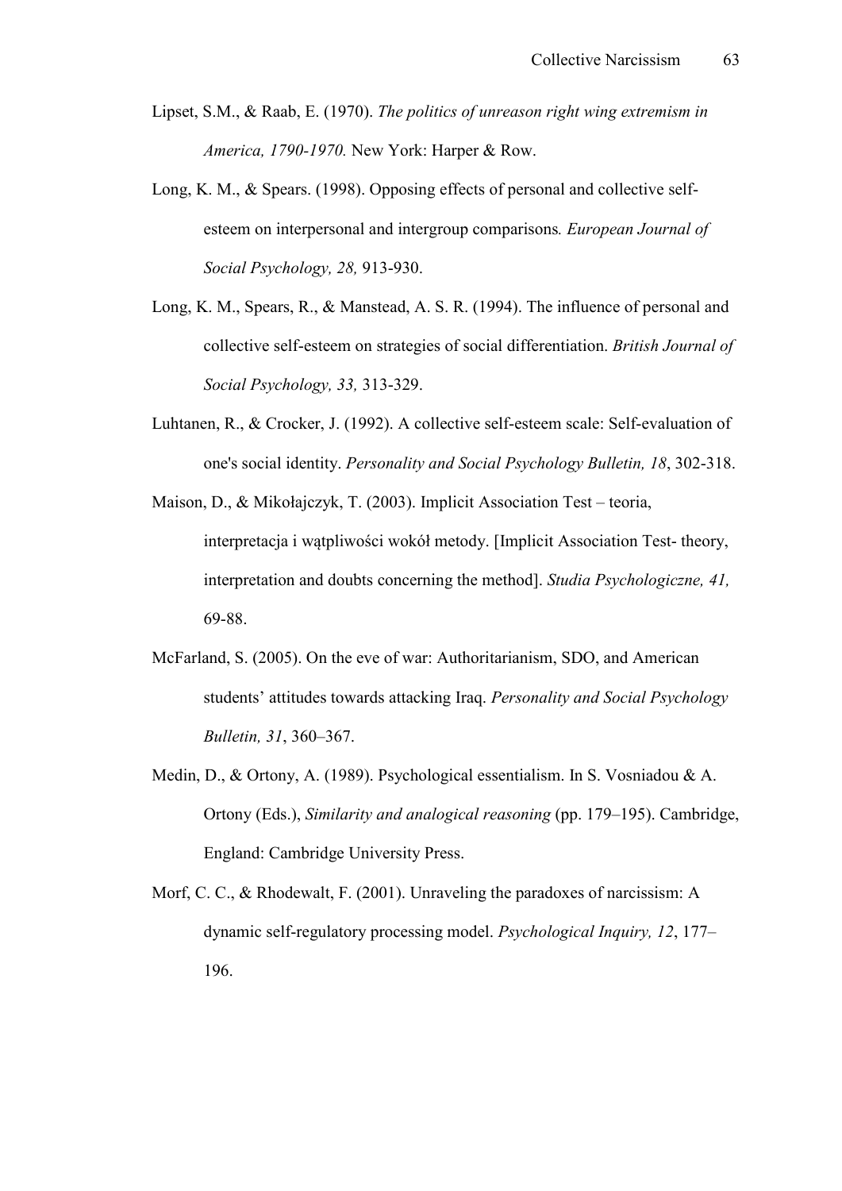Lipset, S.M., & Raab, E. (1970). *The politics of unreason right wing extremism in America, 1790-1970.* New York: Harper & Row.

Long, K. M., & Spears. (1998). Opposing effects of personal and collective self-esteem on interpersonal and intergroup comparisons*. European Journal of Social Psychology, 28,* 913-930.

Long, K. M., Spears, R., & Manstead, A. S. R. (1994). The influence of personal and collective self-esteem on strategies of social differentiation. *British Journal of Social Psychology, 33,* 313-329.

Luhtanen, R., & Crocker, J. (1992). A collective self-esteem scale: Self-evaluation of one's social identity. *Personality and Social Psychology Bulletin, 18*, 302-318.

Maison, D., & Mikołajczyk, T. (2003). Implicit Association Test – teoria, interpretacja i wątpliwości wokół metody. [Implicit Association Test- theory, interpretation and doubts concerning the method]. *Studia Psychologiczne, 41,* 69-88.

McFarland, S. (2005). On the eve of war: Authoritarianism, SDO, and American students' attitudes towards attacking Iraq. *Personality and Social Psychology Bulletin, 31*, 360–367.

Medin, D., & Ortony, A. (1989). Psychological essentialism. In S. Vosniadou & A. Ortony (Eds.), *Similarity and analogical reasoning* (pp. 179–195). Cambridge, England: Cambridge University Press.

Morf, C. C., & Rhodewalt, F. (2001). Unraveling the paradoxes of narcissism: A dynamic self-regulatory processing model. *Psychological Inquiry, 12*, 177–196.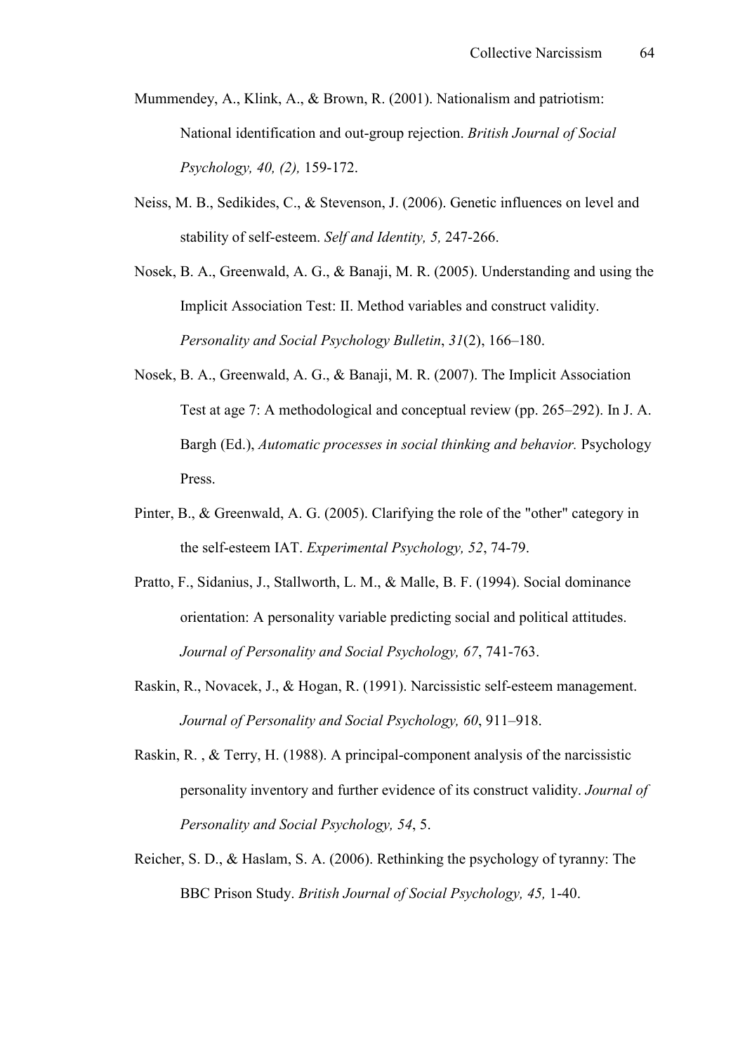Mummendey, A., Klink, A., & Brown, R. (2001). Nationalism and patriotism: National identification and out-group rejection. *British Journal of Social Psychology, 40, (2),* 159-172.

Neiss, M. B., Sedikides, C., & Stevenson, J. (2006). Genetic influences on level and stability of self-esteem. *Self and Identity, 5,* 247-266.

Nosek, B. A., Greenwald, A. G., & Banaji, M. R. (2005). Understanding and using the Implicit Association Test: II. Method variables and construct validity. *Personality and Social Psychology Bulletin*, *31*(2), 166–180.

Nosek, B. A., Greenwald, A. G., & Banaji, M. R. (2007). The Implicit Association Test at age 7: A methodological and conceptual review (pp. 265–292). In J. A. Bargh (Ed.), *Automatic processes in social thinking and behavior.* Psychology Press.

Pinter, B., & Greenwald, A. G. (2005). Clarifying the role of the "other" category in the self-esteem IAT. *Experimental Psychology, 52*, 74-79.

Pratto, F., Sidanius, J., Stallworth, L. M., & Malle, B. F. (1994). Social dominance orientation: A personality variable predicting social and political attitudes. *Journal of Personality and Social Psychology, 67*, 741-763.

Raskin, R., Novacek, J., & Hogan, R. (1991). Narcissistic self-esteem management. *Journal of Personality and Social Psychology, 60*, 911–918.

Raskin, R. , & Terry, H. (1988). A principal-component analysis of the narcissistic personality inventory and further evidence of its construct validity. *Journal of Personality and Social Psychology, 54*, 5.

Reicher, S. D., & Haslam, S. A. (2006). Rethinking the psychology of tyranny: The BBC Prison Study. *British Journal of Social Psychology, 45,* 1-40.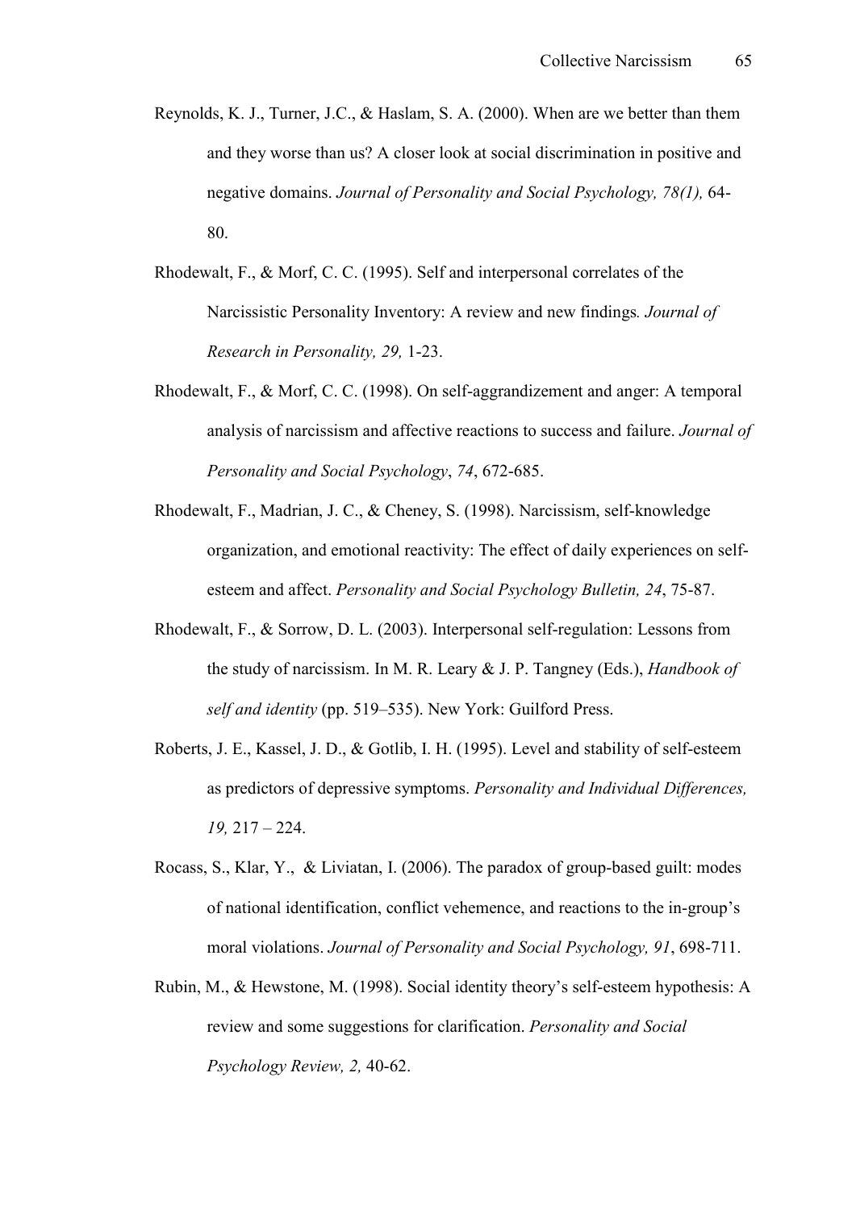Reynolds, K. J., Turner, J.C., & Haslam, S. A. (2000). When are we better than them and they worse than us? A closer look at social discrimination in positive and negative domains. *Journal of Personality and Social Psychology, 78(1),* 64-80.

Rhodewalt, F., & Morf, C. C. (1995). Self and interpersonal correlates of the Narcissistic Personality Inventory: A review and new findings*. Journal of Research in Personality, 29,* 1-23.

Rhodewalt, F., & Morf, C. C. (1998). On self-aggrandizement and anger: A temporal analysis of narcissism and affective reactions to success and failure. *Journal of Personality and Social Psychology*, *74*, 672-685.

Rhodewalt, F., Madrian, J. C., & Cheney, S. (1998). Narcissism, self-knowledge organization, and emotional reactivity: The effect of daily experiences on self-esteem and affect. *Personality and Social Psychology Bulletin, 24*, 75-87.

Rhodewalt, F., & Sorrow, D. L. (2003). Interpersonal self-regulation: Lessons from the study of narcissism. In M. R. Leary & J. P. Tangney (Eds.), *Handbook of self and identity* (pp. 519–535). New York: Guilford Press.

Roberts, J. E., Kassel, J. D., & Gotlib, I. H. (1995). Level and stability of self-esteem as predictors of depressive symptoms. *Personality and Individual Differences, 19,* 217 – 224.

Rocass, S., Klar, Y., & Liviatan, I. (2006). The paradox of group-based guilt: modes of national identification, conflict vehemence, and reactions to the in-group's moral violations. *Journal of Personality and Social Psychology, 91*, 698-711.

Rubin, M., & Hewstone, M. (1998). Social identity theory's self-esteem hypothesis: A review and some suggestions for clarification. *Personality and Social Psychology Review, 2,* 40-62.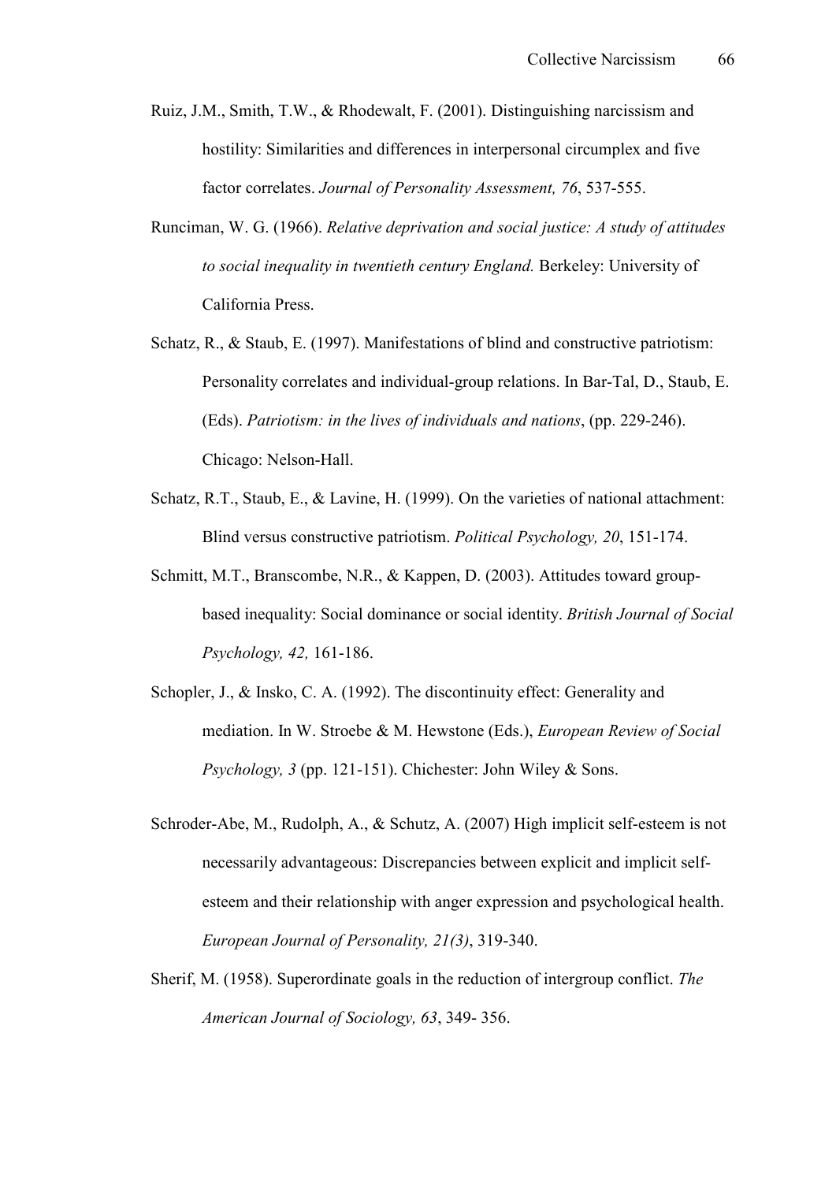Ruiz, J.M., Smith, T.W., & Rhodewalt, F. (2001). Distinguishing narcissism and hostility: Similarities and differences in interpersonal circumplex and five factor correlates. *Journal of Personality Assessment, 76*, 537-555.

Runciman, W. G. (1966). *Relative deprivation and social justice: A study of attitudes to social inequality in twentieth century England.* Berkeley: University of California Press.

Schatz, R., & Staub, E. (1997). Manifestations of blind and constructive patriotism: Personality correlates and individual-group relations. In Bar-Tal, D., Staub, E. (Eds). *Patriotism: in the lives of individuals and nations*, (pp. 229-246). Chicago: Nelson-Hall.

Schatz, R.T., Staub, E., & Lavine, H. (1999). On the varieties of national attachment: Blind versus constructive patriotism. *Political Psychology, 20*, 151-174.

Schmitt, M.T., Branscombe, N.R., & Kappen, D. (2003). Attitudes toward group-based inequality: Social dominance or social identity. *British Journal of Social Psychology, 42,* 161-186.

Schopler, J., & Insko, C. A. (1992). The discontinuity effect: Generality and mediation. In W. Stroebe & M. Hewstone (Eds.), *European Review of Social Psychology, 3* (pp. 121-151). Chichester: John Wiley & Sons.

Schroder-Abe, M., Rudolph, A., & Schutz, A. (2007) High implicit self-esteem is not necessarily advantageous: Discrepancies between explicit and implicit self-esteem and their relationship with anger expression and psychological health. *European Journal of Personality, 21(3)*, 319-340.

Sherif, M. (1958). Superordinate goals in the reduction of intergroup conflict. *The American Journal of Sociology, 63*, 349- 356.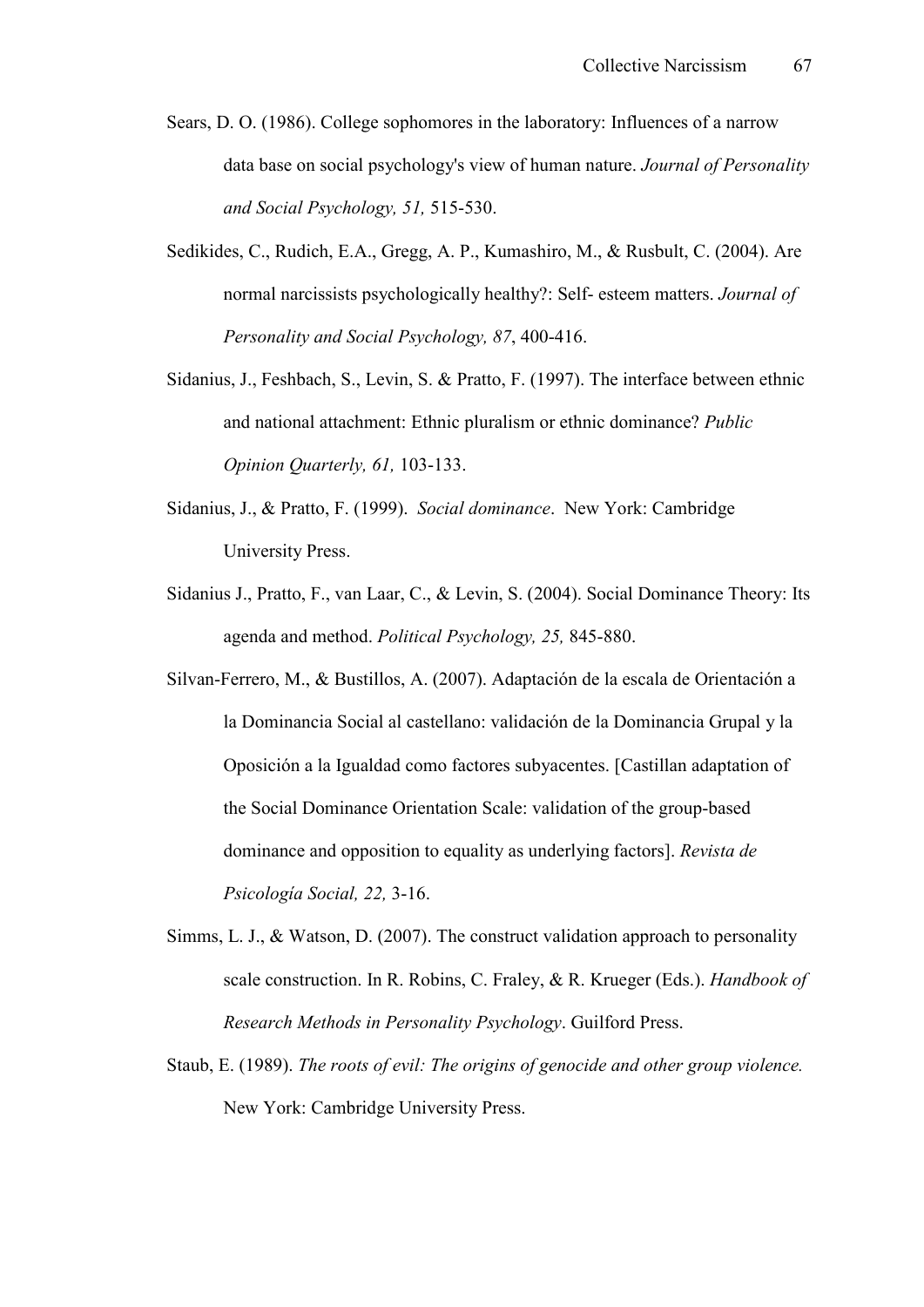Sears, D. O. (1986). College sophomores in the laboratory: Influences of a narrow data base on social psychology's view of human nature. *Journal of Personality and Social Psychology, 51,* 515-530.

Sedikides, C., Rudich, E.A., Gregg, A. P., Kumashiro, M., & Rusbult, C. (2004). Are normal narcissists psychologically healthy?: Self- esteem matters. *Journal of Personality and Social Psychology, 87*, 400-416.

Sidanius, J., Feshbach, S., Levin, S. & Pratto, F. (1997). The interface between ethnic and national attachment: Ethnic pluralism or ethnic dominance? *Public Opinion Quarterly, 61,* 103-133.

Sidanius, J., & Pratto, F. (1999). *Social dominance*. New York: Cambridge University Press.

Sidanius J., Pratto, F., van Laar, C., & Levin, S. (2004). Social Dominance Theory: Its agenda and method. *Political Psychology, 25,* 845-880.

Silvan-Ferrero, M., & Bustillos, A. (2007). Adaptación de la escala de Orientación a la Dominancia Social al castellano: validación de la Dominancia Grupal y la Oposición a la Igualdad como factores subyacentes. [Castillan adaptation of the Social Dominance Orientation Scale: validation of the group-based dominance and opposition to equality as underlying factors]. *Revista de Psicología Social, 22,* 3-16.

Simms, L. J., & Watson, D. (2007). The construct validation approach to personality scale construction. In R. Robins, C. Fraley, & R. Krueger (Eds.). *Handbook of Research Methods in Personality Psychology*. Guilford Press.

Staub, E. (1989). *The roots of evil: The origins of genocide and other group violence.* New York: Cambridge University Press.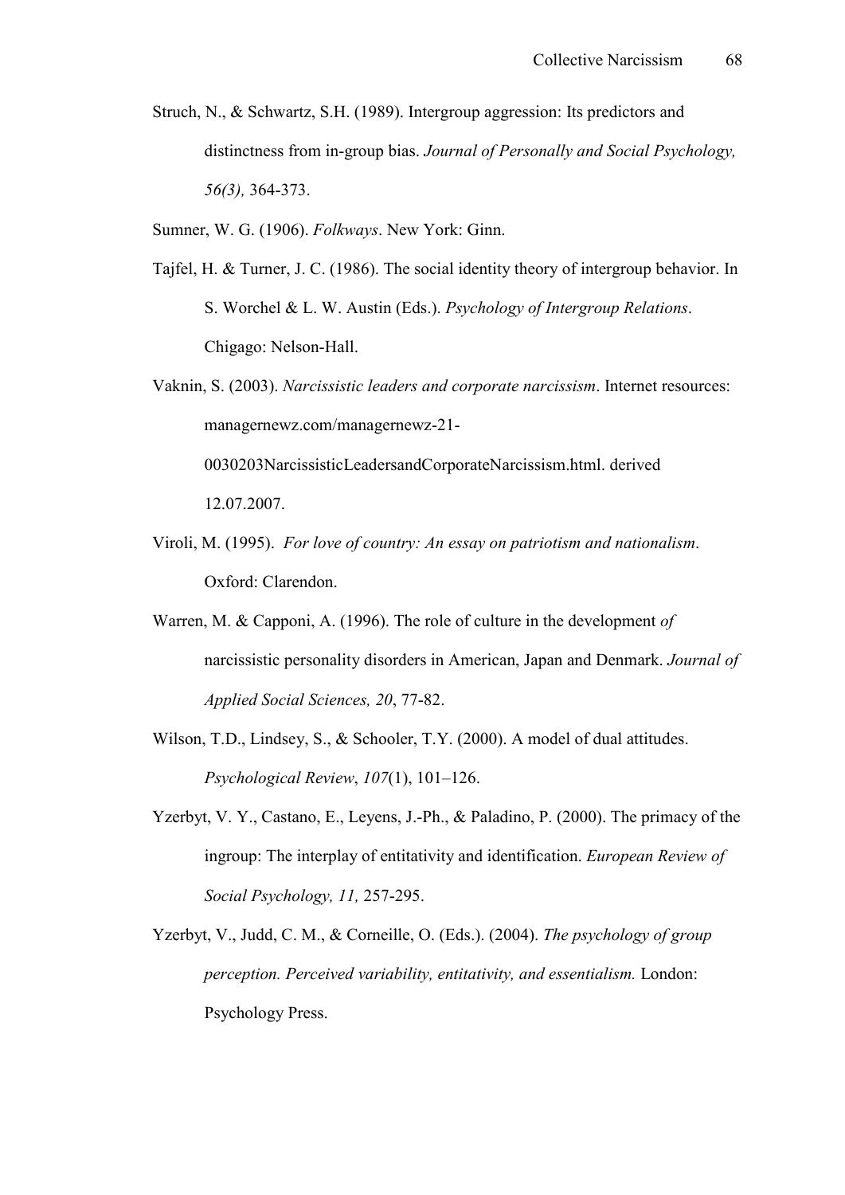Struch, N., & Schwartz, S.H. (1989). Intergroup aggression: Its predictors and distinctness from in-group bias. *Journal of Personally and Social Psychology, 56(3),* 364-373.

Sumner, W. G. (1906). *Folkways*. New York: Ginn.

Tajfel, H. & Turner, J. C. (1986). The social identity theory of intergroup behavior. In S. Worchel & L. W. Austin (Eds.). *Psychology of Intergroup Relations*. Chigago: Nelson-Hall.

Vaknin, S. (2003). *Narcissistic leaders and corporate narcissism*. Internet resources: managernewz.com/managernewz-21-0030203NarcissisticLeadersandCorporateNarcissism.html. derived 12.07.2007.

Viroli, M. (1995). *For love of country: An essay on patriotism and nationalism*. Oxford: Clarendon.

Warren, M. & Capponi, A. (1996). The role of culture in the development *of* narcissistic personality disorders in American, Japan and Denmark. *Journal of Applied Social Sciences, 20*, 77-82.

Wilson, T.D., Lindsey, S., & Schooler, T.Y. (2000). A model of dual attitudes. *Psychological Review*, *107*(1), 101–126.

Yzerbyt, V. Y., Castano, E., Leyens, J.-Ph., & Paladino, P. (2000). The primacy of the ingroup: The interplay of entitativity and identification. *European Review of Social Psychology, 11,* 257-295.

Yzerbyt, V., Judd, C. M., & Corneille, O. (Eds.). (2004). *The psychology of group perception. Perceived variability, entitativity, and essentialism.* London: Psychology Press.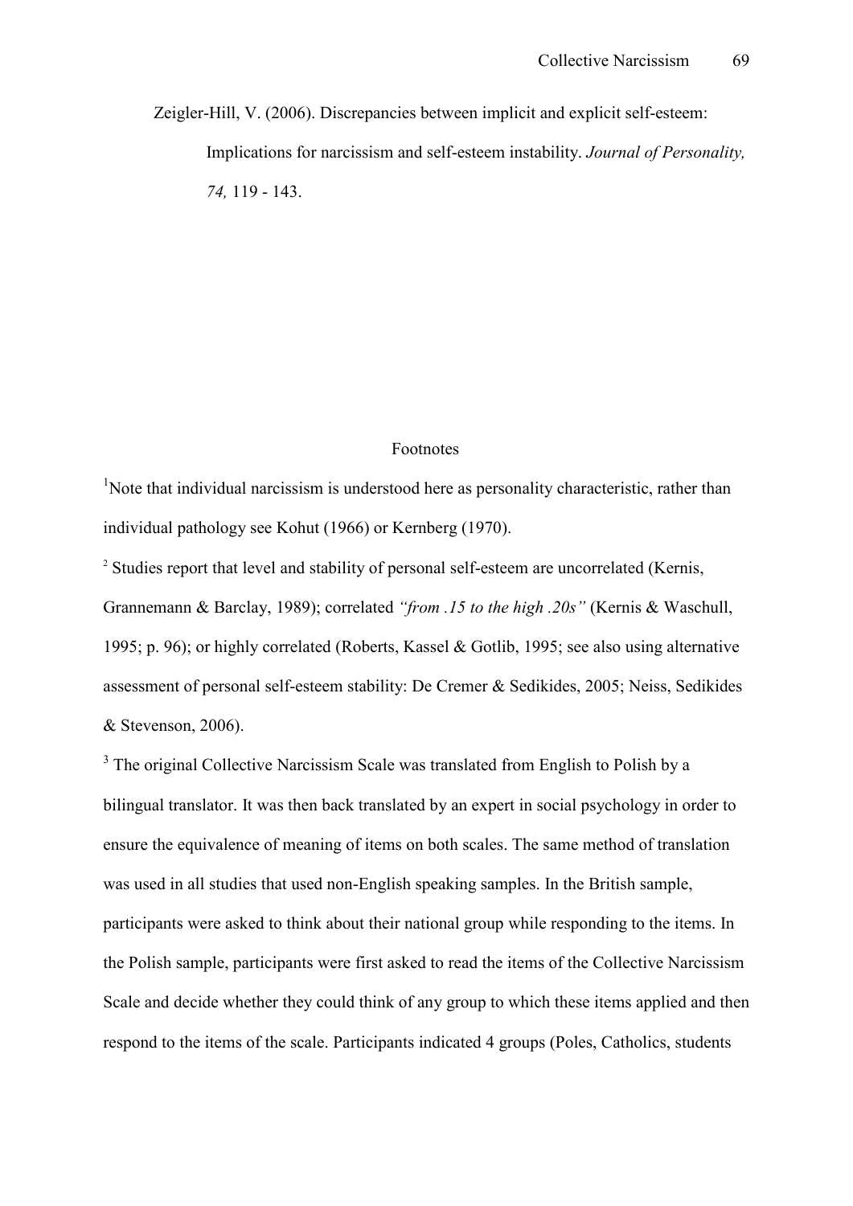Zeigler-Hill, V. (2006). Discrepancies between implicit and explicit self-esteem: Implications for narcissism and self-esteem instability. *Journal of Personality, 74,* 119 - 143.

## Footnotes

[1]Note that individual narcissism is understood here as personality characteristic, rather than individual pathology see Kohut (1966) or Kernberg (1970).

[2] Studies report that level and stability of personal self-esteem are uncorrelated (Kernis, Grannemann & Barclay, 1989); correlated *"from .15 to the high .20s"* (Kernis & Waschull, 1995; p. 96); or highly correlated (Roberts, Kassel & Gotlib, 1995; see also using alternative assessment of personal self-esteem stability: De Cremer & Sedikides, 2005; Neiss, Sedikides & Stevenson, 2006).

[3] The original Collective Narcissism Scale was translated from English to Polish by a bilingual translator. It was then back translated by an expert in social psychology in order to ensure the equivalence of meaning of items on both scales. The same method of translation was used in all studies that used non-English speaking samples. In the British sample, participants were asked to think about their national group while responding to the items. In the Polish sample, participants were first asked to read the items of the Collective Narcissism Scale and decide whether they could think of any group to which these items applied and then respond to the items of the scale. Participants indicated 4 groups (Poles, Catholics, students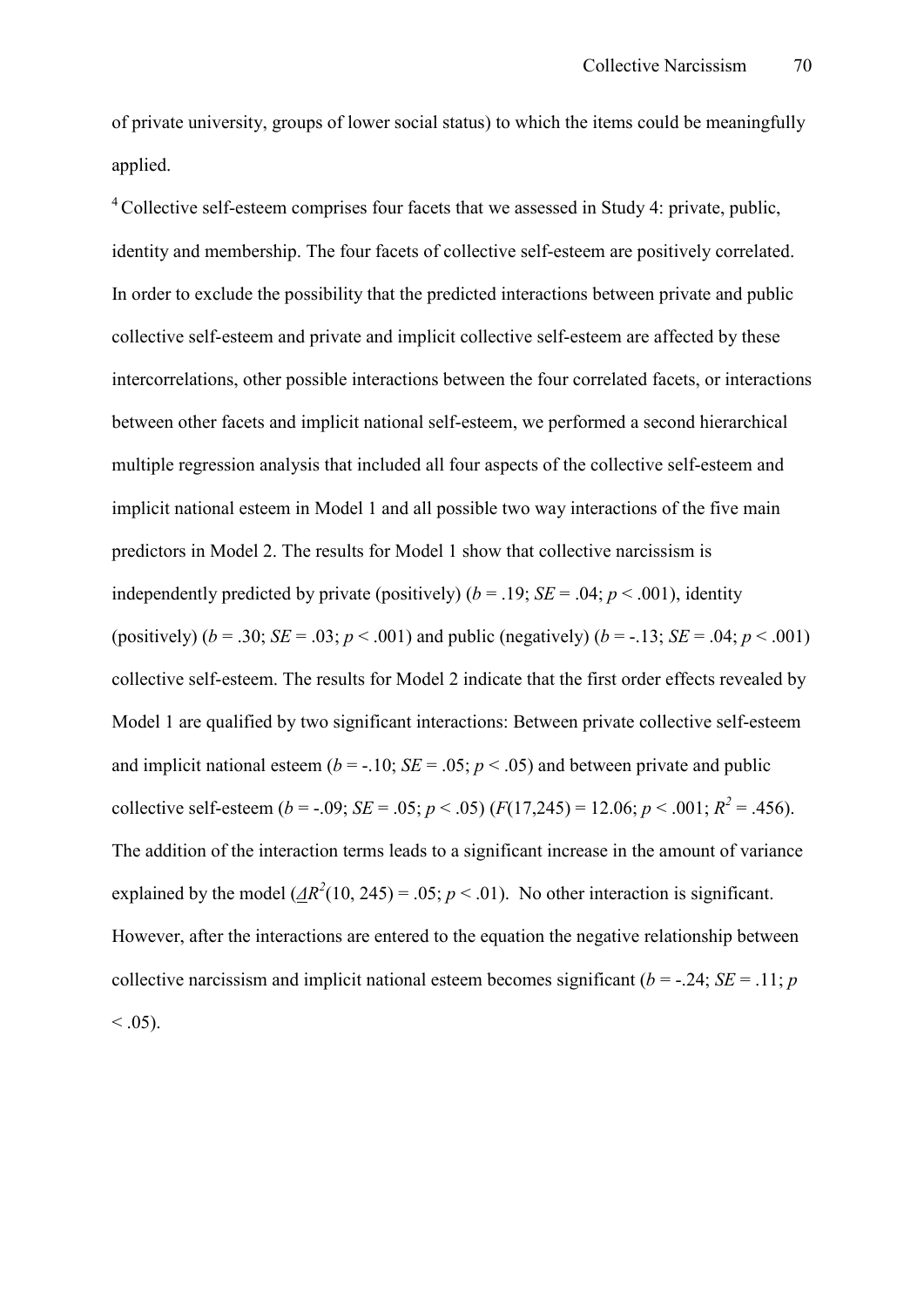of private university, groups of lower social status) to which the items could be meaningfully applied.

[4] Collective self-esteem comprises four facets that we assessed in Study 4: private, public, identity and membership. The four facets of collective self-esteem are positively correlated. In order to exclude the possibility that the predicted interactions between private and public collective self-esteem and private and implicit collective self-esteem are affected by these intercorrelations, other possible interactions between the four correlated facets, or interactions between other facets and implicit national self-esteem, we performed a second hierarchical multiple regression analysis that included all four aspects of the collective self-esteem and implicit national esteem in Model 1 and all possible two way interactions of the five main predictors in Model 2. The results for Model 1 show that collective narcissism is independently predicted by private (positively) ($b$ = .19; $SE$ = .04; $p$ < .001), identity (positively) ($b$ = .30; $SE$ = .03; $p$ < .001) and public (negatively) ($b$ = -.13; $SE$ = .04; $p$ < .001) collective self-esteem. The results for Model 2 indicate that the first order effects revealed by Model 1 are qualified by two significant interactions: Between private collective self-esteem and implicit national esteem ($b$ = -.10; $SE$ = .05; $p$ < .05) and between private and public collective self-esteem ($b$ = -.09; $SE$ = .05; $p$ < .05) ($F$(17,245) = 12.06; $p$ < .001; $R^2$ = .456). The addition of the interaction terms leads to a significant increase in the amount of variance explained by the model ($\Delta R^2$(10, 245) = .05; $p$ < .01). No other interaction is significant. However, after the interactions are entered to the equation the negative relationship between collective narcissism and implicit national esteem becomes significant ($b$ = -.24; $SE$ = .11; $p$ < .05).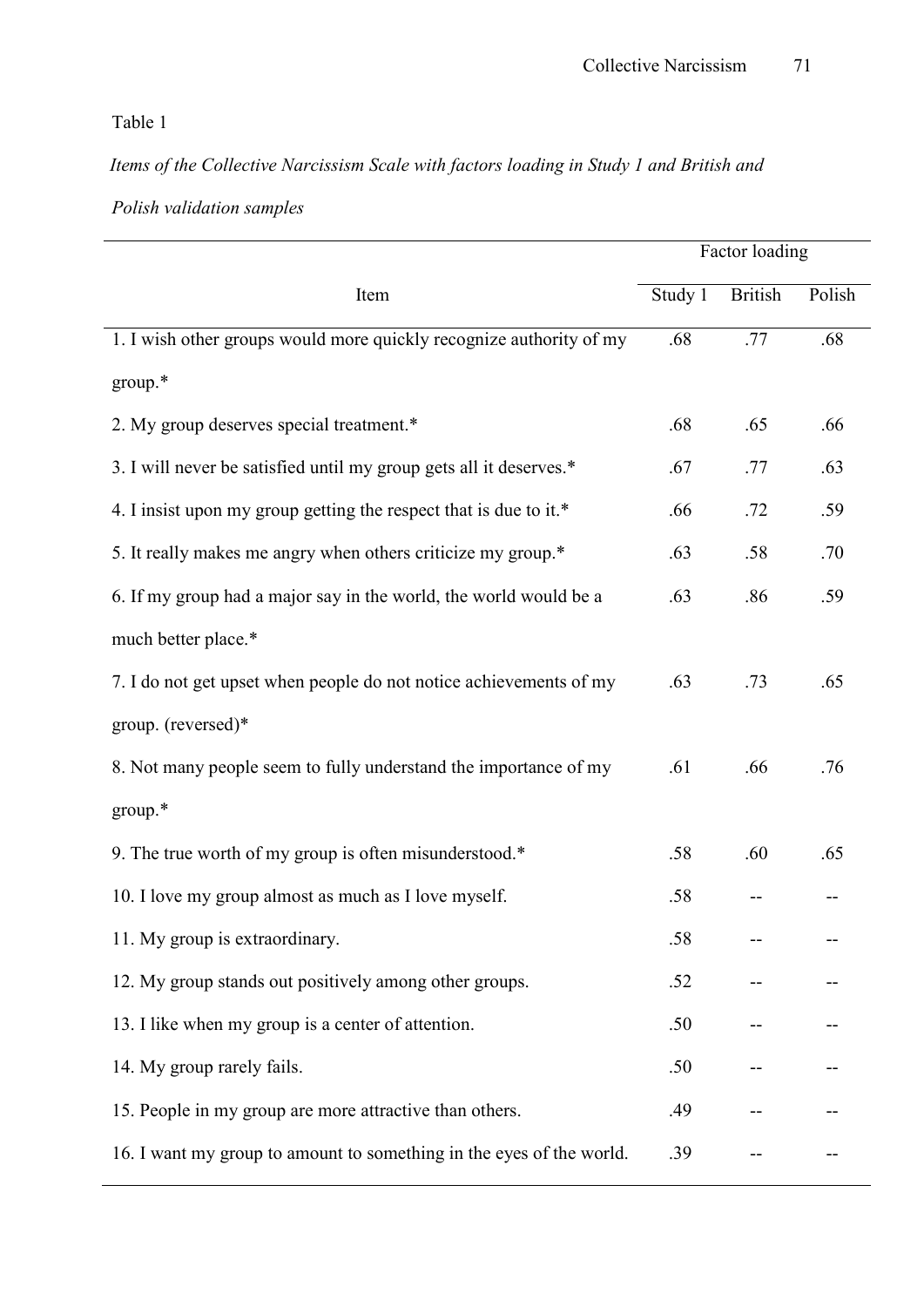Table 1

*Items of the Collective Narcissism Scale with factors loading in Study 1 and British and Polish validation samples*

| Item | Factor loading | | |
|---|---|---|---|
| | Study 1 | British | Polish |
| 1. I wish other groups would more quickly recognize authority of my group.* | .68 | .77 | .68 |
| 2. My group deserves special treatment.* | .68 | .65 | .66 |
| 3. I will never be satisfied until my group gets all it deserves.* | .67 | .77 | .63 |
| 4. I insist upon my group getting the respect that is due to it.* | .66 | .72 | .59 |
| 5. It really makes me angry when others criticize my group.* | .63 | .58 | .70 |
| 6. If my group had a major say in the world, the world would be a much better place.* | .63 | .86 | .59 |
| 7. I do not get upset when people do not notice achievements of my group. (reversed)* | .63 | .73 | .65 |
| 8. Not many people seem to fully understand the importance of my group.* | .61 | .66 | .76 |
| 9. The true worth of my group is often misunderstood.* | .58 | .60 | .65 |
| 10. I love my group almost as much as I love myself. | .58 | -- | -- |
| 11. My group is extraordinary. | .58 | -- | -- |
| 12. My group stands out positively among other groups. | .52 | -- | -- |
| 13. I like when my group is a center of attention. | .50 | -- | -- |
| 14. My group rarely fails. | .50 | -- | -- |
| 15. People in my group are more attractive than others. | .49 | -- | -- |
| 16. I want my group to amount to something in the eyes of the world. | .39 | -- | -- |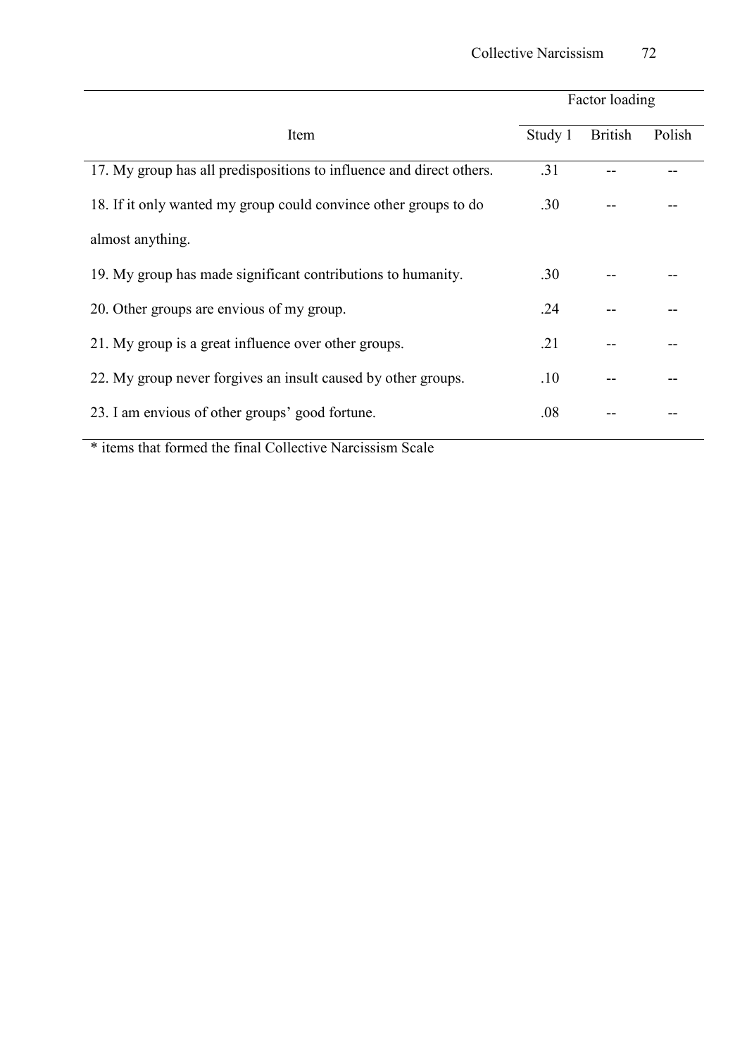| Item | Factor loading | | |
| --- | --- | --- | --- |
| | Study 1 | British | Polish |
| 17. My group has all predispositions to influence and direct others. | .31 | -- | -- |
| 18. If it only wanted my group could convince other groups to do almost anything. | .30 | -- | -- |
| 19. My group has made significant contributions to humanity. | .30 | -- | -- |
| 20. Other groups are envious of my group. | .24 | -- | -- |
| 21. My group is a great influence over other groups. | .21 | -- | -- |
| 22. My group never forgives an insult caused by other groups. | .10 | -- | -- |
| 23. I am envious of other groups' good fortune. | .08 | -- | -- |

* items that formed the final Collective Narcissism Scale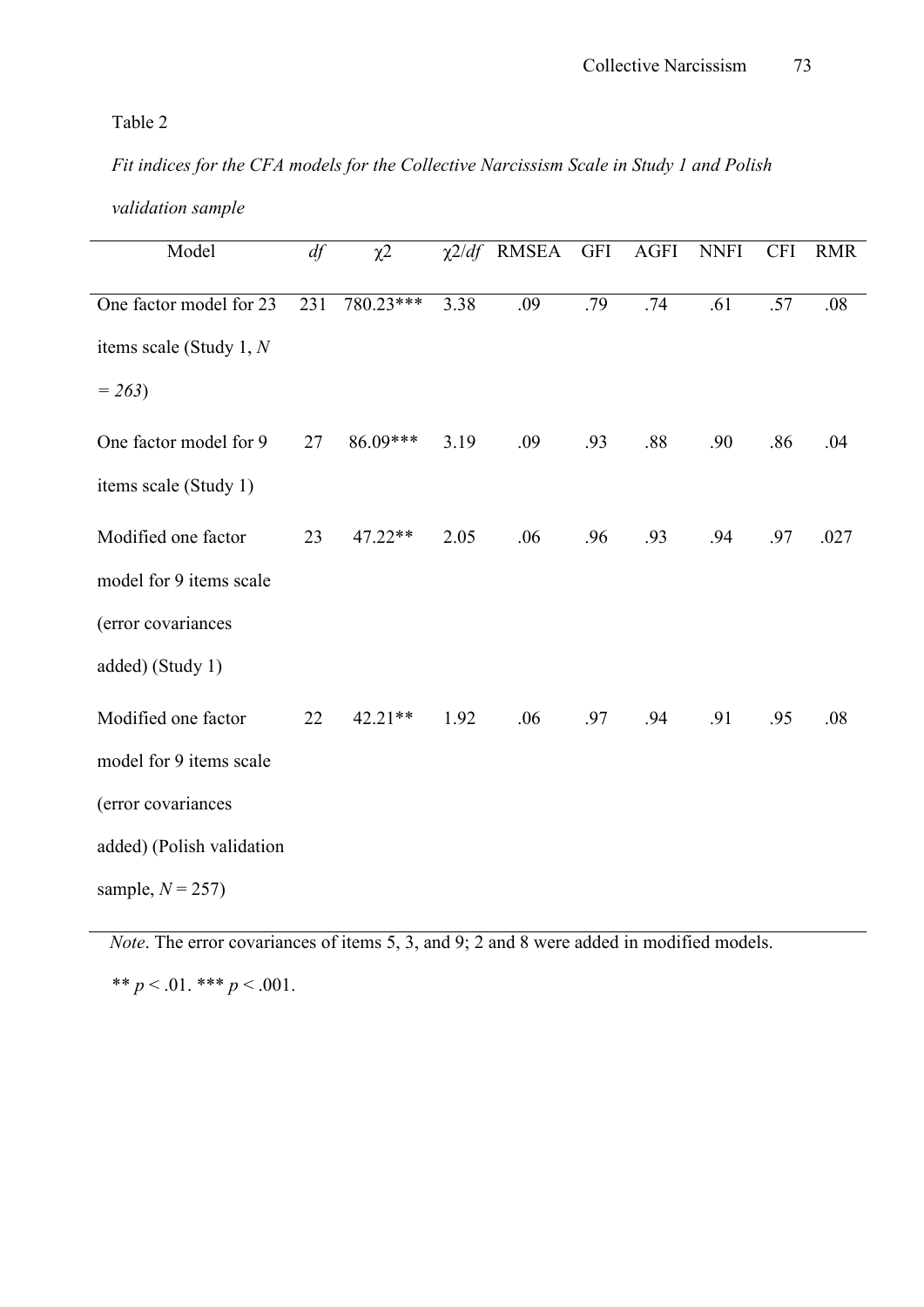Table 2

*Fit indices for the CFA models for the Collective Narcissism Scale in Study 1 and Polish validation sample*

| Model | *df* | $\chi 2$ | $\chi 2/df$ | RMSEA | GFI | AGFI | NNFI | CFI | RMR |
|---|---|---|---|---|---|---|---|---|---|
| One factor model for 23 items scale (Study 1, *N = 263*) | 231 | 780.23*** | 3.38 | .09 | .79 | .74 | .61 | .57 | .08 |
| One factor model for 9 items scale (Study 1) | 27 | 86.09*** | 3.19 | .09 | .93 | .88 | .90 | .86 | .04 |
| Modified one factor model for 9 items scale (error covariances added) (Study 1) | 23 | 47.22** | 2.05 | .06 | .96 | .93 | .94 | .97 | .027 |
| Modified one factor model for 9 items scale (error covariances added) (Polish validation sample, *N* = 257) | 22 | 42.21** | 1.92 | .06 | .97 | .94 | .91 | .95 | .08 |

*Note*. The error covariances of items 5, 3, and 9; 2 and 8 were added in modified models.

** $p < .01$. *** $p < .001$.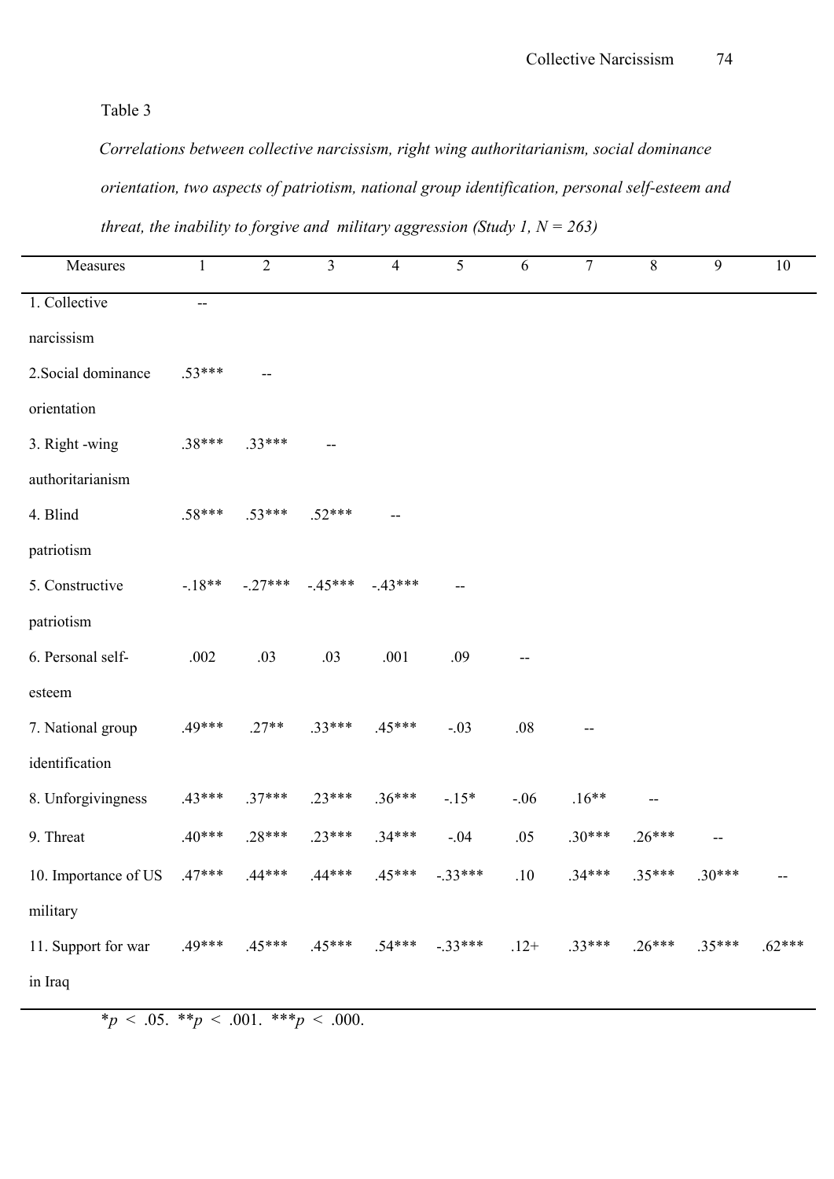Table 3

*Correlations between collective narcissism, right wing authoritarianism, social dominance orientation, two aspects of patriotism, national group identification, personal self-esteem and threat, the inability to forgive and military aggression (Study 1, N = 263)*

| Measures | 1 | 2 | 3 | 4 | 5 | 6 | 7 | 8 | 9 | 10 |
|---|---|---|---|---|---|---|---|---|---|---|
| 1. Collective narcissism | -- | | | | | | | | | |
| 2.Social dominance orientation | .53*** | -- | | | | | | | | |
| 3. Right -wing authoritarianism | .38*** | .33*** | -- | | | | | | | |
| 4. Blind patriotism | .58*** | .53*** | .52*** | -- | | | | | | |
| 5. Constructive patriotism | -.18** | -.27*** | -.45*** | -.43*** | -- | | | | | |
| 6. Personal self-esteem | .002 | .03 | .03 | .001 | .09 | -- | | | | |
| 7. National group identification | .49*** | .27** | .33*** | .45*** | -.03 | .08 | -- | | | |
| 8. Unforgivingness | .43*** | .37*** | .23*** | .36*** | -.15* | -.06 | .16** | -- | | |
| 9. Threat | .40*** | .28*** | .23*** | .34*** | -.04 | .05 | .30*** | .26*** | -- | |
| 10. Importance of US military | .47*** | .44*** | .44*** | .45*** | -.33*** | .10 | .34*** | .35*** | .30*** | -- |
| 11. Support for war in Iraq | .49*** | .45*** | .45*** | .54*** | -.33*** | .12+ | .33*** | .26*** | .35*** | .62*** |

*$p < .05$. **$p < .001$. ***$p < .000$.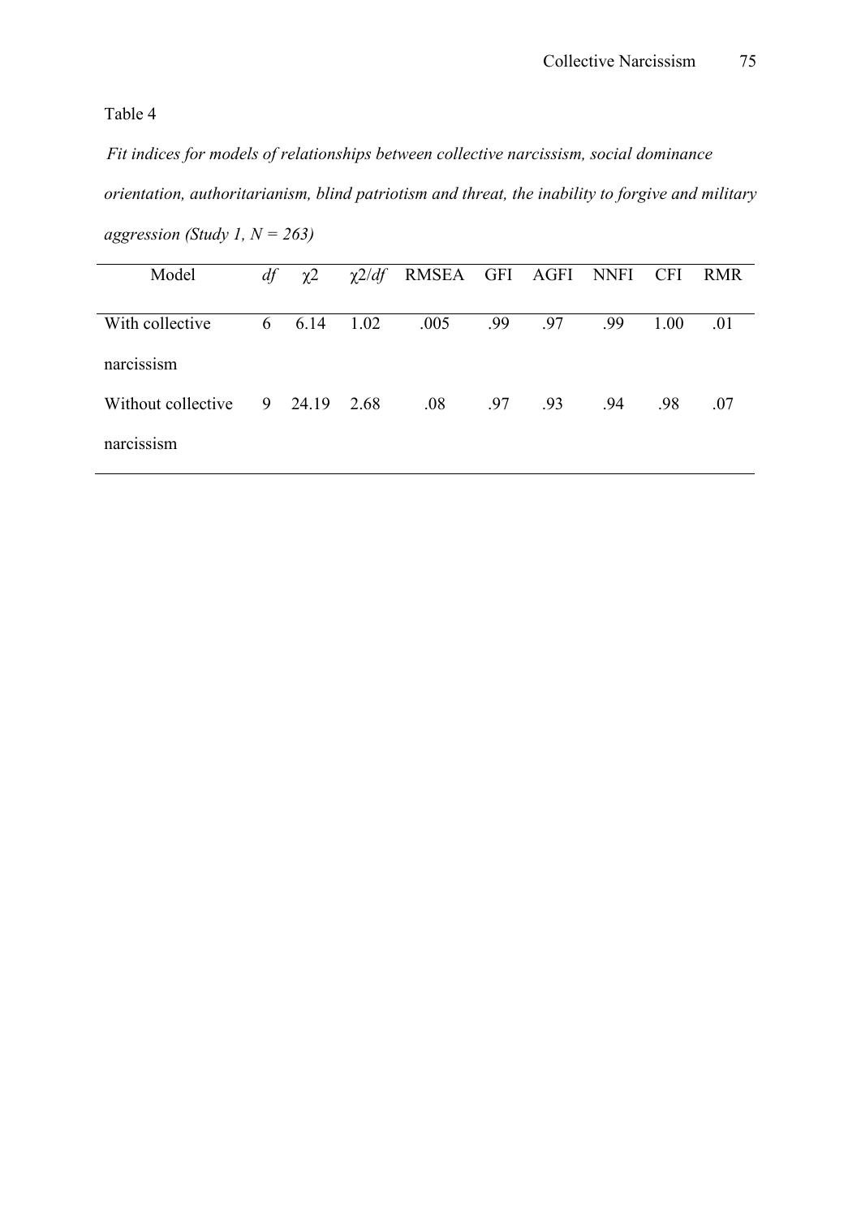Table 4

*Fit indices for models of relationships between collective narcissism, social dominance orientation, authoritarianism, blind patriotism and threat, the inability to forgive and military aggression (Study 1, N = 263)*

| Model | *df* | $\chi 2$ | $\chi 2/df$ | RMSEA | GFI | AGFI | NNFI | CFI | RMR |
|---|---|---|---|---|---|---|---|---|---|
| With collective narcissism | 6 | 6.14 | 1.02 | .005 | .99 | .97 | .99 | 1.00 | .01 |
| Without collective narcissism | 9 | 24.19 | 2.68 | .08 | .97 | .93 | .94 | .98 | .07 |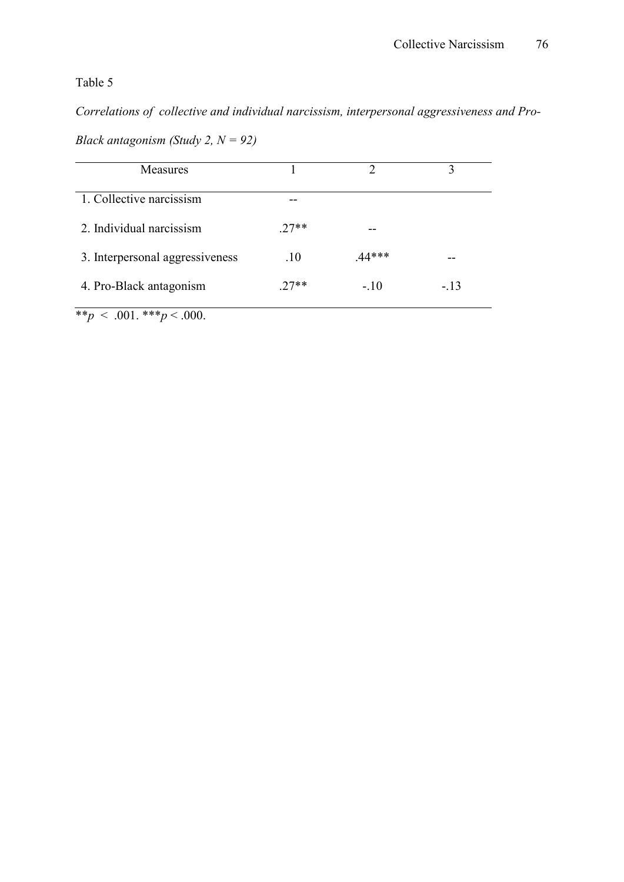Table 5

*Correlations of collective and individual narcissism, interpersonal aggressiveness and Pro-Black antagonism (Study 2, N = 92)*

| Measures | 1 | 2 | 3 |
|---|---|---|---|
| 1. Collective narcissism | -- | | |
| 2. Individual narcissism | .27** | -- | |
| 3. Interpersonal aggressiveness | .10 | .44*** | -- |
| 4. Pro-Black antagonism | .27** | -.10 | -.13 |

**$p < .001$. ***$p < .000$.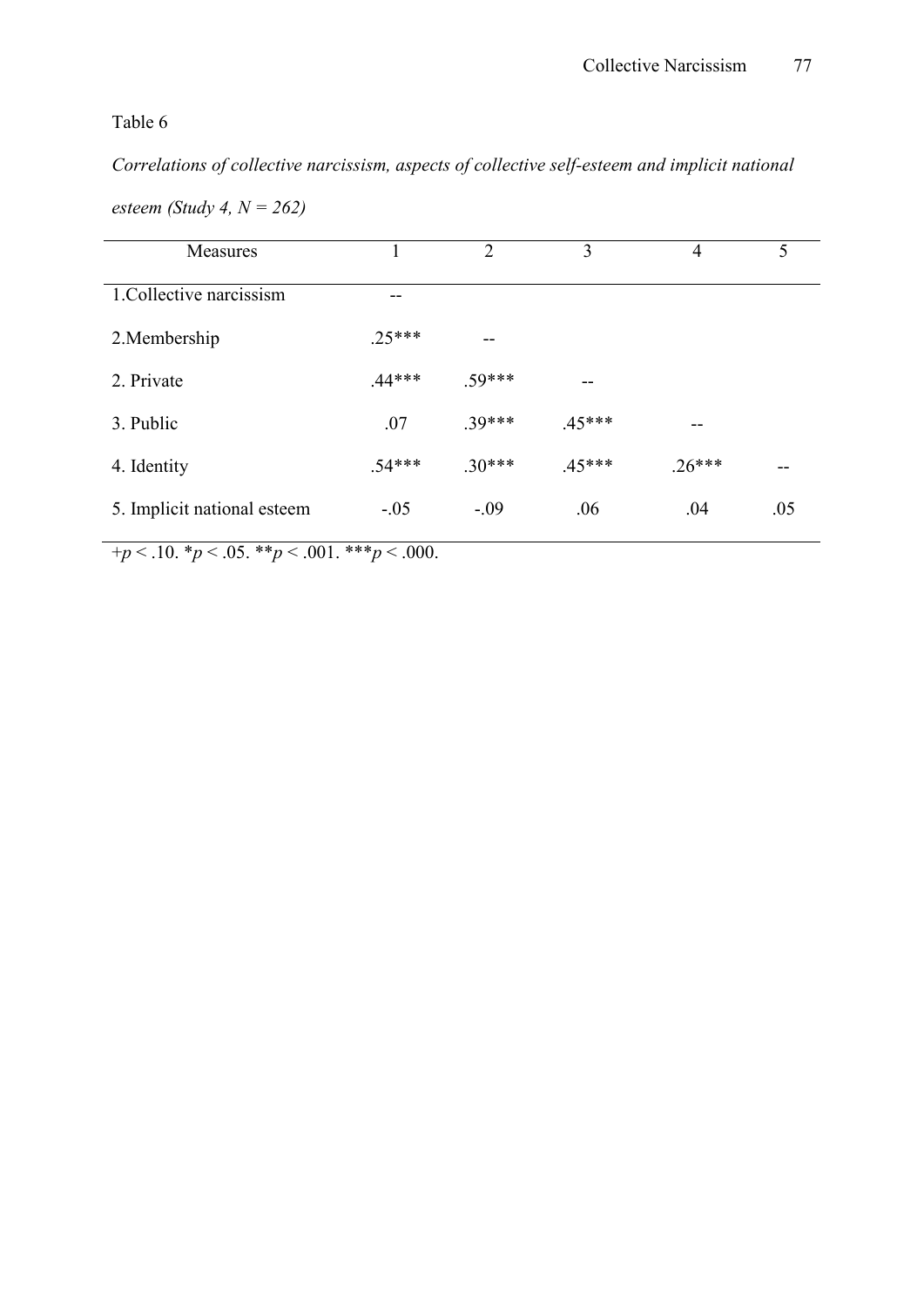Table 6

*Correlations of collective narcissism, aspects of collective self-esteem and implicit national esteem (Study 4, N = 262)*

| Measures | 1 | 2 | 3 | 4 | 5 |
|---|---|---|---|---|---|
| 1.Collective narcissism | -- | | | | |
| 2.Membership | .25*** | -- | | | |
| 2. Private | .44*** | .59*** | -- | | |
| 3. Public | .07 | .39*** | .45*** | -- | |
| 4. Identity | .54*** | .30*** | .45*** | .26*** | -- |
| 5. Implicit national esteem | -.05 | -.09 | .06 | .04 | .05 |

+$p < .10$. *$p < .05$. **$p < .001$. ***$p < .000$.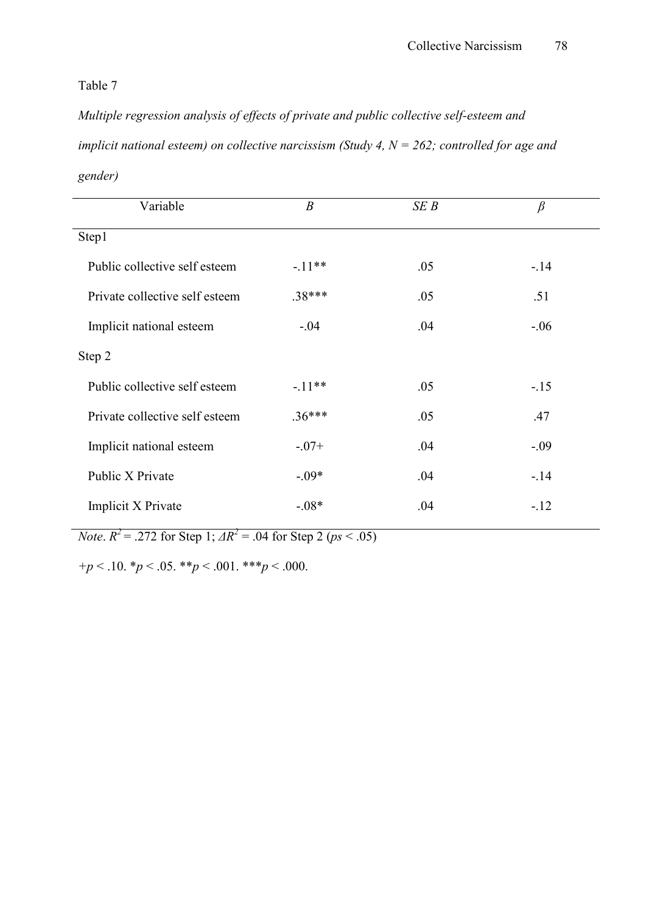Table 7

*Multiple regression analysis of effects of private and public collective self-esteem and implicit national esteem) on collective narcissism (Study 4, N = 262; controlled for age and gender)*

| Variable | *B* | *SE B* | *β* |
|---|---|---|---|
| Step1 | | | |
| Public collective self esteem | -.11** | .05 | -.14 |
| Private collective self esteem | .38*** | .05 | .51 |
| Implicit national esteem | -.04 | .04 | -.06 |
| Step 2 | | | |
| Public collective self esteem | -.11** | .05 | -.15 |
| Private collective self esteem | .36*** | .05 | .47 |
| Implicit national esteem | -.07+ | .04 | -.09 |
| Public X Private | -.09* | .04 | -.14 |
| Implicit X Private | -.08* | .04 | -.12 |

*Note*. $R^2$ = .272 for Step 1; $\Delta R^2$ = .04 for Step 2 (*ps* < .05)

+$p < .10$. *$p < .05$. **$p < .001$. ***$p < .000$.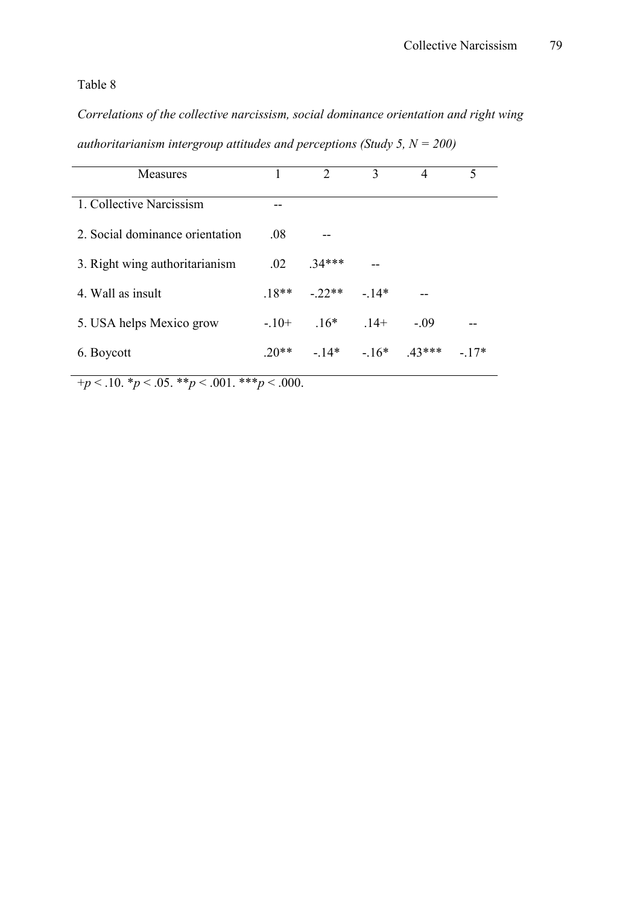Table 8

*Correlations of the collective narcissism, social dominance orientation and right wing authoritarianism intergroup attitudes and perceptions (Study 5, N = 200)*

| Measures | 1 | 2 | 3 | 4 | 5 |
|---|---|---|---|---|---|
| 1. Collective Narcissism | -- | | | | |
| 2. Social dominance orientation | .08 | -- | | | |
| 3. Right wing authoritarianism | .02 | .34*** | -- | | |
| 4. Wall as insult | .18** | -.22** | -.14* | -- | |
| 5. USA helps Mexico grow | -.10+ | .16* | .14+ | -.09 | -- |
| 6. Boycott | .20** | -.14* | -.16* | .43*** | -.17* |

+$p < .10$. *$p < .05$. **$p < .001$. ***$p < .000$.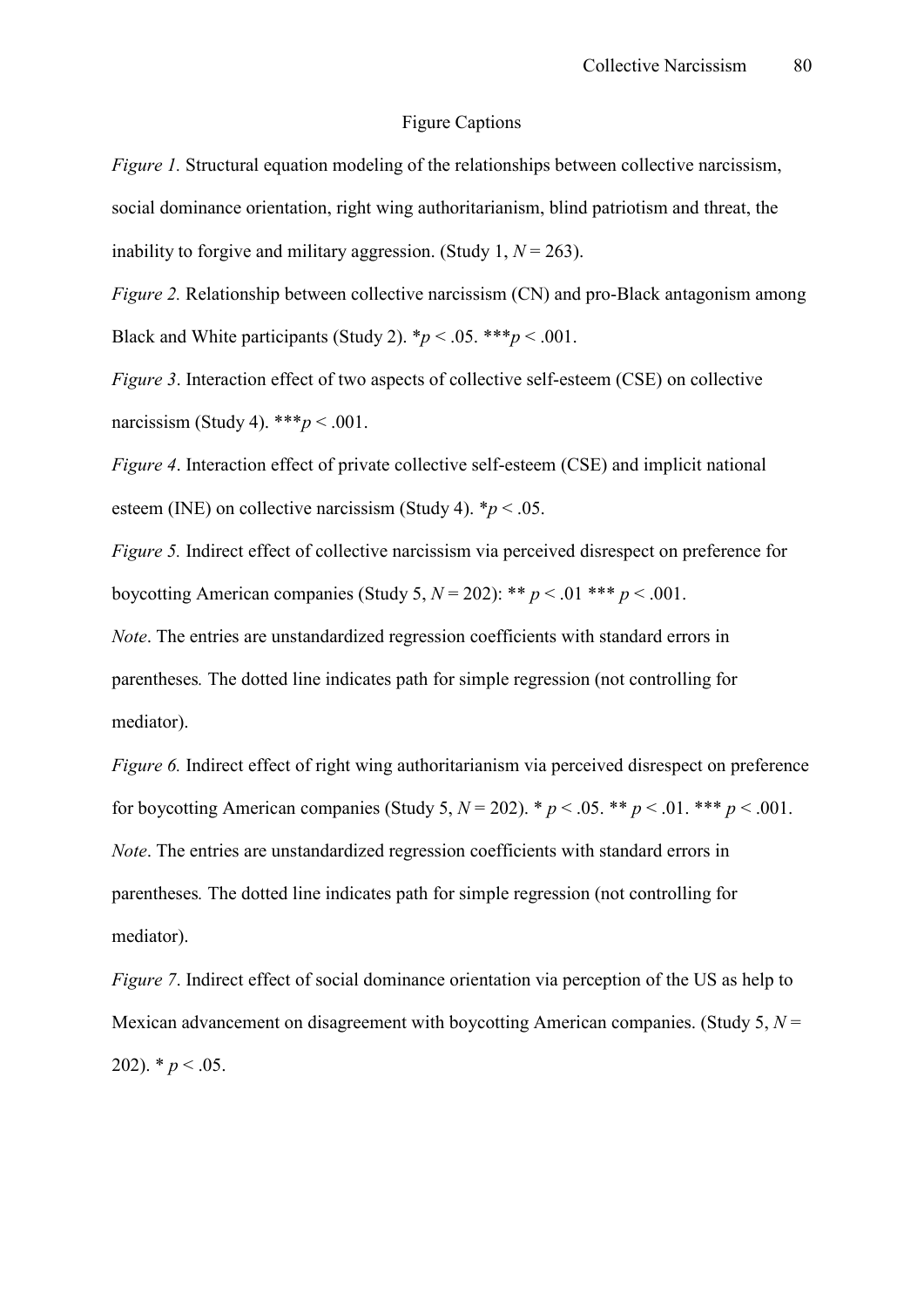# Figure Captions

*Figure 1.* Structural equation modeling of the relationships between collective narcissism, social dominance orientation, right wing authoritarianism, blind patriotism and threat, the inability to forgive and military aggression. (Study 1, $N = 263$).

*Figure 2.* Relationship between collective narcissism (CN) and pro-Black antagonism among Black and White participants (Study 2). \*$p < .05$. \*\*\*$p < .001$.

*Figure 3*. Interaction effect of two aspects of collective self-esteem (CSE) on collective narcissism (Study 4). \*\*\*$p < .001$.

*Figure 4*. Interaction effect of private collective self-esteem (CSE) and implicit national esteem (INE) on collective narcissism (Study 4). \*$p < .05$.

*Figure 5.* Indirect effect of collective narcissism via perceived disrespect on preference for boycotting American companies (Study 5, $N = 202$): \*\* $p < .01$ \*\*\* $p < .001$.

*Note*. The entries are unstandardized regression coefficients with standard errors in parentheses*.* The dotted line indicates path for simple regression (not controlling for mediator).

*Figure 6.* Indirect effect of right wing authoritarianism via perceived disrespect on preference for boycotting American companies (Study 5, $N = 202$). \* $p < .05$. \*\* $p < .01$. \*\*\* $p < .001$.

*Note*. The entries are unstandardized regression coefficients with standard errors in parentheses*.* The dotted line indicates path for simple regression (not controlling for mediator).

*Figure 7*. Indirect effect of social dominance orientation via perception of the US as help to Mexican advancement on disagreement with boycotting American companies. (Study 5, $N = 202$). \* $p < .05$.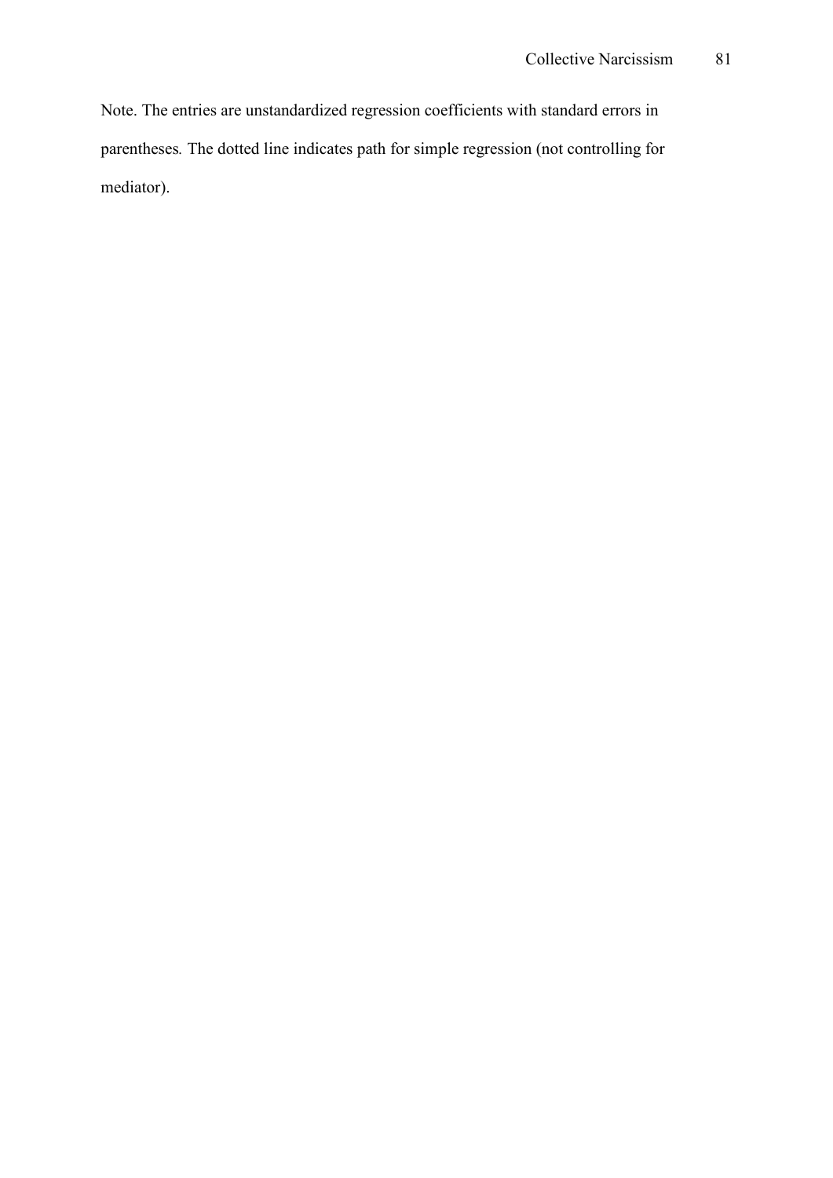Note. The entries are unstandardized regression coefficients with standard errors in parentheses. The dotted line indicates path for simple regression (not controlling for mediator).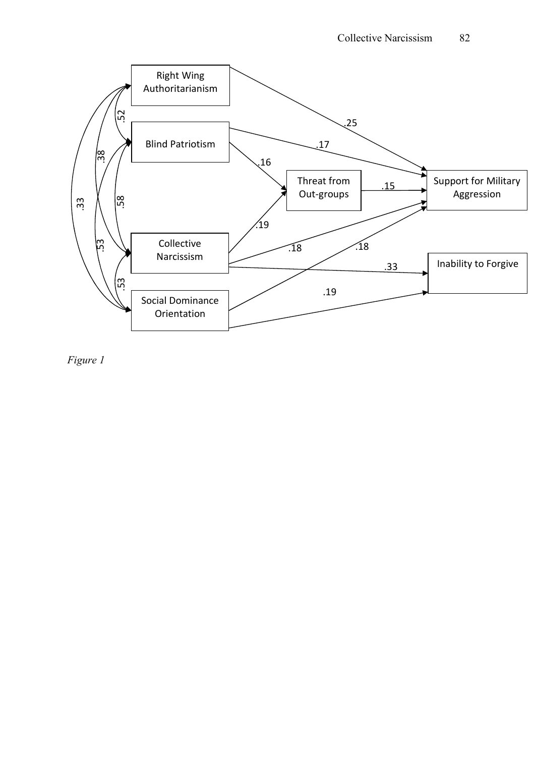Figure 1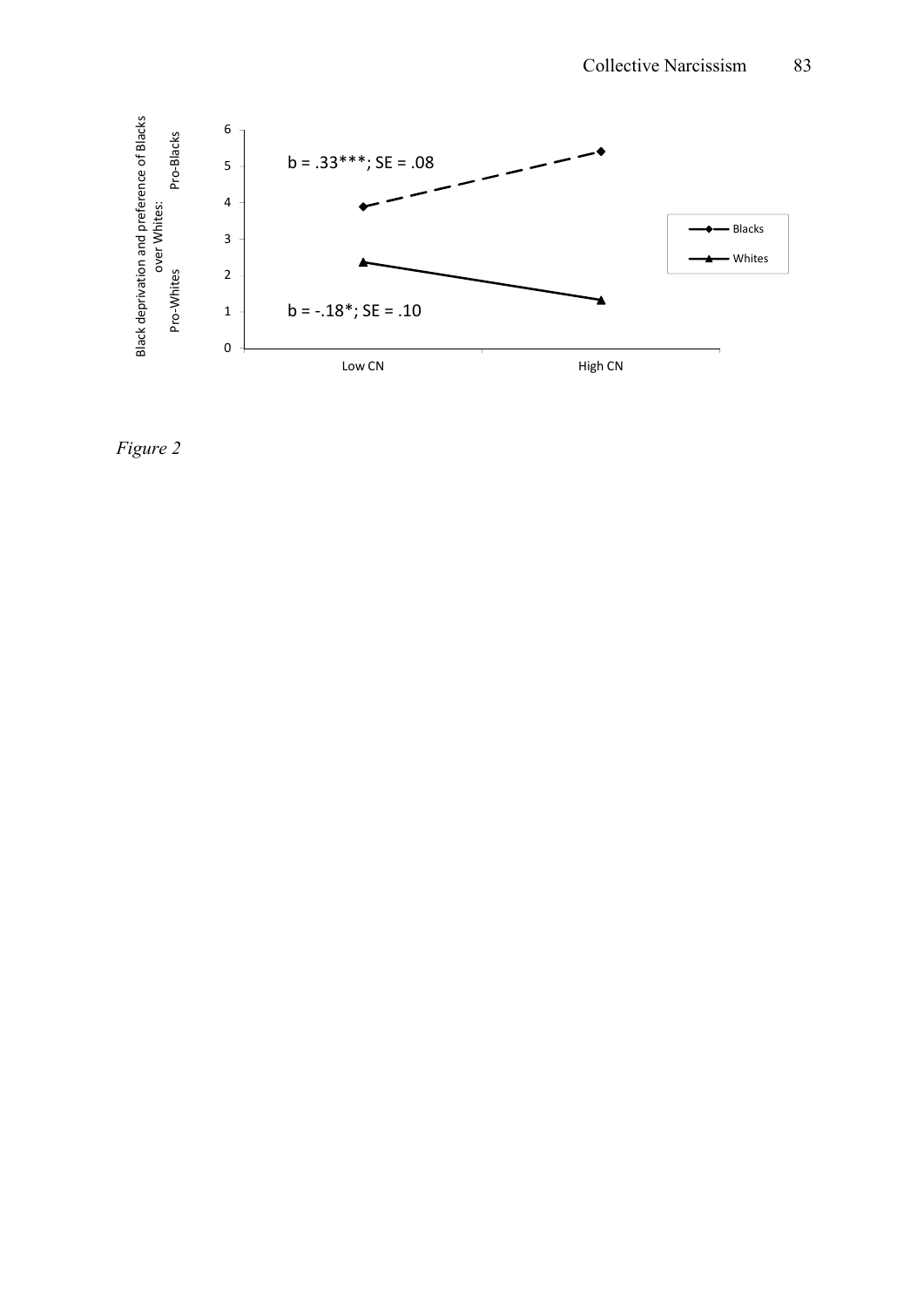Black deprivation and preference of Blacks over Whites: Pro-Whites – Pro-Blacks

b = .33***; SE = .08

b = -.18*; SE = .10

Low CN | High CN

Blacks | Whites

*Figure 2*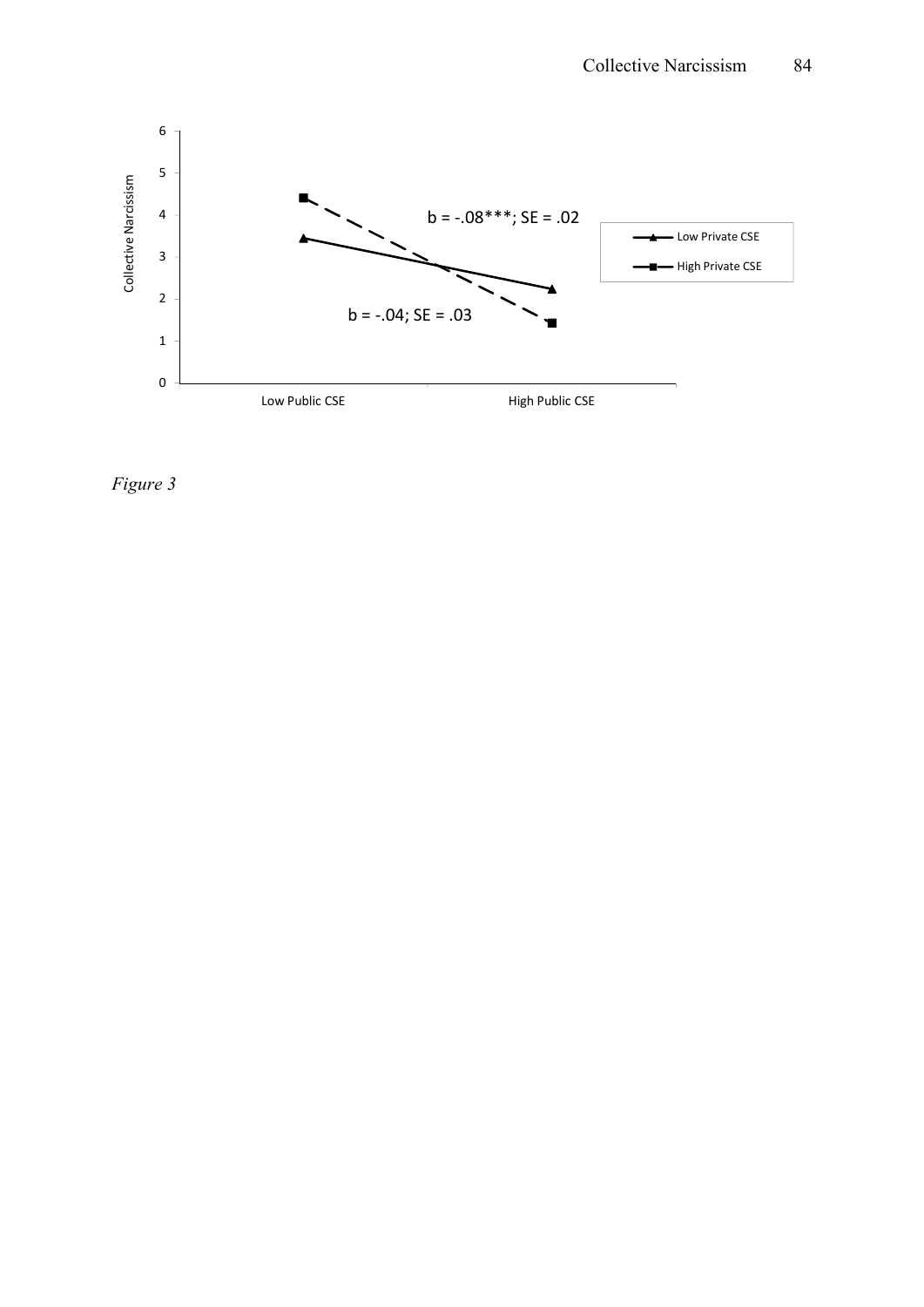Collective Narcissism

b = -.08***; SE = .02

b = -.04; SE = .03

Low Private CSE

High Private CSE

Low Public CSE High Public CSE

*Figure 3*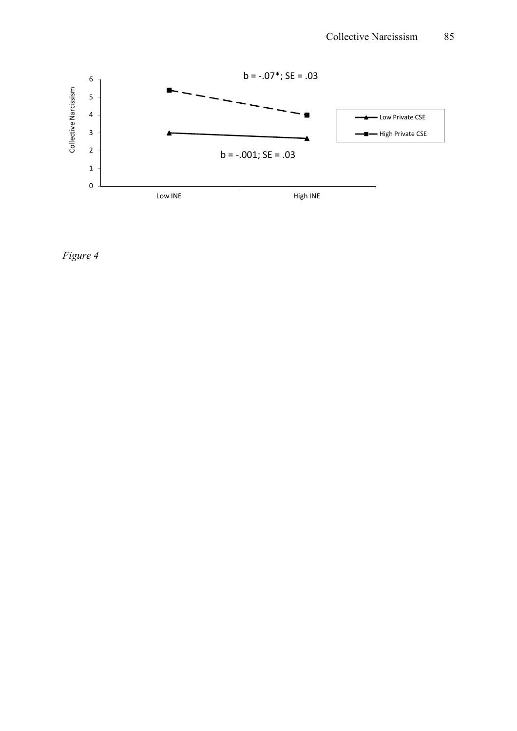b = -.07*; SE = .03

b = -.001; SE = .03

Collective Narcissism

Low INE | High INE

Low Private CSE

High Private CSE

*Figure 4*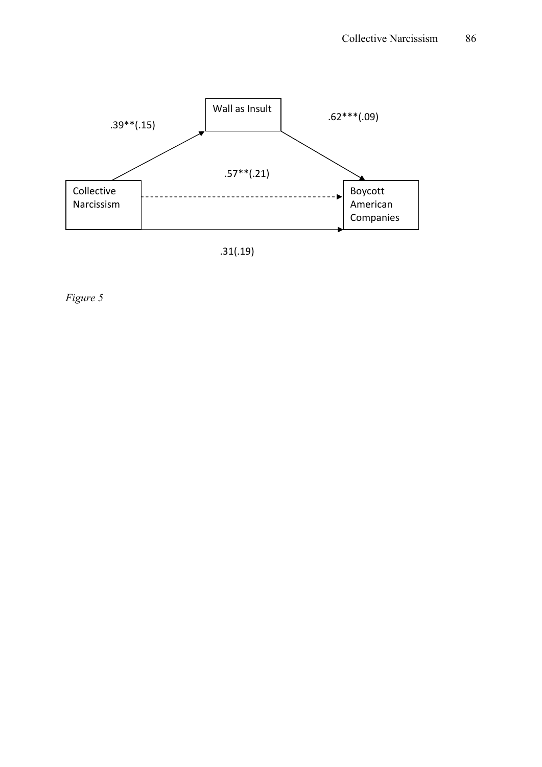Wall as Insult

.39**(.15)

.62***(.09)

.57**(.21)

Collective Narcissism

Boycott American Companies

.31(.19)

*Figure 5*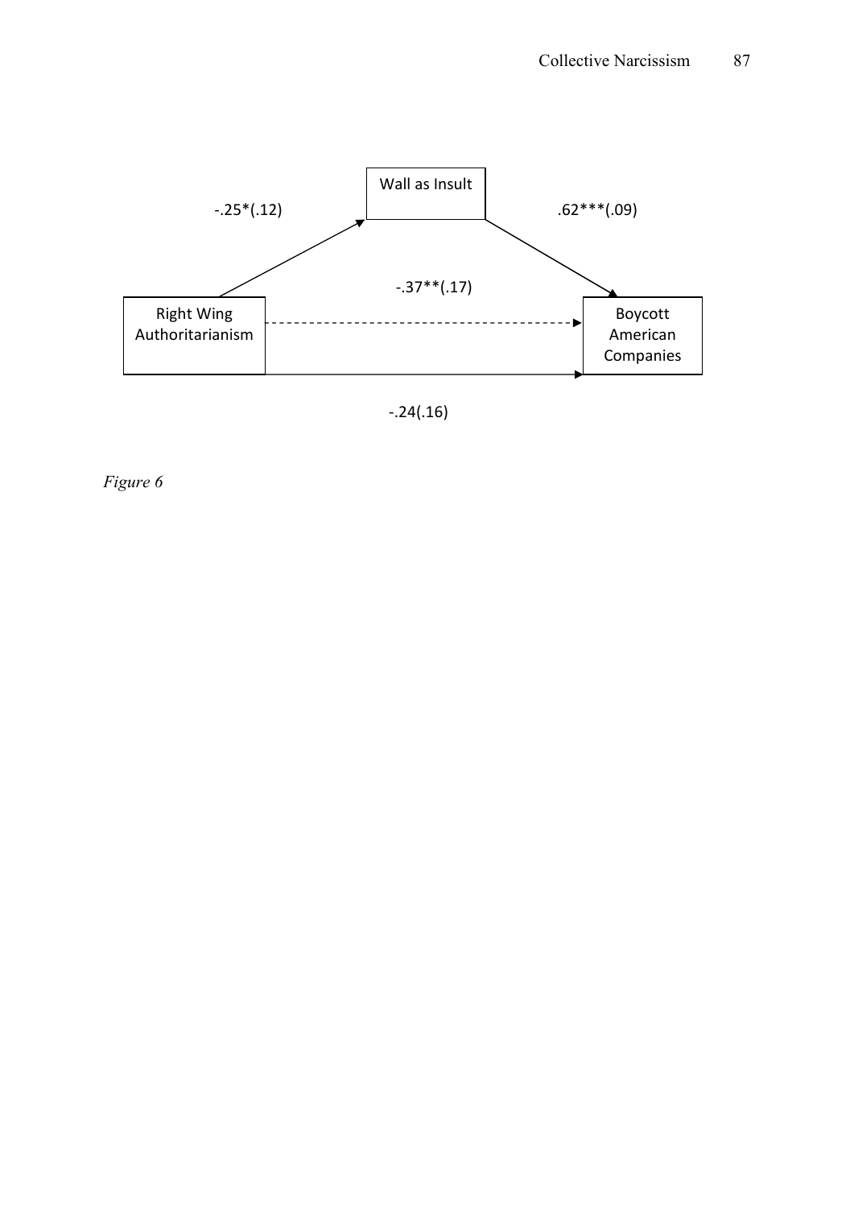Wall as Insult

-.25*(.12)

.62***(.09)

-.37**(.17)

Right Wing Authoritarianism

Boycott American Companies

-.24(.16)

*Figure 6*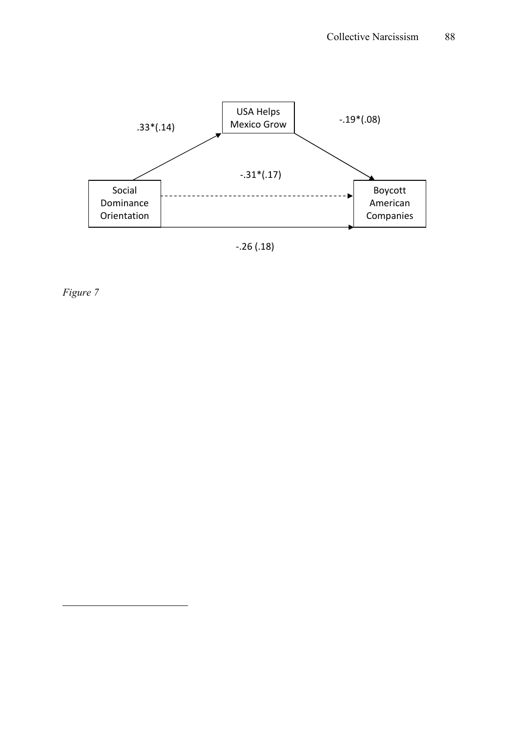USA Helps Mexico Grow

.33*(.14)

-.19*(.08)

-.31*(.17)

Social Dominance Orientation

Boycott American Companies

-.26 (.18)

*Figure 7*